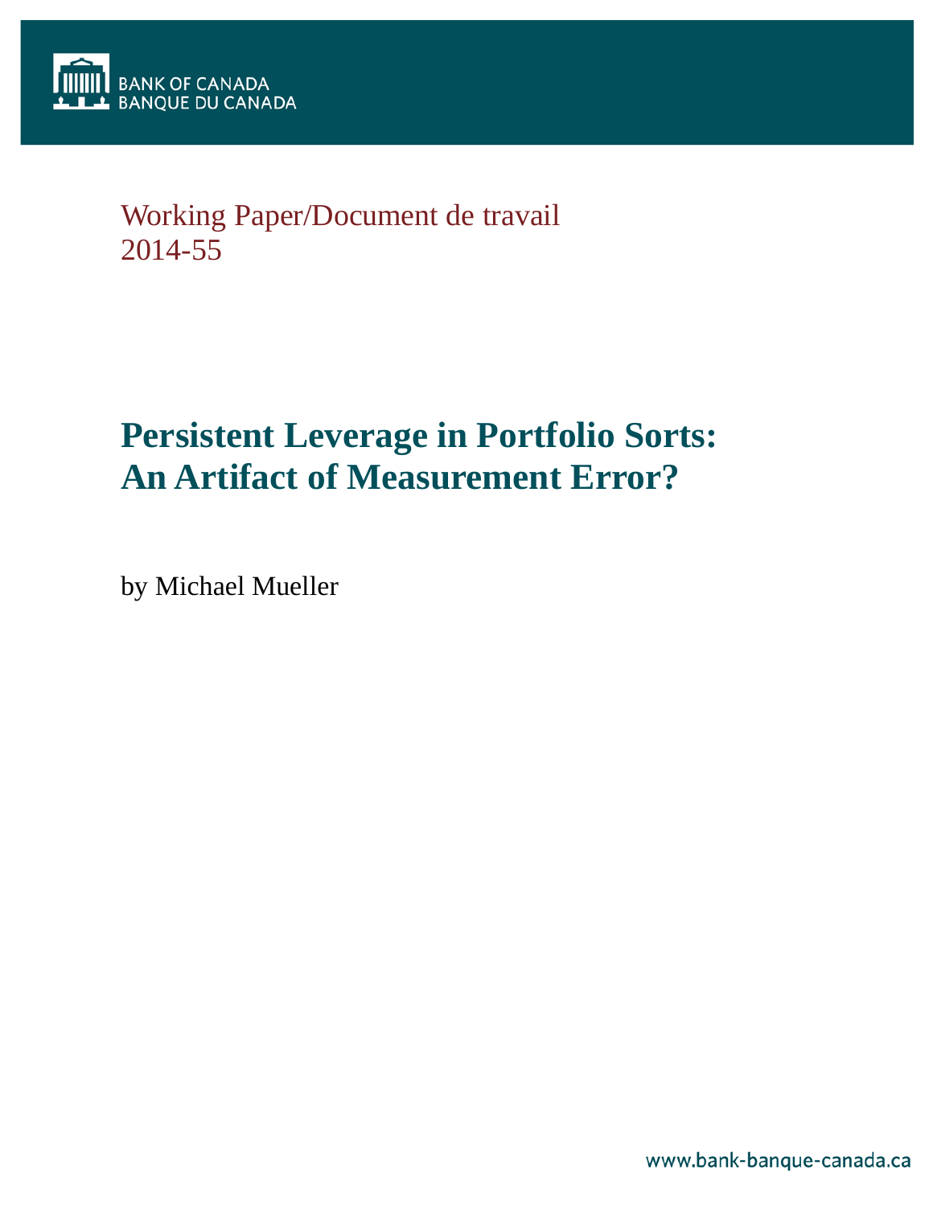BANK OF CANADA
BANQUE DU CANADA

Working Paper/Document de travail
2014-55

# Persistent Leverage in Portfolio Sorts: An Artifact of Measurement Error?

by Michael Mueller

www.bank-banque-canada.ca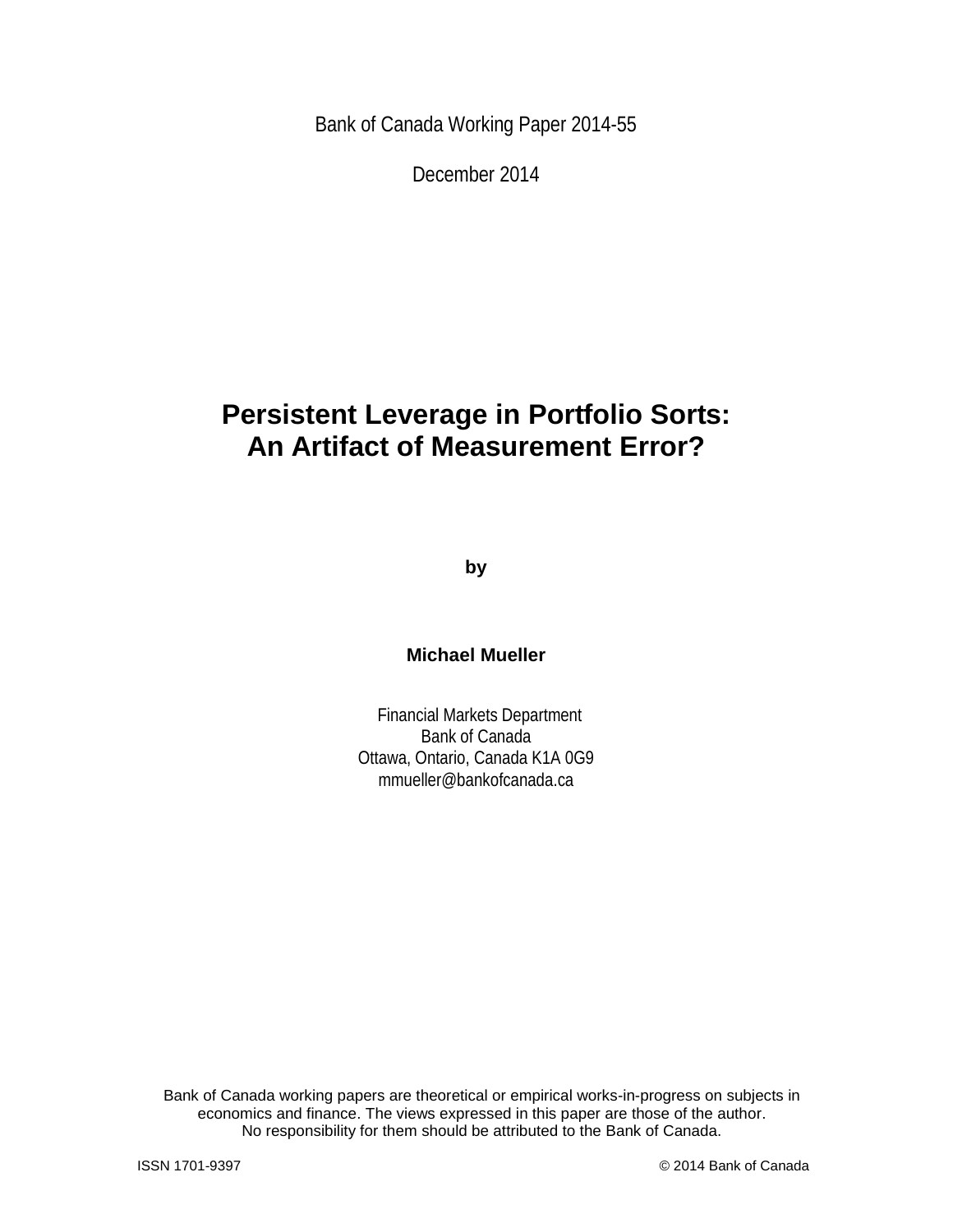Bank of Canada Working Paper 2014-55

December 2014

# Persistent Leverage in Portfolio Sorts: An Artifact of Measurement Error?

**by**

**Michael Mueller**

Financial Markets Department
Bank of Canada
Ottawa, Ontario, Canada K1A 0G9
mmueller@bankofcanada.ca

Bank of Canada working papers are theoretical or empirical works-in-progress on subjects in economics and finance. The views expressed in this paper are those of the author. No responsibility for them should be attributed to the Bank of Canada.

ISSN 1701-9397 © 2014 Bank of Canada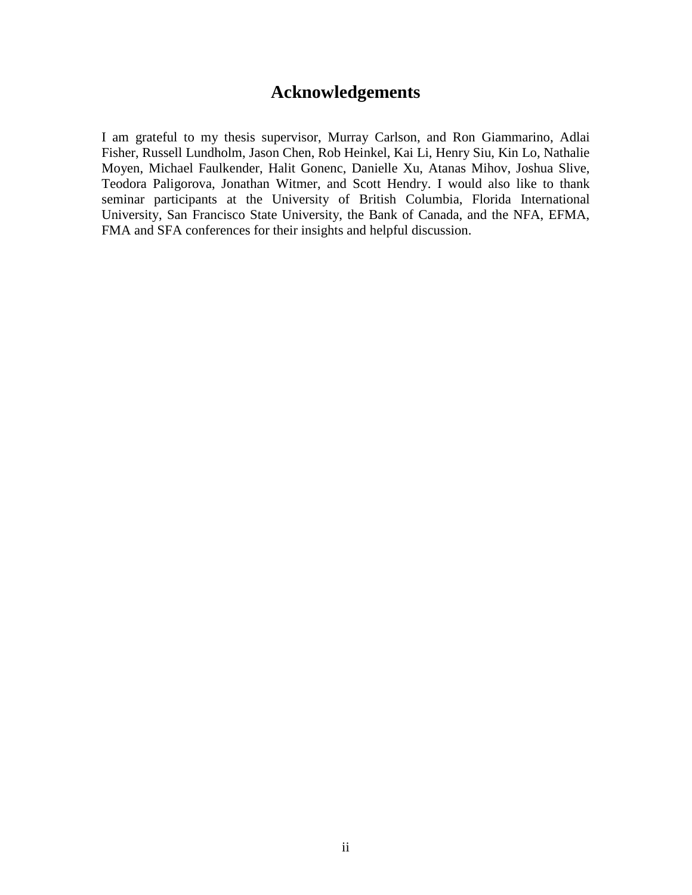# Acknowledgements

I am grateful to my thesis supervisor, Murray Carlson, and Ron Giammarino, Adlai Fisher, Russell Lundholm, Jason Chen, Rob Heinkel, Kai Li, Henry Siu, Kin Lo, Nathalie Moyen, Michael Faulkender, Halit Gonenc, Danielle Xu, Atanas Mihov, Joshua Slive, Teodora Paligorova, Jonathan Witmer, and Scott Hendry. I would also like to thank seminar participants at the University of British Columbia, Florida International University, San Francisco State University, the Bank of Canada, and the NFA, EFMA, FMA and SFA conferences for their insights and helpful discussion.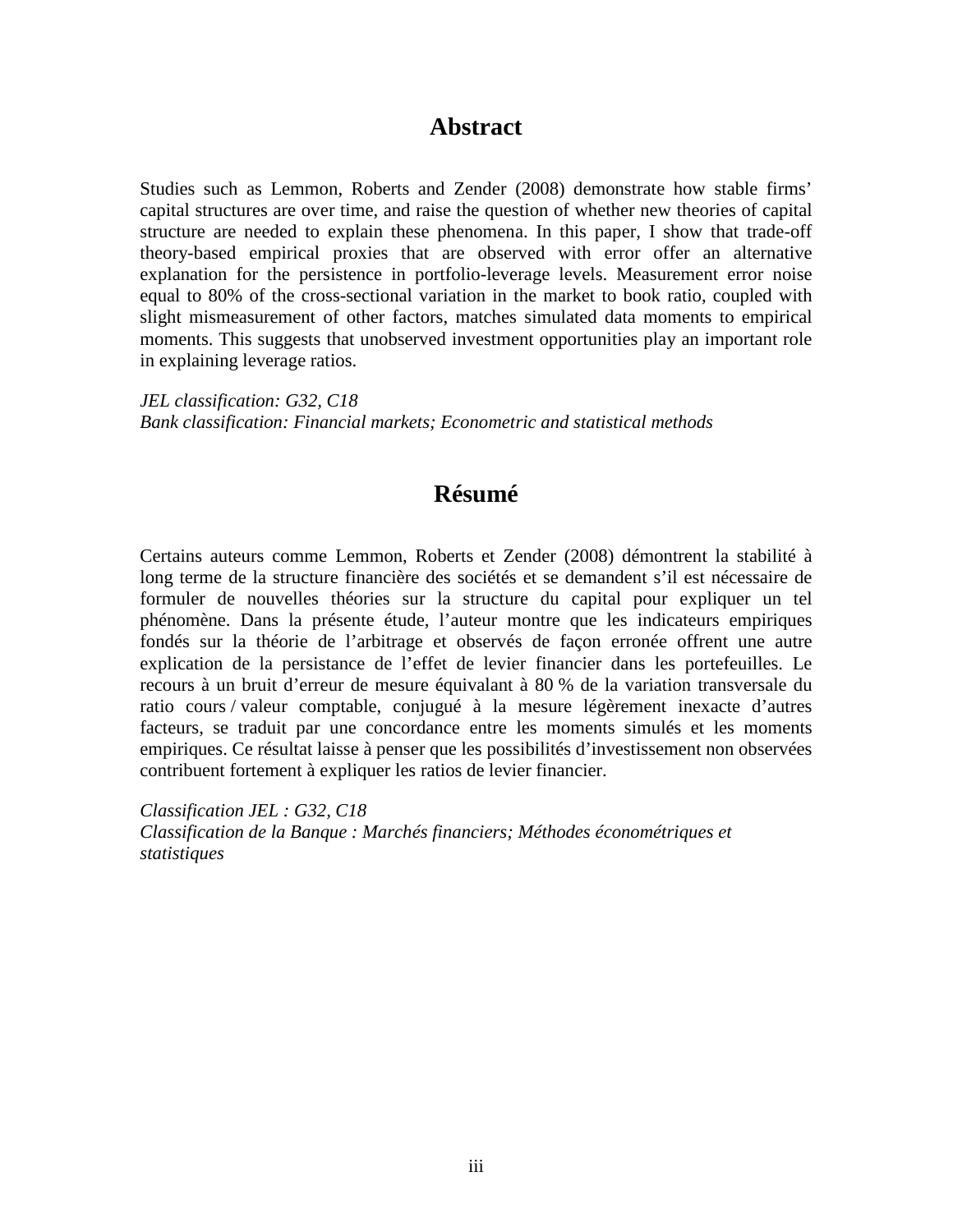## Abstract

Studies such as Lemmon, Roberts and Zender (2008) demonstrate how stable firms' capital structures are over time, and raise the question of whether new theories of capital structure are needed to explain these phenomena. In this paper, I show that trade-off theory-based empirical proxies that are observed with error offer an alternative explanation for the persistence in portfolio-leverage levels. Measurement error noise equal to 80% of the cross-sectional variation in the market to book ratio, coupled with slight mismeasurement of other factors, matches simulated data moments to empirical moments. This suggests that unobserved investment opportunities play an important role in explaining leverage ratios.

*JEL classification: G32, C18*
*Bank classification: Financial markets; Econometric and statistical methods*

## Résumé

Certains auteurs comme Lemmon, Roberts et Zender (2008) démontrent la stabilité à long terme de la structure financière des sociétés et se demandent s'il est nécessaire de formuler de nouvelles théories sur la structure du capital pour expliquer un tel phénomène. Dans la présente étude, l'auteur montre que les indicateurs empiriques fondés sur la théorie de l'arbitrage et observés de façon erronée offrent une autre explication de la persistance de l'effet de levier financier dans les portefeuilles. Le recours à un bruit d'erreur de mesure équivalant à 80 % de la variation transversale du ratio cours / valeur comptable, conjugué à la mesure légèrement inexacte d'autres facteurs, se traduit par une concordance entre les moments simulés et les moments empiriques. Ce résultat laisse à penser que les possibilités d'investissement non observées contribuent fortement à expliquer les ratios de levier financier.

*Classification JEL : G32, C18*
*Classification de la Banque : Marchés financiers; Méthodes économétriques et statistiques*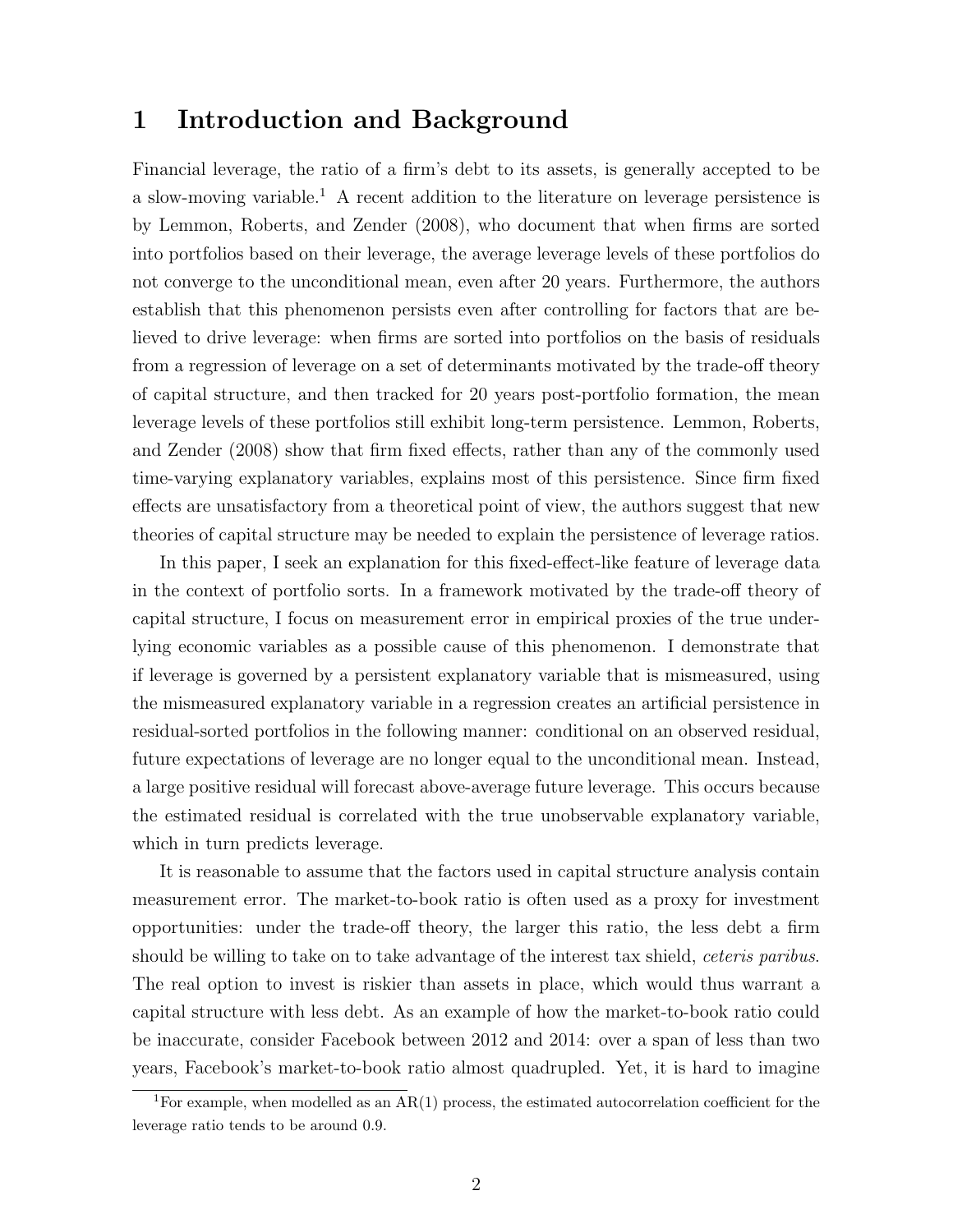# 1 Introduction and Background

Financial leverage, the ratio of a firm's debt to its assets, is generally accepted to be a slow-moving variable.[1] A recent addition to the literature on leverage persistence is by Lemmon, Roberts, and Zender (2008), who document that when firms are sorted into portfolios based on their leverage, the average leverage levels of these portfolios do not converge to the unconditional mean, even after 20 years. Furthermore, the authors establish that this phenomenon persists even after controlling for factors that are believed to drive leverage: when firms are sorted into portfolios on the basis of residuals from a regression of leverage on a set of determinants motivated by the trade-off theory of capital structure, and then tracked for 20 years post-portfolio formation, the mean leverage levels of these portfolios still exhibit long-term persistence. Lemmon, Roberts, and Zender (2008) show that firm fixed effects, rather than any of the commonly used time-varying explanatory variables, explains most of this persistence. Since firm fixed effects are unsatisfactory from a theoretical point of view, the authors suggest that new theories of capital structure may be needed to explain the persistence of leverage ratios.

In this paper, I seek an explanation for this fixed-effect-like feature of leverage data in the context of portfolio sorts. In a framework motivated by the trade-off theory of capital structure, I focus on measurement error in empirical proxies of the true underlying economic variables as a possible cause of this phenomenon. I demonstrate that if leverage is governed by a persistent explanatory variable that is mismeasured, using the mismeasured explanatory variable in a regression creates an artificial persistence in residual-sorted portfolios in the following manner: conditional on an observed residual, future expectations of leverage are no longer equal to the unconditional mean. Instead, a large positive residual will forecast above-average future leverage. This occurs because the estimated residual is correlated with the true unobservable explanatory variable, which in turn predicts leverage.

It is reasonable to assume that the factors used in capital structure analysis contain measurement error. The market-to-book ratio is often used as a proxy for investment opportunities: under the trade-off theory, the larger this ratio, the less debt a firm should be willing to take on to take advantage of the interest tax shield, *ceteris paribus*. The real option to invest is riskier than assets in place, which would thus warrant a capital structure with less debt. As an example of how the market-to-book ratio could be inaccurate, consider Facebook between 2012 and 2014: over a span of less than two years, Facebook's market-to-book ratio almost quadrupled. Yet, it is hard to imagine

[1] For example, when modelled as an AR(1) process, the estimated autocorrelation coefficient for the leverage ratio tends to be around 0.9.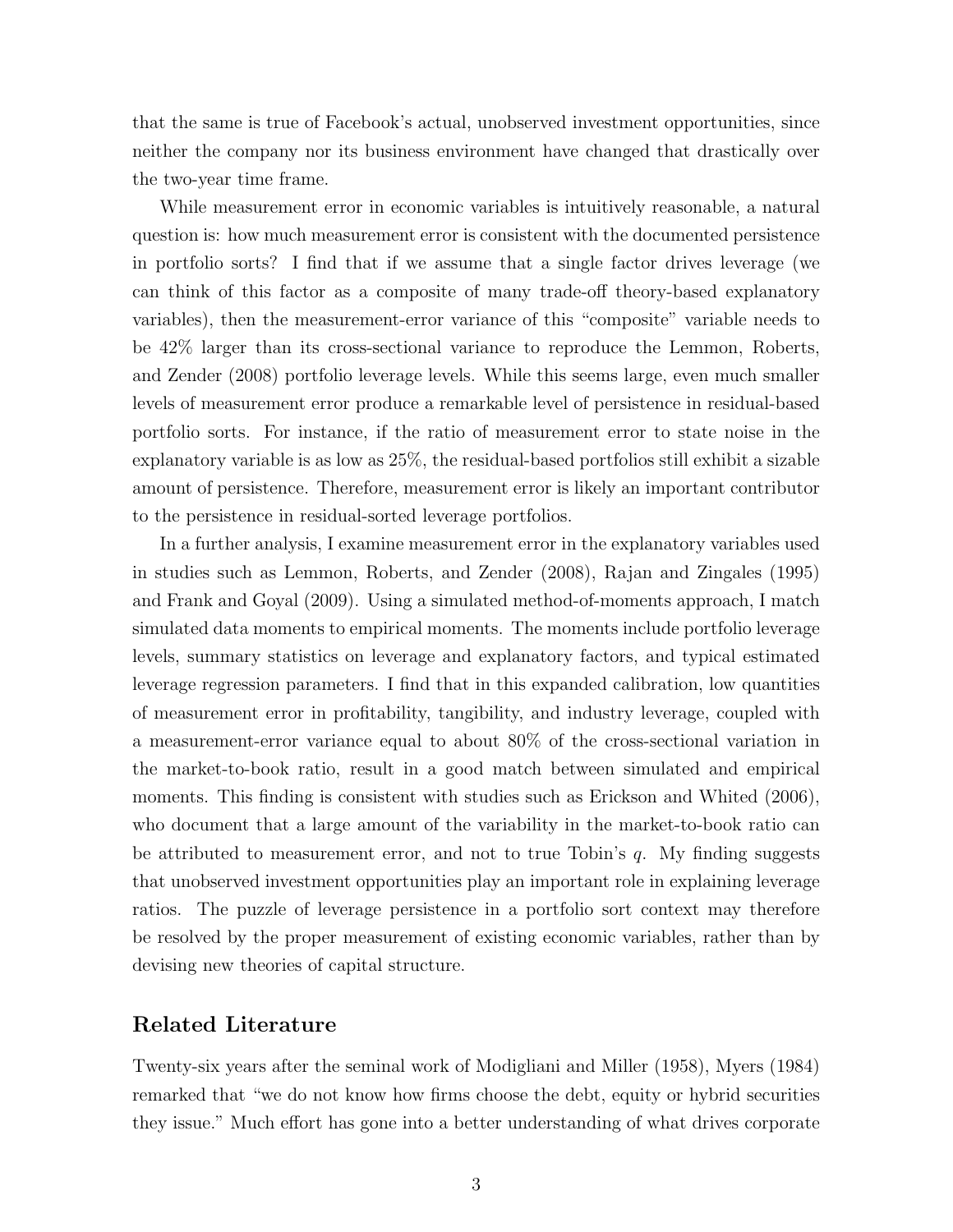that the same is true of Facebook's actual, unobserved investment opportunities, since neither the company nor its business environment have changed that drastically over the two-year time frame.

While measurement error in economic variables is intuitively reasonable, a natural question is: how much measurement error is consistent with the documented persistence in portfolio sorts? I find that if we assume that a single factor drives leverage (we can think of this factor as a composite of many trade-off theory-based explanatory variables), then the measurement-error variance of this "composite" variable needs to be 42% larger than its cross-sectional variance to reproduce the Lemmon, Roberts, and Zender (2008) portfolio leverage levels. While this seems large, even much smaller levels of measurement error produce a remarkable level of persistence in residual-based portfolio sorts. For instance, if the ratio of measurement error to state noise in the explanatory variable is as low as 25%, the residual-based portfolios still exhibit a sizable amount of persistence. Therefore, measurement error is likely an important contributor to the persistence in residual-sorted leverage portfolios.

In a further analysis, I examine measurement error in the explanatory variables used in studies such as Lemmon, Roberts, and Zender (2008), Rajan and Zingales (1995) and Frank and Goyal (2009). Using a simulated method-of-moments approach, I match simulated data moments to empirical moments. The moments include portfolio leverage levels, summary statistics on leverage and explanatory factors, and typical estimated leverage regression parameters. I find that in this expanded calibration, low quantities of measurement error in profitability, tangibility, and industry leverage, coupled with a measurement-error variance equal to about 80% of the cross-sectional variation in the market-to-book ratio, result in a good match between simulated and empirical moments. This finding is consistent with studies such as Erickson and Whited (2006), who document that a large amount of the variability in the market-to-book ratio can be attributed to measurement error, and not to true Tobin's $q$. My finding suggests that unobserved investment opportunities play an important role in explaining leverage ratios. The puzzle of leverage persistence in a portfolio sort context may therefore be resolved by the proper measurement of existing economic variables, rather than by devising new theories of capital structure.

## Related Literature

Twenty-six years after the seminal work of Modigliani and Miller (1958), Myers (1984) remarked that "we do not know how firms choose the debt, equity or hybrid securities they issue." Much effort has gone into a better understanding of what drives corporate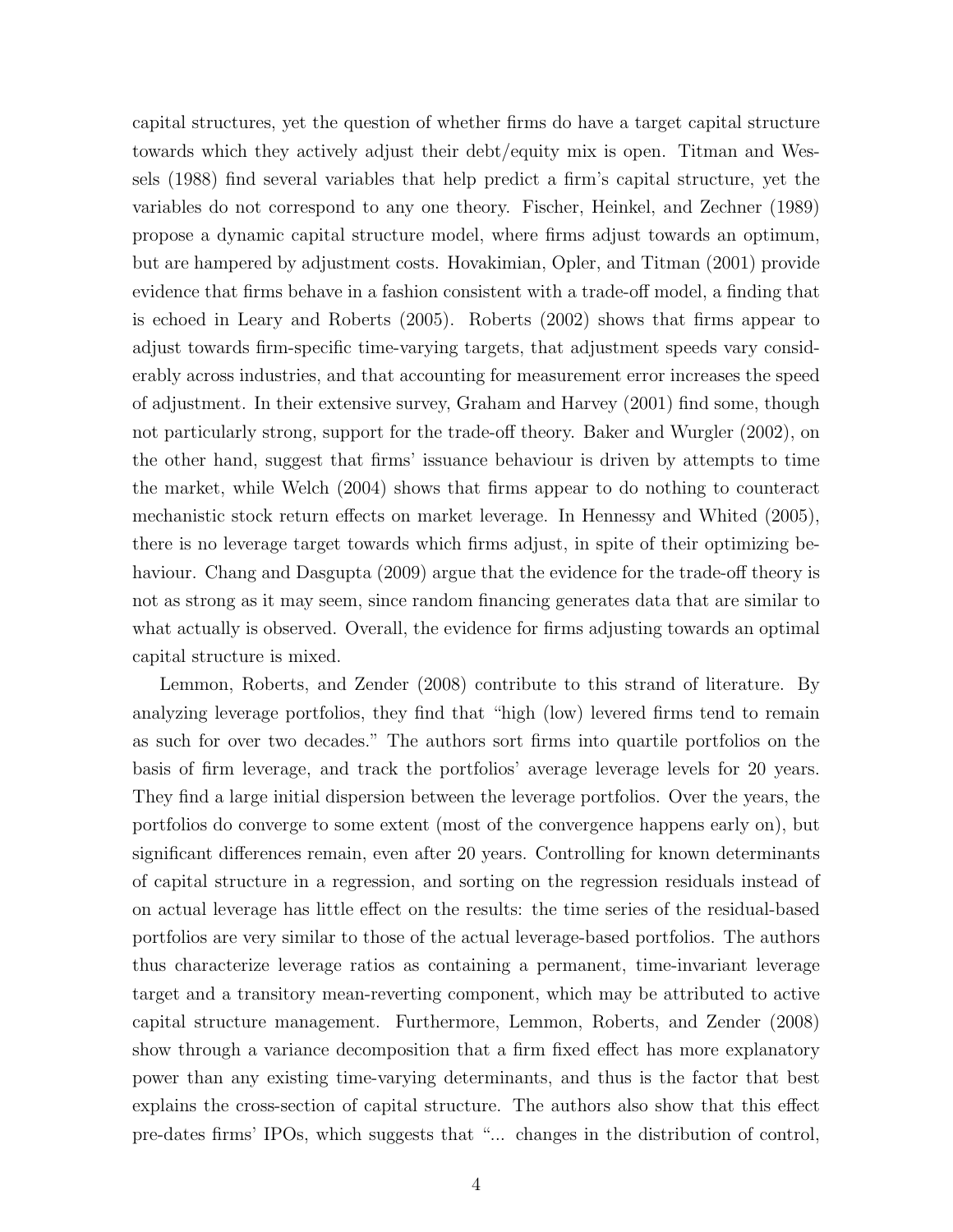capital structures, yet the question of whether firms do have a target capital structure towards which they actively adjust their debt/equity mix is open. Titman and Wessels (1988) find several variables that help predict a firm's capital structure, yet the variables do not correspond to any one theory. Fischer, Heinkel, and Zechner (1989) propose a dynamic capital structure model, where firms adjust towards an optimum, but are hampered by adjustment costs. Hovakimian, Opler, and Titman (2001) provide evidence that firms behave in a fashion consistent with a trade-off model, a finding that is echoed in Leary and Roberts (2005). Roberts (2002) shows that firms appear to adjust towards firm-specific time-varying targets, that adjustment speeds vary considerably across industries, and that accounting for measurement error increases the speed of adjustment. In their extensive survey, Graham and Harvey (2001) find some, though not particularly strong, support for the trade-off theory. Baker and Wurgler (2002), on the other hand, suggest that firms' issuance behaviour is driven by attempts to time the market, while Welch (2004) shows that firms appear to do nothing to counteract mechanistic stock return effects on market leverage. In Hennessy and Whited (2005), there is no leverage target towards which firms adjust, in spite of their optimizing behaviour. Chang and Dasgupta (2009) argue that the evidence for the trade-off theory is not as strong as it may seem, since random financing generates data that are similar to what actually is observed. Overall, the evidence for firms adjusting towards an optimal capital structure is mixed.

Lemmon, Roberts, and Zender (2008) contribute to this strand of literature. By analyzing leverage portfolios, they find that "high (low) levered firms tend to remain as such for over two decades." The authors sort firms into quartile portfolios on the basis of firm leverage, and track the portfolios' average leverage levels for 20 years. They find a large initial dispersion between the leverage portfolios. Over the years, the portfolios do converge to some extent (most of the convergence happens early on), but significant differences remain, even after 20 years. Controlling for known determinants of capital structure in a regression, and sorting on the regression residuals instead of on actual leverage has little effect on the results: the time series of the residual-based portfolios are very similar to those of the actual leverage-based portfolios. The authors thus characterize leverage ratios as containing a permanent, time-invariant leverage target and a transitory mean-reverting component, which may be attributed to active capital structure management. Furthermore, Lemmon, Roberts, and Zender (2008) show through a variance decomposition that a firm fixed effect has more explanatory power than any existing time-varying determinants, and thus is the factor that best explains the cross-section of capital structure. The authors also show that this effect pre-dates firms' IPOs, which suggests that "... changes in the distribution of control,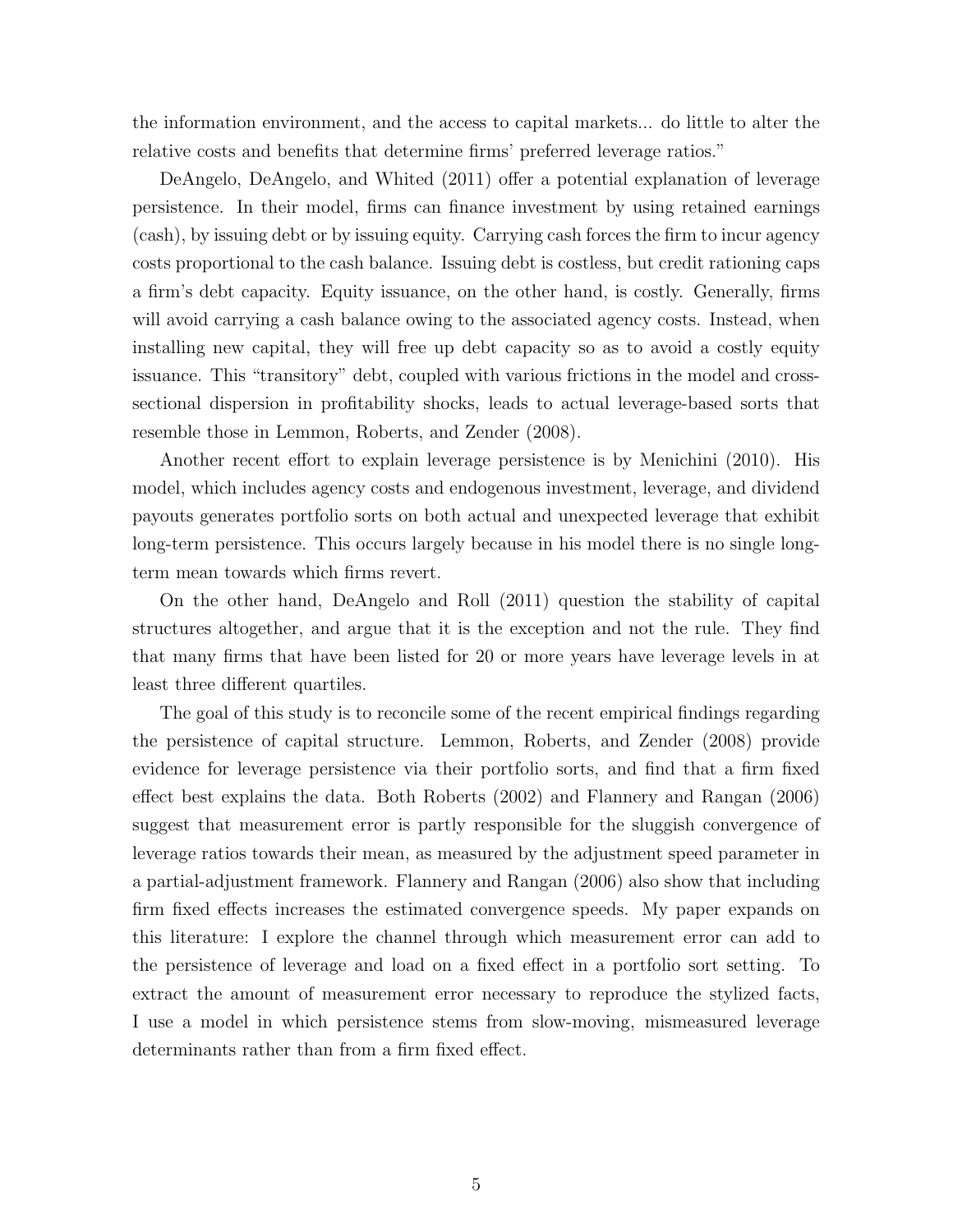the information environment, and the access to capital markets... do little to alter the relative costs and benefits that determine firms' preferred leverage ratios."

DeAngelo, DeAngelo, and Whited (2011) offer a potential explanation of leverage persistence. In their model, firms can finance investment by using retained earnings (cash), by issuing debt or by issuing equity. Carrying cash forces the firm to incur agency costs proportional to the cash balance. Issuing debt is costless, but credit rationing caps a firm's debt capacity. Equity issuance, on the other hand, is costly. Generally, firms will avoid carrying a cash balance owing to the associated agency costs. Instead, when installing new capital, they will free up debt capacity so as to avoid a costly equity issuance. This "transitory" debt, coupled with various frictions in the model and cross-sectional dispersion in profitability shocks, leads to actual leverage-based sorts that resemble those in Lemmon, Roberts, and Zender (2008).

Another recent effort to explain leverage persistence is by Menichini (2010). His model, which includes agency costs and endogenous investment, leverage, and dividend payouts generates portfolio sorts on both actual and unexpected leverage that exhibit long-term persistence. This occurs largely because in his model there is no single long-term mean towards which firms revert.

On the other hand, DeAngelo and Roll (2011) question the stability of capital structures altogether, and argue that it is the exception and not the rule. They find that many firms that have been listed for 20 or more years have leverage levels in at least three different quartiles.

The goal of this study is to reconcile some of the recent empirical findings regarding the persistence of capital structure. Lemmon, Roberts, and Zender (2008) provide evidence for leverage persistence via their portfolio sorts, and find that a firm fixed effect best explains the data. Both Roberts (2002) and Flannery and Rangan (2006) suggest that measurement error is partly responsible for the sluggish convergence of leverage ratios towards their mean, as measured by the adjustment speed parameter in a partial-adjustment framework. Flannery and Rangan (2006) also show that including firm fixed effects increases the estimated convergence speeds. My paper expands on this literature: I explore the channel through which measurement error can add to the persistence of leverage and load on a fixed effect in a portfolio sort setting. To extract the amount of measurement error necessary to reproduce the stylized facts, I use a model in which persistence stems from slow-moving, mismeasured leverage determinants rather than from a firm fixed effect.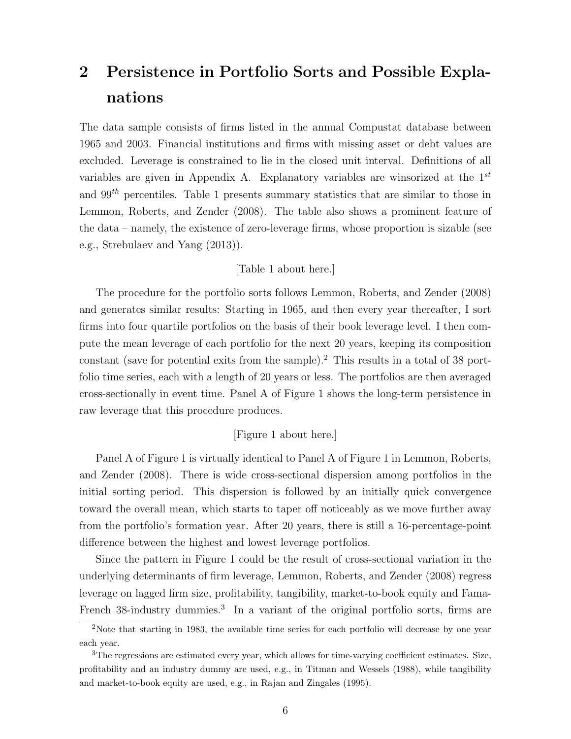## 2 Persistence in Portfolio Sorts and Possible Explanations

The data sample consists of firms listed in the annual Compustat database between 1965 and 2003. Financial institutions and firms with missing asset or debt values are excluded. Leverage is constrained to lie in the closed unit interval. Definitions of all variables are given in Appendix A. Explanatory variables are winsorized at the $1^{st}$ and $99^{th}$ percentiles. Table 1 presents summary statistics that are similar to those in Lemmon, Roberts, and Zender (2008). The table also shows a prominent feature of the data – namely, the existence of zero-leverage firms, whose proportion is sizable (see e.g., Strebulaev and Yang (2013)).

[Table 1 about here.]

The procedure for the portfolio sorts follows Lemmon, Roberts, and Zender (2008) and generates similar results: Starting in 1965, and then every year thereafter, I sort firms into four quartile portfolios on the basis of their book leverage level. I then compute the mean leverage of each portfolio for the next 20 years, keeping its composition constant (save for potential exits from the sample).[2] This results in a total of 38 portfolio time series, each with a length of 20 years or less. The portfolios are then averaged cross-sectionally in event time. Panel A of Figure 1 shows the long-term persistence in raw leverage that this procedure produces.

[Figure 1 about here.]

Panel A of Figure 1 is virtually identical to Panel A of Figure 1 in Lemmon, Roberts, and Zender (2008). There is wide cross-sectional dispersion among portfolios in the initial sorting period. This dispersion is followed by an initially quick convergence toward the overall mean, which starts to taper off noticeably as we move further away from the portfolio's formation year. After 20 years, there is still a 16-percentage-point difference between the highest and lowest leverage portfolios.

Since the pattern in Figure 1 could be the result of cross-sectional variation in the underlying determinants of firm leverage, Lemmon, Roberts, and Zender (2008) regress leverage on lagged firm size, profitability, tangibility, market-to-book equity and Fama-French 38-industry dummies.[3] In a variant of the original portfolio sorts, firms are

---

[2] Note that starting in 1983, the available time series for each portfolio will decrease by one year each year.

[3] The regressions are estimated every year, which allows for time-varying coefficient estimates. Size, profitability and an industry dummy are used, e.g., in Titman and Wessels (1988), while tangibility and market-to-book equity are used, e.g., in Rajan and Zingales (1995).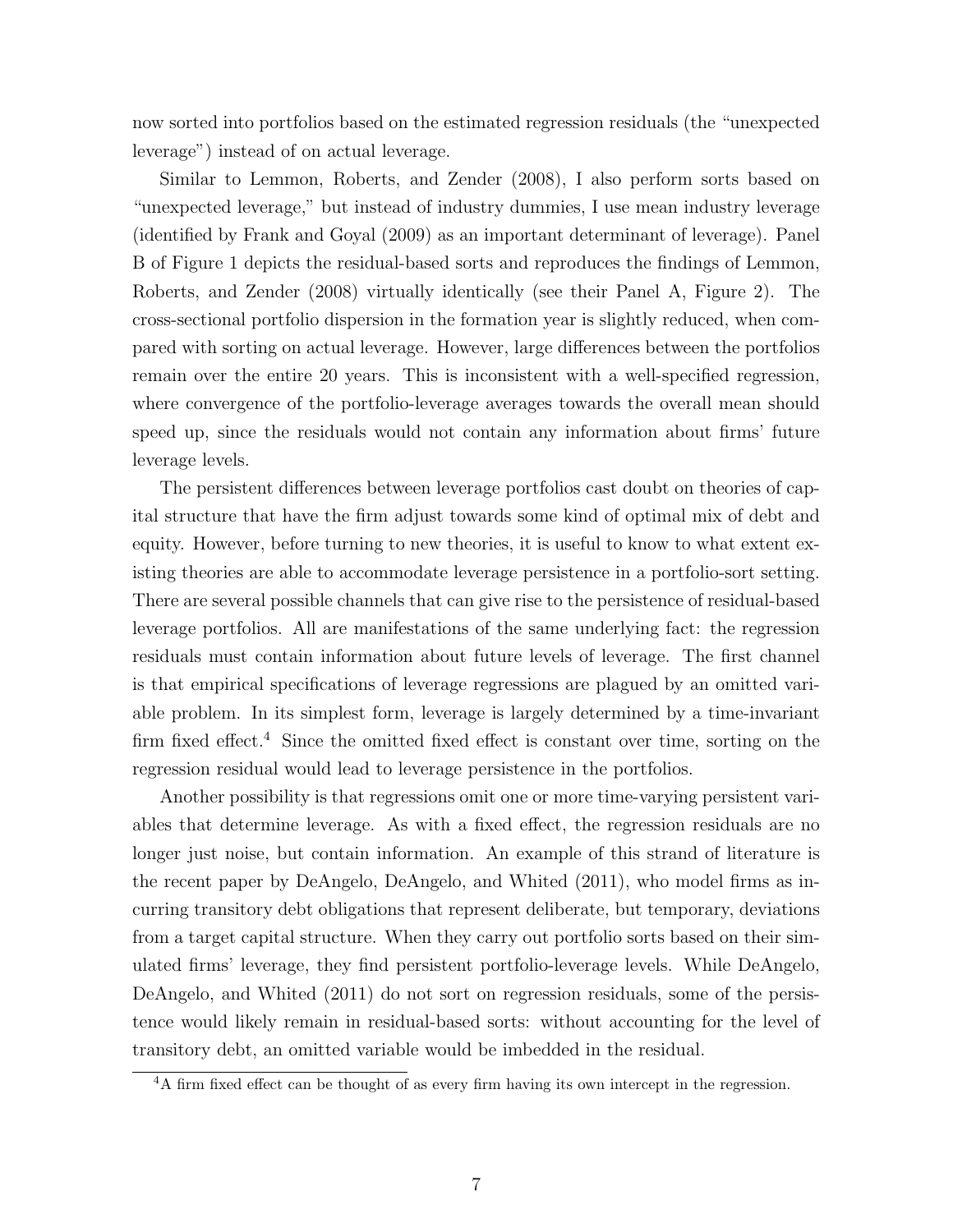now sorted into portfolios based on the estimated regression residuals (the "unexpected leverage") instead of on actual leverage.

Similar to Lemmon, Roberts, and Zender (2008), I also perform sorts based on "unexpected leverage," but instead of industry dummies, I use mean industry leverage (identified by Frank and Goyal (2009) as an important determinant of leverage). Panel B of Figure 1 depicts the residual-based sorts and reproduces the findings of Lemmon, Roberts, and Zender (2008) virtually identically (see their Panel A, Figure 2). The cross-sectional portfolio dispersion in the formation year is slightly reduced, when compared with sorting on actual leverage. However, large differences between the portfolios remain over the entire 20 years. This is inconsistent with a well-specified regression, where convergence of the portfolio-leverage averages towards the overall mean should speed up, since the residuals would not contain any information about firms' future leverage levels.

The persistent differences between leverage portfolios cast doubt on theories of capital structure that have the firm adjust towards some kind of optimal mix of debt and equity. However, before turning to new theories, it is useful to know to what extent existing theories are able to accommodate leverage persistence in a portfolio-sort setting. There are several possible channels that can give rise to the persistence of residual-based leverage portfolios. All are manifestations of the same underlying fact: the regression residuals must contain information about future levels of leverage. The first channel is that empirical specifications of leverage regressions are plagued by an omitted variable problem. In its simplest form, leverage is largely determined by a time-invariant firm fixed effect.[4] Since the omitted fixed effect is constant over time, sorting on the regression residual would lead to leverage persistence in the portfolios.

Another possibility is that regressions omit one or more time-varying persistent variables that determine leverage. As with a fixed effect, the regression residuals are no longer just noise, but contain information. An example of this strand of literature is the recent paper by DeAngelo, DeAngelo, and Whited (2011), who model firms as incurring transitory debt obligations that represent deliberate, but temporary, deviations from a target capital structure. When they carry out portfolio sorts based on their simulated firms' leverage, they find persistent portfolio-leverage levels. While DeAngelo, DeAngelo, and Whited (2011) do not sort on regression residuals, some of the persistence would likely remain in residual-based sorts: without accounting for the level of transitory debt, an omitted variable would be imbedded in the residual.

[4] A firm fixed effect can be thought of as every firm having its own intercept in the regression.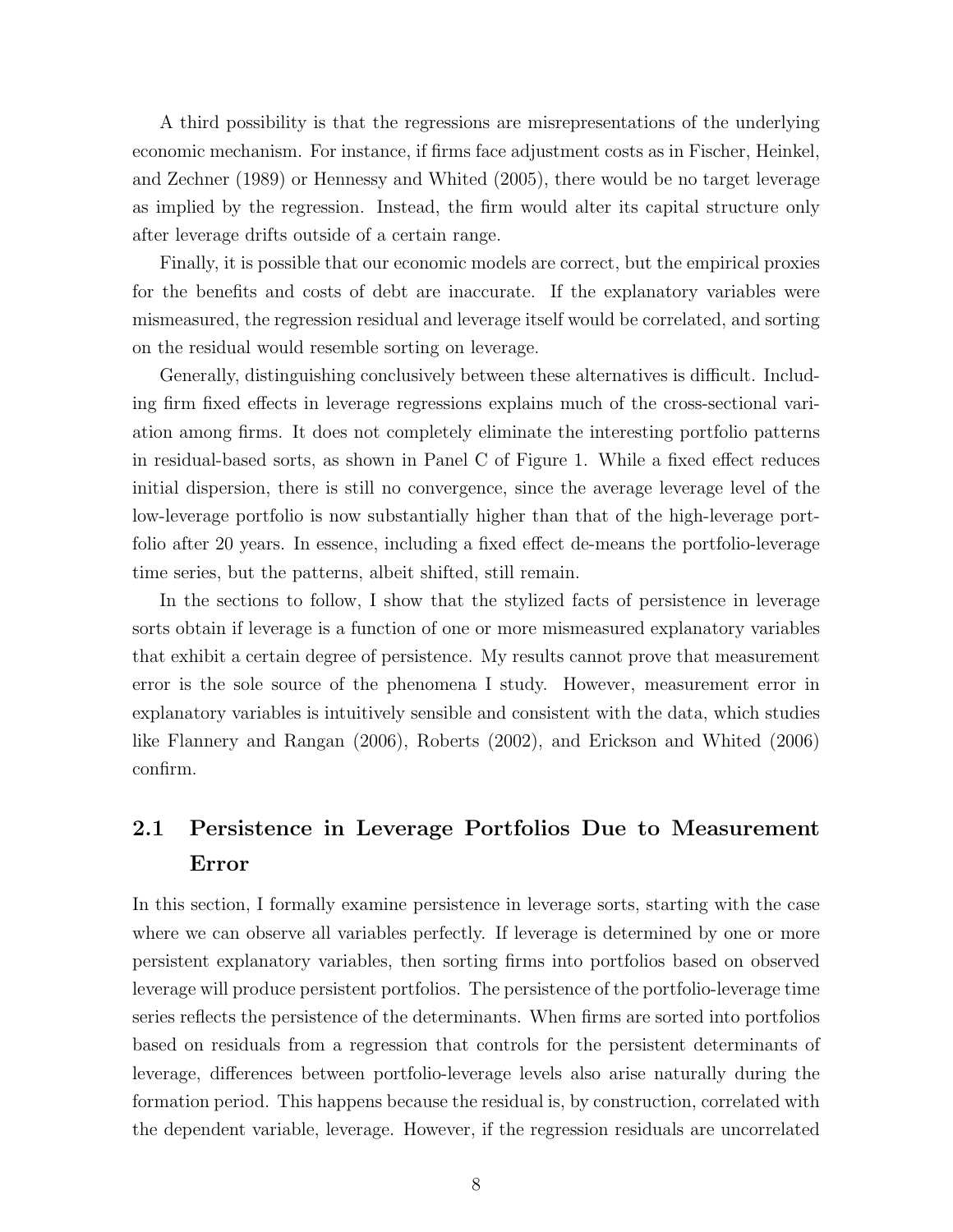A third possibility is that the regressions are misrepresentations of the underlying economic mechanism. For instance, if firms face adjustment costs as in Fischer, Heinkel, and Zechner (1989) or Hennessy and Whited (2005), there would be no target leverage as implied by the regression. Instead, the firm would alter its capital structure only after leverage drifts outside of a certain range.

Finally, it is possible that our economic models are correct, but the empirical proxies for the benefits and costs of debt are inaccurate. If the explanatory variables were mismeasured, the regression residual and leverage itself would be correlated, and sorting on the residual would resemble sorting on leverage.

Generally, distinguishing conclusively between these alternatives is difficult. Including firm fixed effects in leverage regressions explains much of the cross-sectional variation among firms. It does not completely eliminate the interesting portfolio patterns in residual-based sorts, as shown in Panel C of Figure 1. While a fixed effect reduces initial dispersion, there is still no convergence, since the average leverage level of the low-leverage portfolio is now substantially higher than that of the high-leverage portfolio after 20 years. In essence, including a fixed effect de-means the portfolio-leverage time series, but the patterns, albeit shifted, still remain.

In the sections to follow, I show that the stylized facts of persistence in leverage sorts obtain if leverage is a function of one or more mismeasured explanatory variables that exhibit a certain degree of persistence. My results cannot prove that measurement error is the sole source of the phenomena I study. However, measurement error in explanatory variables is intuitively sensible and consistent with the data, which studies like Flannery and Rangan (2006), Roberts (2002), and Erickson and Whited (2006) confirm.

## 2.1 Persistence in Leverage Portfolios Due to Measurement Error

In this section, I formally examine persistence in leverage sorts, starting with the case where we can observe all variables perfectly. If leverage is determined by one or more persistent explanatory variables, then sorting firms into portfolios based on observed leverage will produce persistent portfolios. The persistence of the portfolio-leverage time series reflects the persistence of the determinants. When firms are sorted into portfolios based on residuals from a regression that controls for the persistent determinants of leverage, differences between portfolio-leverage levels also arise naturally during the formation period. This happens because the residual is, by construction, correlated with the dependent variable, leverage. However, if the regression residuals are uncorrelated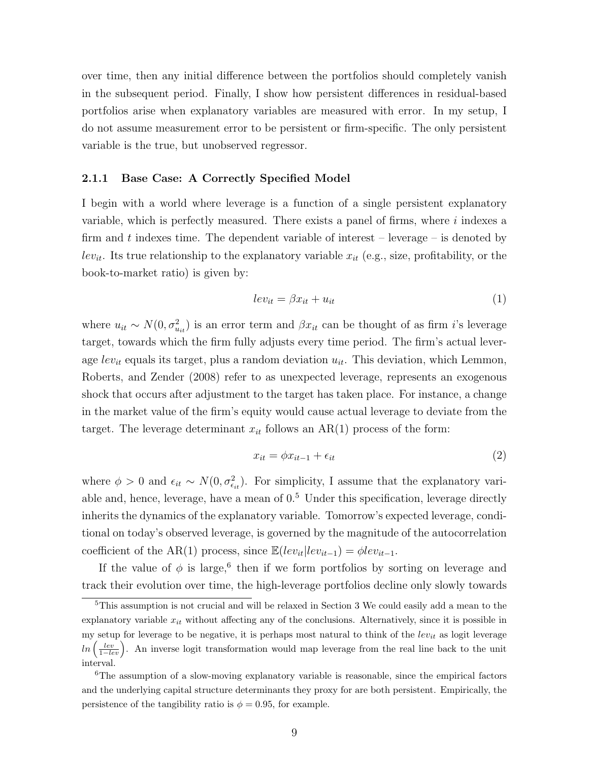over time, then any initial difference between the portfolios should completely vanish in the subsequent period. Finally, I show how persistent differences in residual-based portfolios arise when explanatory variables are measured with error. In my setup, I do not assume measurement error to be persistent or firm-specific. The only persistent variable is the true, but unobserved regressor.

### 2.1.1 Base Case: A Correctly Specified Model

I begin with a world where leverage is a function of a single persistent explanatory variable, which is perfectly measured. There exists a panel of firms, where $i$ indexes a firm and $t$ indexes time. The dependent variable of interest – leverage – is denoted by $lev_{it}$. Its true relationship to the explanatory variable $x_{it}$ (e.g., size, profitability, or the book-to-market ratio) is given by:

$$lev_{it} = \beta x_{it} + u_{it} \tag{1}$$

where $u_{it} \sim N(0, \sigma^2_{u_{it}})$ is an error term and $\beta x_{it}$ can be thought of as firm $i$'s leverage target, towards which the firm fully adjusts every time period. The firm's actual leverage $lev_{it}$ equals its target, plus a random deviation $u_{it}$. This deviation, which Lemmon, Roberts, and Zender (2008) refer to as unexpected leverage, represents an exogenous shock that occurs after adjustment to the target has taken place. For instance, a change in the market value of the firm's equity would cause actual leverage to deviate from the target. The leverage determinant $x_{it}$ follows an AR(1) process of the form:

$$x_{it} = \phi x_{it-1} + \epsilon_{it} \tag{2}$$

where $\phi > 0$ and $\epsilon_{it} \sim N(0, \sigma^2_{\epsilon_{it}})$. For simplicity, I assume that the explanatory variable and, hence, leverage, have a mean of 0.[5] Under this specification, leverage directly inherits the dynamics of the explanatory variable. Tomorrow's expected leverage, conditional on today's observed leverage, is governed by the magnitude of the autocorrelation coefficient of the AR(1) process, since $\mathbb{E}(lev_{it}|lev_{it-1}) = \phi lev_{it-1}$.

If the value of $\phi$ is large,[6] then if we form portfolios by sorting on leverage and track their evolution over time, the high-leverage portfolios decline only slowly towards

[5] This assumption is not crucial and will be relaxed in Section 3 We could easily add a mean to the explanatory variable $x_{it}$ without affecting any of the conclusions. Alternatively, since it is possible in my setup for leverage to be negative, it is perhaps most natural to think of the $lev_{it}$ as logit leverage $ln\left(\frac{lev}{1-lev}\right)$. An inverse logit transformation would map leverage from the real line back to the unit interval.

[6] The assumption of a slow-moving explanatory variable is reasonable, since the empirical factors and the underlying capital structure determinants they proxy for are both persistent. Empirically, the persistence of the tangibility ratio is $\phi = 0.95$, for example.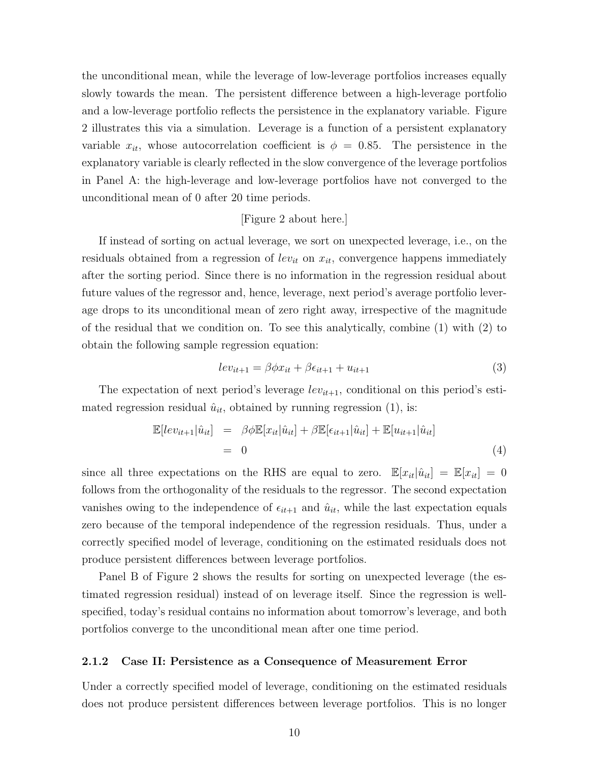the unconditional mean, while the leverage of low-leverage portfolios increases equally slowly towards the mean. The persistent difference between a high-leverage portfolio and a low-leverage portfolio reflects the persistence in the explanatory variable. Figure 2 illustrates this via a simulation. Leverage is a function of a persistent explanatory variable $x_{it}$, whose autocorrelation coefficient is $\phi = 0.85$. The persistence in the explanatory variable is clearly reflected in the slow convergence of the leverage portfolios in Panel A: the high-leverage and low-leverage portfolios have not converged to the unconditional mean of 0 after 20 time periods.

[Figure 2 about here.]

If instead of sorting on actual leverage, we sort on unexpected leverage, i.e., on the residuals obtained from a regression of $lev_{it}$ on $x_{it}$, convergence happens immediately after the sorting period. Since there is no information in the regression residual about future values of the regressor and, hence, leverage, next period's average portfolio leverage drops to its unconditional mean of zero right away, irrespective of the magnitude of the residual that we condition on. To see this analytically, combine (1) with (2) to obtain the following sample regression equation:

$$lev_{it+1} = \beta\phi x_{it} + \beta\epsilon_{it+1} + u_{it+1} \tag{3}$$

The expectation of next period's leverage $lev_{it+1}$, conditional on this period's estimated regression residual $\hat{u}_{it}$, obtained by running regression (1), is:

$$\begin{aligned}
\mathbb{E}[lev_{it+1}|\hat{u}_{it}] &= \beta\phi\mathbb{E}[x_{it}|\hat{u}_{it}] + \beta\mathbb{E}[\epsilon_{it+1}|\hat{u}_{it}] + \mathbb{E}[u_{it+1}|\hat{u}_{it}] \\
&= 0
\end{aligned} \tag{4}$$

since all three expectations on the RHS are equal to zero. $\mathbb{E}[x_{it}|\hat{u}_{it}] = \mathbb{E}[x_{it}] = 0$ follows from the orthogonality of the residuals to the regressor. The second expectation vanishes owing to the independence of $\epsilon_{it+1}$ and $\hat{u}_{it}$, while the last expectation equals zero because of the temporal independence of the regression residuals. Thus, under a correctly specified model of leverage, conditioning on the estimated residuals does not produce persistent differences between leverage portfolios.

Panel B of Figure 2 shows the results for sorting on unexpected leverage (the estimated regression residual) instead of on leverage itself. Since the regression is well-specified, today's residual contains no information about tomorrow's leverage, and both portfolios converge to the unconditional mean after one time period.

### 2.1.2 Case II: Persistence as a Consequence of Measurement Error

Under a correctly specified model of leverage, conditioning on the estimated residuals does not produce persistent differences between leverage portfolios. This is no longer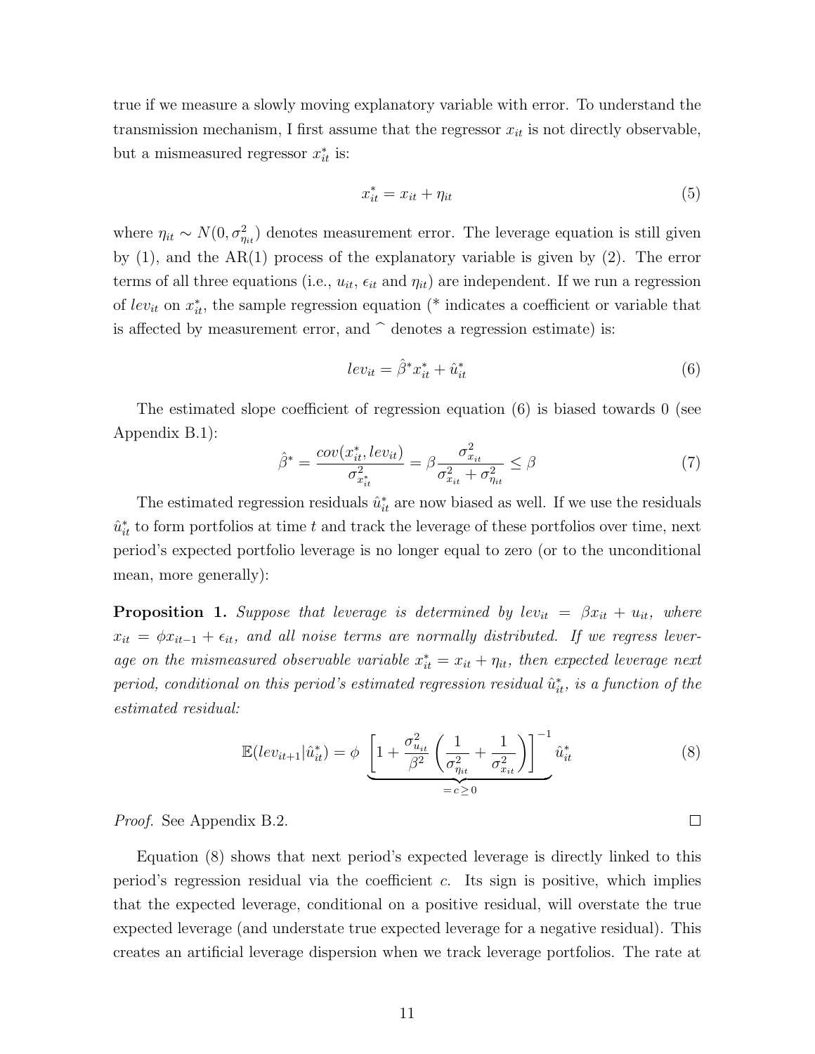true if we measure a slowly moving explanatory variable with error. To understand the transmission mechanism, I first assume that the regressor $x_{it}$ is not directly observable, but a mismeasured regressor $x^*_{it}$ is:

$$x^*_{it} = x_{it} + \eta_{it} \tag{5}$$

where $\eta_{it} \sim N(0, \sigma^2_{\eta_{it}})$ denotes measurement error. The leverage equation is still given by (1), and the AR(1) process of the explanatory variable is given by (2). The error terms of all three equations (i.e., $u_{it}$, $\epsilon_{it}$ and $\eta_{it}$) are independent. If we run a regression of $lev_{it}$ on $x^*_{it}$, the sample regression equation (* indicates a coefficient or variable that is affected by measurement error, and $\widehat{\ }$ denotes a regression estimate) is:

$$lev_{it} = \hat{\beta}^* x^*_{it} + \hat{u}^*_{it} \tag{6}$$

The estimated slope coefficient of regression equation (6) is biased towards 0 (see Appendix B.1):

$$\hat{\beta}^* = \frac{cov(x^*_{it}, lev_{it})}{\sigma^2_{x^*_{it}}} = \beta \frac{\sigma^2_{x_{it}}}{\sigma^2_{x_{it}} + \sigma^2_{\eta_{it}}} \leq \beta \tag{7}$$

The estimated regression residuals $\hat{u}^*_{it}$ are now biased as well. If we use the residuals $\hat{u}^*_{it}$ to form portfolios at time $t$ and track the leverage of these portfolios over time, next period's expected portfolio leverage is no longer equal to zero (or to the unconditional mean, more generally):

**Proposition 1.** *Suppose that leverage is determined by $lev_{it} = \beta x_{it} + u_{it}$, where $x_{it} = \phi x_{it-1} + \epsilon_{it}$, and all noise terms are normally distributed. If we regress leverage on the mismeasured observable variable $x^*_{it} = x_{it} + \eta_{it}$, then expected leverage next period, conditional on this period's estimated regression residual $\hat{u}^*_{it}$, is a function of the estimated residual:*

$$\mathbb{E}(lev_{it+1} | \hat{u}^*_{it}) = \phi \underbrace{\left[1 + \frac{\sigma^2_{u_{it}}}{\beta^2}\left(\frac{1}{\sigma^2_{\eta_{it}}} + \frac{1}{\sigma^2_{x_{it}}}\right)\right]^{-1}}_{= c \geq 0} \hat{u}^*_{it} \tag{8}$$

*Proof.* See Appendix B.2. ∎

Equation (8) shows that next period's expected leverage is directly linked to this period's regression residual via the coefficient $c$. Its sign is positive, which implies that the expected leverage, conditional on a positive residual, will overstate the true expected leverage (and understate true expected leverage for a negative residual). This creates an artificial leverage dispersion when we track leverage portfolios. The rate at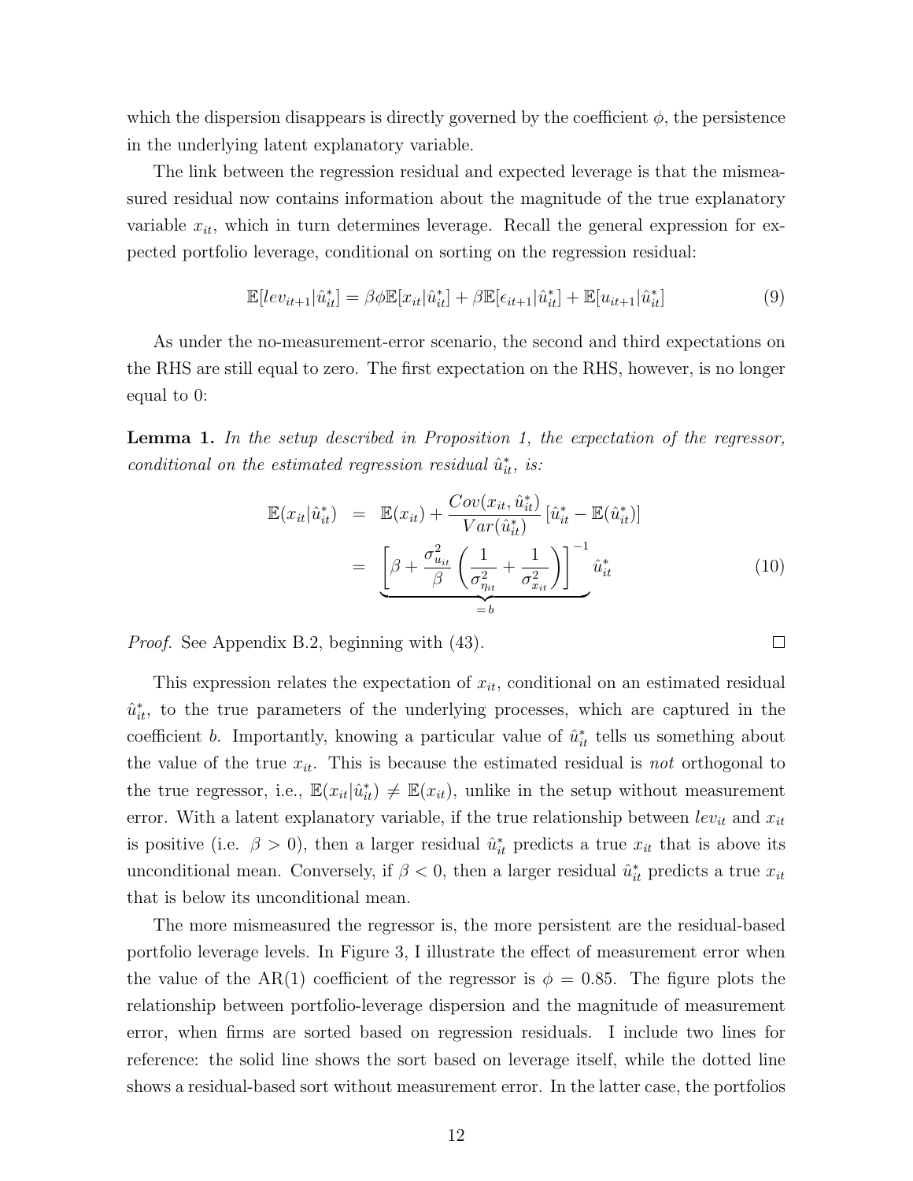which the dispersion disappears is directly governed by the coefficient $\phi$, the persistence in the underlying latent explanatory variable.

The link between the regression residual and expected leverage is that the mismeasured residual now contains information about the magnitude of the true explanatory variable $x_{it}$, which in turn determines leverage. Recall the general expression for expected portfolio leverage, conditional on sorting on the regression residual:

$$\mathbb{E}[lev_{it+1}|\hat{u}^*_{it}] = \beta\phi\mathbb{E}[x_{it}|\hat{u}^*_{it}] + \beta\mathbb{E}[\epsilon_{it+1}|\hat{u}^*_{it}] + \mathbb{E}[u_{it+1}|\hat{u}^*_{it}] \tag{9}$$

As under the no-measurement-error scenario, the second and third expectations on the RHS are still equal to zero. The first expectation on the RHS, however, is no longer equal to 0:

**Lemma 1.** *In the setup described in Proposition 1, the expectation of the regressor, conditional on the estimated regression residual $\hat{u}^*_{it}$, is:*

$$\begin{aligned}
\mathbb{E}(x_{it}|\hat{u}^*_{it}) &= \mathbb{E}(x_{it}) + \frac{Cov(x_{it}, \hat{u}^*_{it})}{Var(\hat{u}^*_{it})}\left[\hat{u}^*_{it} - \mathbb{E}(\hat{u}^*_{it})\right] \\
&= \underbrace{\left[\beta + \frac{\sigma^2_{u_{it}}}{\beta}\left(\frac{1}{\sigma^2_{\eta_{it}}} + \frac{1}{\sigma^2_{x_{it}}}\right)\right]^{-1}}_{=b}\hat{u}^*_{it}
\end{aligned} \tag{10}$$

*Proof.* See Appendix B.2, beginning with (43). □

This expression relates the expectation of $x_{it}$, conditional on an estimated residual $\hat{u}^*_{it}$, to the true parameters of the underlying processes, which are captured in the coefficient $b$. Importantly, knowing a particular value of $\hat{u}^*_{it}$ tells us something about the value of the true $x_{it}$. This is because the estimated residual is *not* orthogonal to the true regressor, i.e., $\mathbb{E}(x_{it}|\hat{u}^*_{it}) \neq \mathbb{E}(x_{it})$, unlike in the setup without measurement error. With a latent explanatory variable, if the true relationship between $lev_{it}$ and $x_{it}$ is positive (i.e. $\beta > 0$), then a larger residual $\hat{u}^*_{it}$ predicts a true $x_{it}$ that is above its unconditional mean. Conversely, if $\beta < 0$, then a larger residual $\hat{u}^*_{it}$ predicts a true $x_{it}$ that is below its unconditional mean.

The more mismeasured the regressor is, the more persistent are the residual-based portfolio leverage levels. In Figure 3, I illustrate the effect of measurement error when the value of the AR(1) coefficient of the regressor is $\phi = 0.85$. The figure plots the relationship between portfolio-leverage dispersion and the magnitude of measurement error, when firms are sorted based on regression residuals. I include two lines for reference: the solid line shows the sort based on leverage itself, while the dotted line shows a residual-based sort without measurement error. In the latter case, the portfolios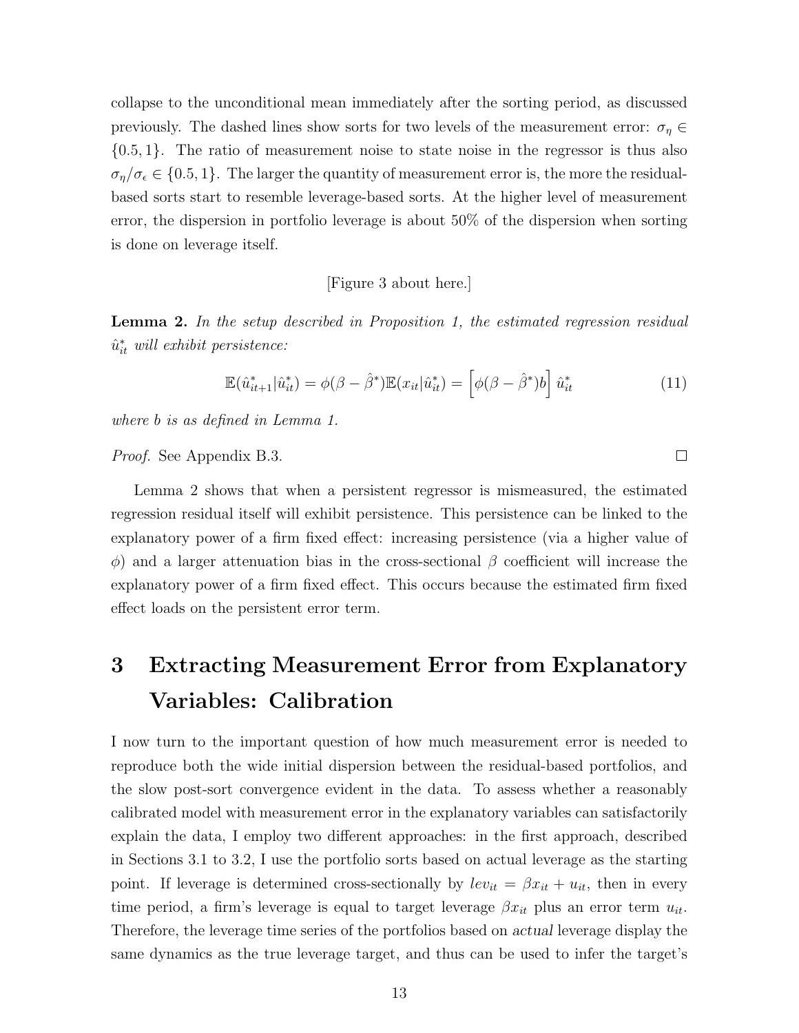collapse to the unconditional mean immediately after the sorting period, as discussed previously. The dashed lines show sorts for two levels of the measurement error: $\sigma_\eta \in \{0.5, 1\}$. The ratio of measurement noise to state noise in the regressor is thus also $\sigma_\eta/\sigma_\epsilon \in \{0.5, 1\}$. The larger the quantity of measurement error is, the more the residual-based sorts start to resemble leverage-based sorts. At the higher level of measurement error, the dispersion in portfolio leverage is about 50% of the dispersion when sorting is done on leverage itself.

[Figure 3 about here.]

**Lemma 2.** *In the setup described in Proposition 1, the estimated regression residual* $\hat{u}^*_{it}$ *will exhibit persistence:*

$$\mathbb{E}(\hat{u}^*_{it+1}|\hat{u}^*_{it}) = \phi(\beta - \hat{\beta}^*)\mathbb{E}(x_{it}|\hat{u}^*_{it}) = \left[\phi(\beta - \hat{\beta}^*)b\right]\hat{u}^*_{it} \tag{11}$$

*where* $b$ *is as defined in Lemma 1.*

*Proof.* See Appendix B.3. □

Lemma 2 shows that when a persistent regressor is mismeasured, the estimated regression residual itself will exhibit persistence. This persistence can be linked to the explanatory power of a firm fixed effect: increasing persistence (via a higher value of $\phi$) and a larger attenuation bias in the cross-sectional $\beta$ coefficient will increase the explanatory power of a firm fixed effect. This occurs because the estimated firm fixed effect loads on the persistent error term.

# 3 Extracting Measurement Error from Explanatory Variables: Calibration

I now turn to the important question of how much measurement error is needed to reproduce both the wide initial dispersion between the residual-based portfolios, and the slow post-sort convergence evident in the data. To assess whether a reasonably calibrated model with measurement error in the explanatory variables can satisfactorily explain the data, I employ two different approaches: in the first approach, described in Sections 3.1 to 3.2, I use the portfolio sorts based on actual leverage as the starting point. If leverage is determined cross-sectionally by $lev_{it} = \beta x_{it} + u_{it}$, then in every time period, a firm's leverage is equal to target leverage $\beta x_{it}$ plus an error term $u_{it}$. Therefore, the leverage time series of the portfolios based on *actual* leverage display the same dynamics as the true leverage target, and thus can be used to infer the target's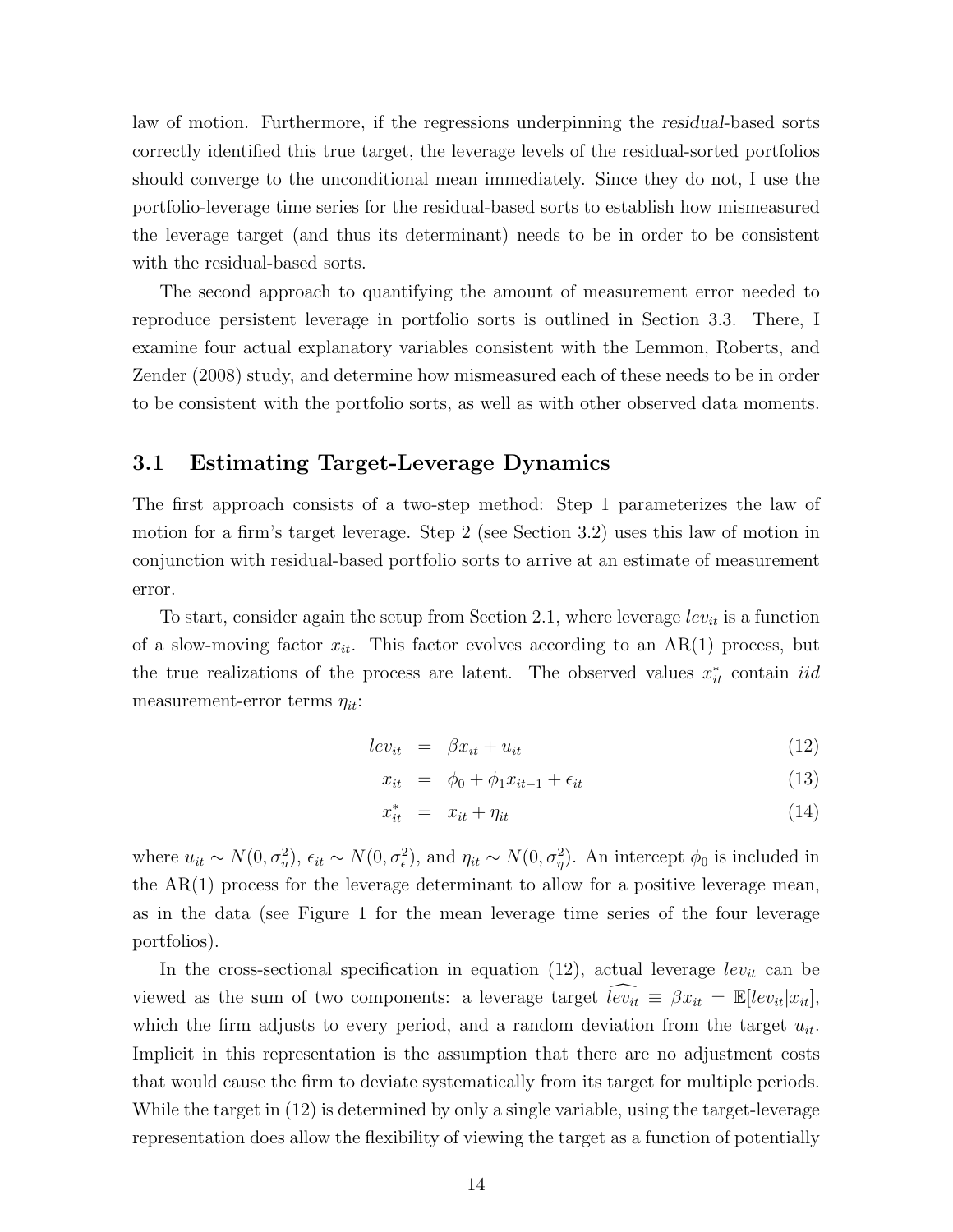law of motion. Furthermore, if the regressions underpinning the *residual*-based sorts correctly identified this true target, the leverage levels of the residual-sorted portfolios should converge to the unconditional mean immediately. Since they do not, I use the portfolio-leverage time series for the residual-based sorts to establish how mismeasured the leverage target (and thus its determinant) needs to be in order to be consistent with the residual-based sorts.

The second approach to quantifying the amount of measurement error needed to reproduce persistent leverage in portfolio sorts is outlined in Section 3.3. There, I examine four actual explanatory variables consistent with the Lemmon, Roberts, and Zender (2008) study, and determine how mismeasured each of these needs to be in order to be consistent with the portfolio sorts, as well as with other observed data moments.

## 3.1 Estimating Target-Leverage Dynamics

The first approach consists of a two-step method: Step 1 parameterizes the law of motion for a firm's target leverage. Step 2 (see Section 3.2) uses this law of motion in conjunction with residual-based portfolio sorts to arrive at an estimate of measurement error.

To start, consider again the setup from Section 2.1, where leverage $lev_{it}$ is a function of a slow-moving factor $x_{it}$. This factor evolves according to an AR(1) process, but the true realizations of the process are latent. The observed values $x^*_{it}$ contain *iid* measurement-error terms $\eta_{it}$:

$$lev_{it} = \beta x_{it} + u_{it} \tag{12}$$

$$x_{it} = \phi_0 + \phi_1 x_{it-1} + \epsilon_{it} \tag{13}$$

$$x^*_{it} = x_{it} + \eta_{it} \tag{14}$$

where $u_{it} \sim N(0, \sigma^2_u)$, $\epsilon_{it} \sim N(0, \sigma^2_\epsilon)$, and $\eta_{it} \sim N(0, \sigma^2_\eta)$. An intercept $\phi_0$ is included in the AR(1) process for the leverage determinant to allow for a positive leverage mean, as in the data (see Figure 1 for the mean leverage time series of the four leverage portfolios).

In the cross-sectional specification in equation (12), actual leverage $lev_{it}$ can be viewed as the sum of two components: a leverage target $\widehat{lev_{it}} \equiv \beta x_{it} = \mathbb{E}[lev_{it}|x_{it}]$, which the firm adjusts to every period, and a random deviation from the target $u_{it}$. Implicit in this representation is the assumption that there are no adjustment costs that would cause the firm to deviate systematically from its target for multiple periods. While the target in (12) is determined by only a single variable, using the target-leverage representation does allow the flexibility of viewing the target as a function of potentially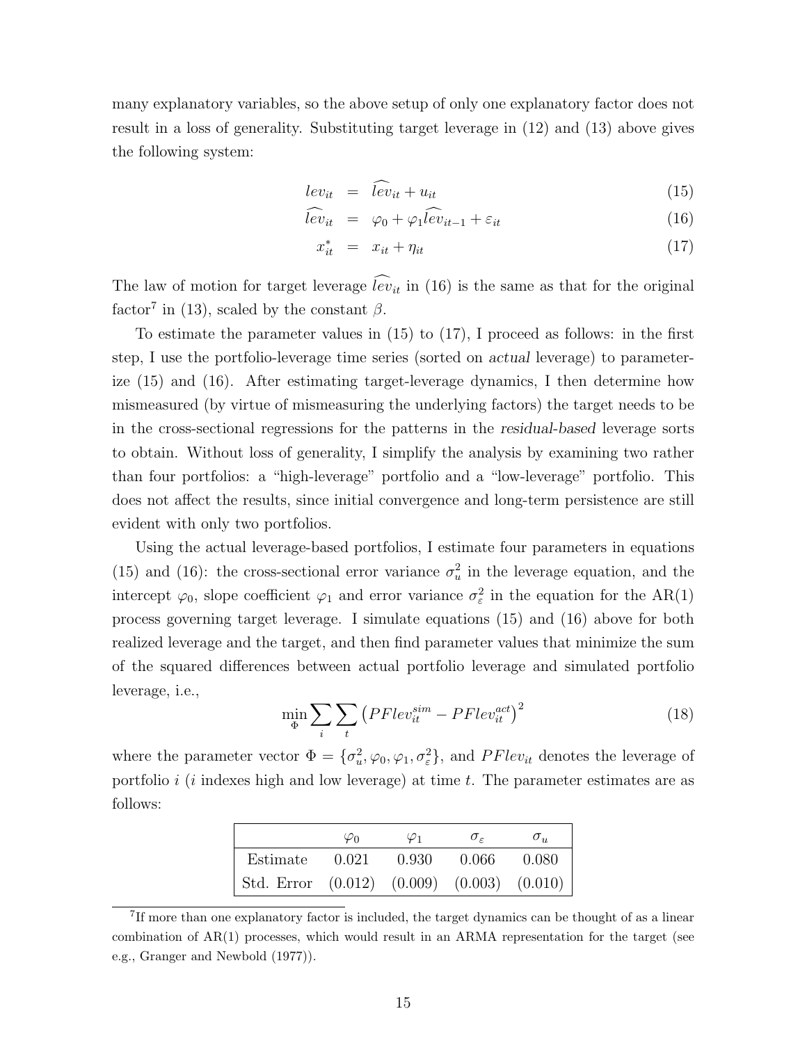many explanatory variables, so the above setup of only one explanatory factor does not result in a loss of generality. Substituting target leverage in (12) and (13) above gives the following system:

$$lev_{it} = \widehat{lev}_{it} + u_{it} \tag{15}$$

$$\widehat{lev}_{it} = \varphi_0 + \varphi_1 \widehat{lev}_{it-1} + \varepsilon_{it} \tag{16}$$

$$x^*_{it} = x_{it} + \eta_{it} \tag{17}$$

The law of motion for target leverage $\widehat{lev}_{it}$ in (16) is the same as that for the original factor[7] in (13), scaled by the constant $\beta$.

To estimate the parameter values in (15) to (17), I proceed as follows: in the first step, I use the portfolio-leverage time series (sorted on *actual* leverage) to parameterize (15) and (16). After estimating target-leverage dynamics, I then determine how mismeasured (by virtue of mismeasuring the underlying factors) the target needs to be in the cross-sectional regressions for the patterns in the *residual-based* leverage sorts to obtain. Without loss of generality, I simplify the analysis by examining two rather than four portfolios: a "high-leverage" portfolio and a "low-leverage" portfolio. This does not affect the results, since initial convergence and long-term persistence are still evident with only two portfolios.

Using the actual leverage-based portfolios, I estimate four parameters in equations (15) and (16): the cross-sectional error variance $\sigma^2_u$ in the leverage equation, and the intercept $\varphi_0$, slope coefficient $\varphi_1$ and error variance $\sigma^2_\varepsilon$ in the equation for the AR(1) process governing target leverage. I simulate equations (15) and (16) above for both realized leverage and the target, and then find parameter values that minimize the sum of the squared differences between actual portfolio leverage and simulated portfolio leverage, i.e.,

$$\min_{\Phi} \sum_i \sum_t \left( PFlev^{sim}_{it} - PFlev^{act}_{it} \right)^2 \tag{18}$$

where the parameter vector $\Phi = \{\sigma^2_u, \varphi_0, \varphi_1, \sigma^2_\varepsilon\}$, and $PFlev_{it}$ denotes the leverage of portfolio $i$ ($i$ indexes high and low leverage) at time $t$. The parameter estimates are as follows:

| | $\varphi_0$ | $\varphi_1$ | $\sigma_\varepsilon$ | $\sigma_u$ |
|---|---|---|---|---|
| Estimate | 0.021 | 0.930 | 0.066 | 0.080 |
| Std. Error | (0.012) | (0.009) | (0.003) | (0.010) |

[7] If more than one explanatory factor is included, the target dynamics can be thought of as a linear combination of AR(1) processes, which would result in an ARMA representation for the target (see e.g., Granger and Newbold (1977)).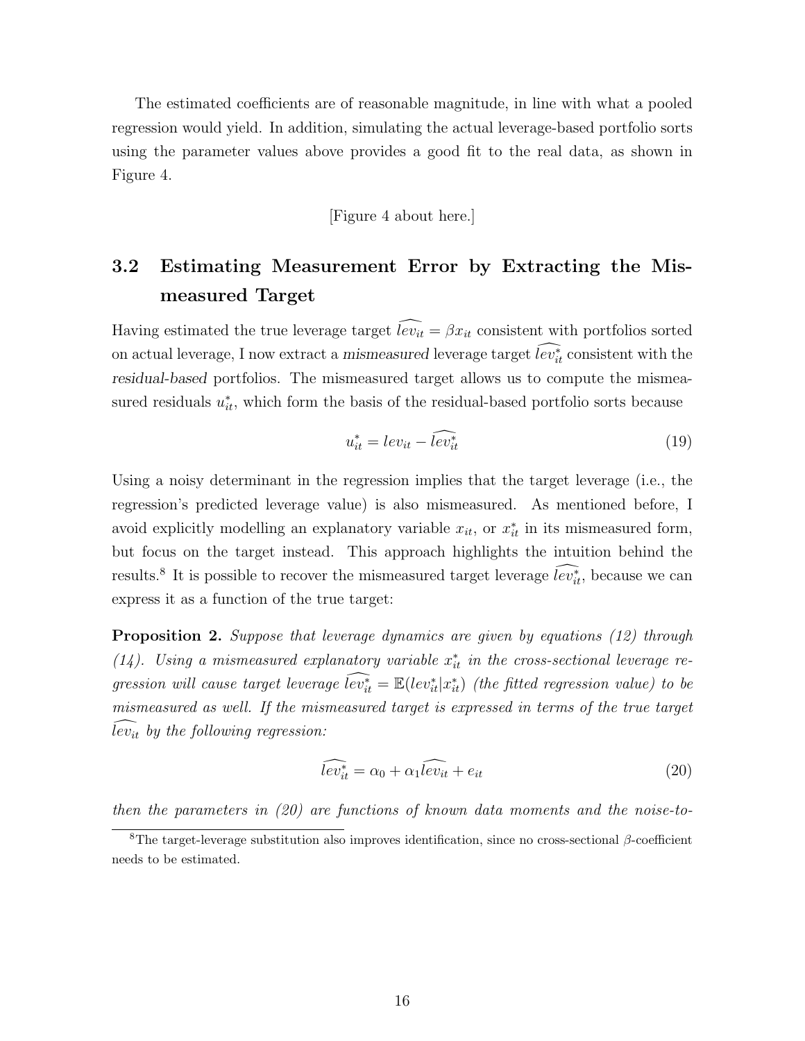The estimated coefficients are of reasonable magnitude, in line with what a pooled regression would yield. In addition, simulating the actual leverage-based portfolio sorts using the parameter values above provides a good fit to the real data, as shown in Figure 4.

[Figure 4 about here.]

## 3.2 Estimating Measurement Error by Extracting the Mismeasured Target

Having estimated the true leverage target $\widehat{lev_{it}} = \beta x_{it}$ consistent with portfolios sorted on actual leverage, I now extract a *mismeasured* leverage target $\widehat{lev^*_{it}}$ consistent with the *residual-based* portfolios. The mismeasured target allows us to compute the mismeasured residuals $u^*_{it}$, which form the basis of the residual-based portfolio sorts because

$$u^*_{it} = lev_{it} - \widehat{lev^*_{it}} \tag{19}$$

Using a noisy determinant in the regression implies that the target leverage (i.e., the regression's predicted leverage value) is also mismeasured. As mentioned before, I avoid explicitly modelling an explanatory variable $x_{it}$, or $x^*_{it}$ in its mismeasured form, but focus on the target instead. This approach highlights the intuition behind the results.[8] It is possible to recover the mismeasured target leverage $\widehat{lev^*_{it}}$, because we can express it as a function of the true target:

**Proposition 2.** *Suppose that leverage dynamics are given by equations (12) through (14). Using a mismeasured explanatory variable $x^*_{it}$ in the cross-sectional leverage regression will cause target leverage $\widehat{lev^*_{it}} = \mathbb{E}(lev^*_{it}|x^*_{it})$ (the fitted regression value) to be mismeasured as well. If the mismeasured target is expressed in terms of the true target $\widehat{lev_{it}}$ by the following regression:*

$$\widehat{lev^*_{it}} = \alpha_0 + \alpha_1 \widehat{lev_{it}} + e_{it} \tag{20}$$

*then the parameters in (20) are functions of known data moments and the noise-to-*

[8] The target-leverage substitution also improves identification, since no cross-sectional $\beta$-coefficient needs to be estimated.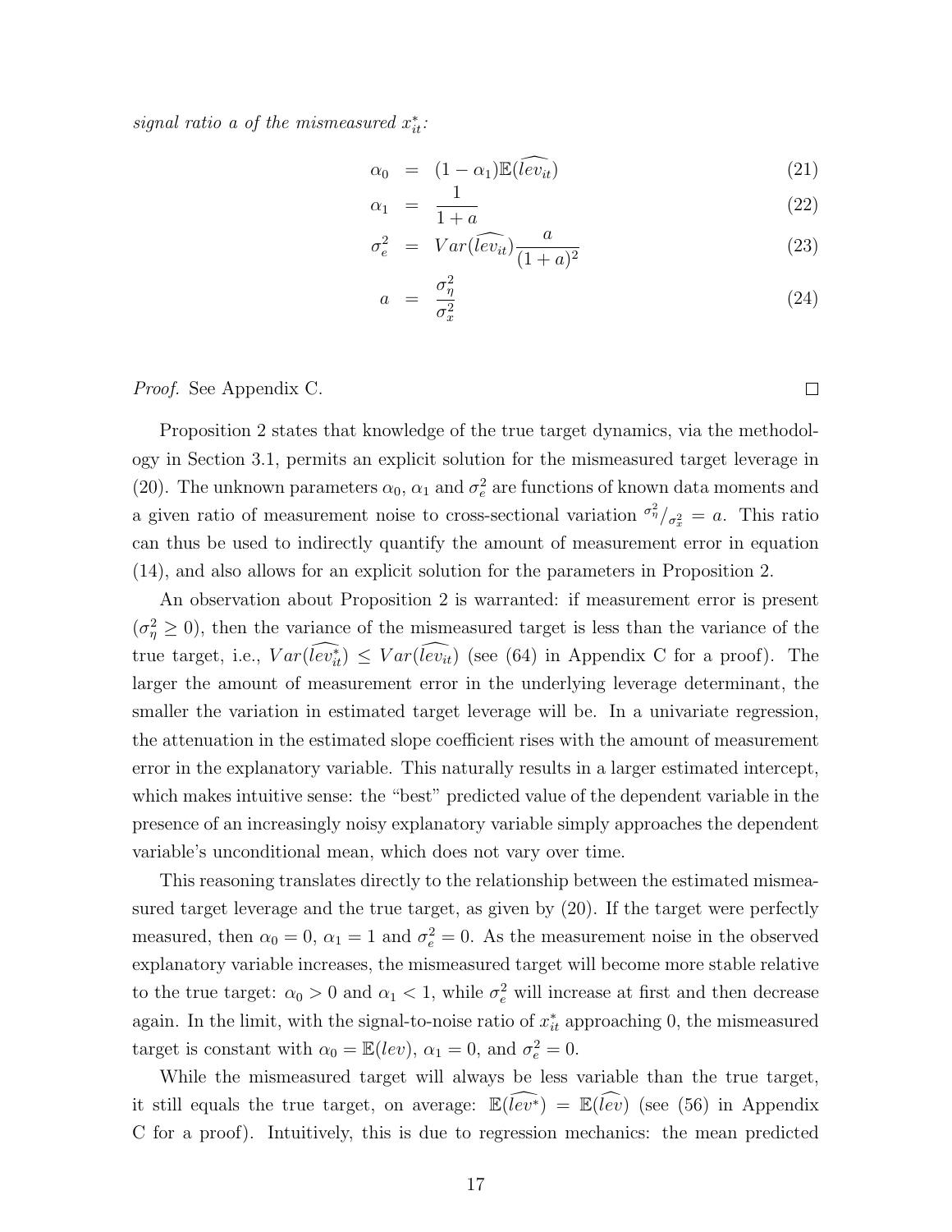*signal ratio a of the mismeasured $x^*_{it}$:*

$$
\begin{aligned}
\alpha_0 &= (1-\alpha_1)\mathbb{E}(\widehat{lev_{it}}) && (21)\\
\alpha_1 &= \frac{1}{1+a} && (22)\\
\sigma_e^2 &= Var(\widehat{lev_{it}})\frac{a}{(1+a)^2} && (23)\\
a &= \frac{\sigma_\eta^2}{\sigma_x^2} && (24)
\end{aligned}
$$

*Proof.* See Appendix C. □

Proposition 2 states that knowledge of the true target dynamics, via the methodology in Section 3.1, permits an explicit solution for the mismeasured target leverage in (20). The unknown parameters $\alpha_0$, $\alpha_1$ and $\sigma_e^2$ are functions of known data moments and a given ratio of measurement noise to cross-sectional variation $\sigma_\eta^2/\sigma_x^2 = a$. This ratio can thus be used to indirectly quantify the amount of measurement error in equation (14), and also allows for an explicit solution for the parameters in Proposition 2.

An observation about Proposition 2 is warranted: if measurement error is present ($\sigma_\eta^2 \geq 0$), then the variance of the mismeasured target is less than the variance of the true target, i.e., $Var(\widehat{lev^*_{it}}) \leq Var(\widehat{lev_{it}})$ (see (64) in Appendix C for a proof). The larger the amount of measurement error in the underlying leverage determinant, the smaller the variation in estimated target leverage will be. In a univariate regression, the attenuation in the estimated slope coefficient rises with the amount of measurement error in the explanatory variable. This naturally results in a larger estimated intercept, which makes intuitive sense: the "best" predicted value of the dependent variable in the presence of an increasingly noisy explanatory variable simply approaches the dependent variable's unconditional mean, which does not vary over time.

This reasoning translates directly to the relationship between the estimated mismeasured target leverage and the true target, as given by (20). If the target were perfectly measured, then $\alpha_0 = 0$, $\alpha_1 = 1$ and $\sigma_e^2 = 0$. As the measurement noise in the observed explanatory variable increases, the mismeasured target will become more stable relative to the true target: $\alpha_0 > 0$ and $\alpha_1 < 1$, while $\sigma_e^2$ will increase at first and then decrease again. In the limit, with the signal-to-noise ratio of $x^*_{it}$ approaching 0, the mismeasured target is constant with $\alpha_0 = \mathbb{E}(lev)$, $\alpha_1 = 0$, and $\sigma_e^2 = 0$.

While the mismeasured target will always be less variable than the true target, it still equals the true target, on average: $\mathbb{E}(\widehat{lev^*}) = \mathbb{E}(\widehat{lev})$ (see (56) in Appendix C for a proof). Intuitively, this is due to regression mechanics: the mean predicted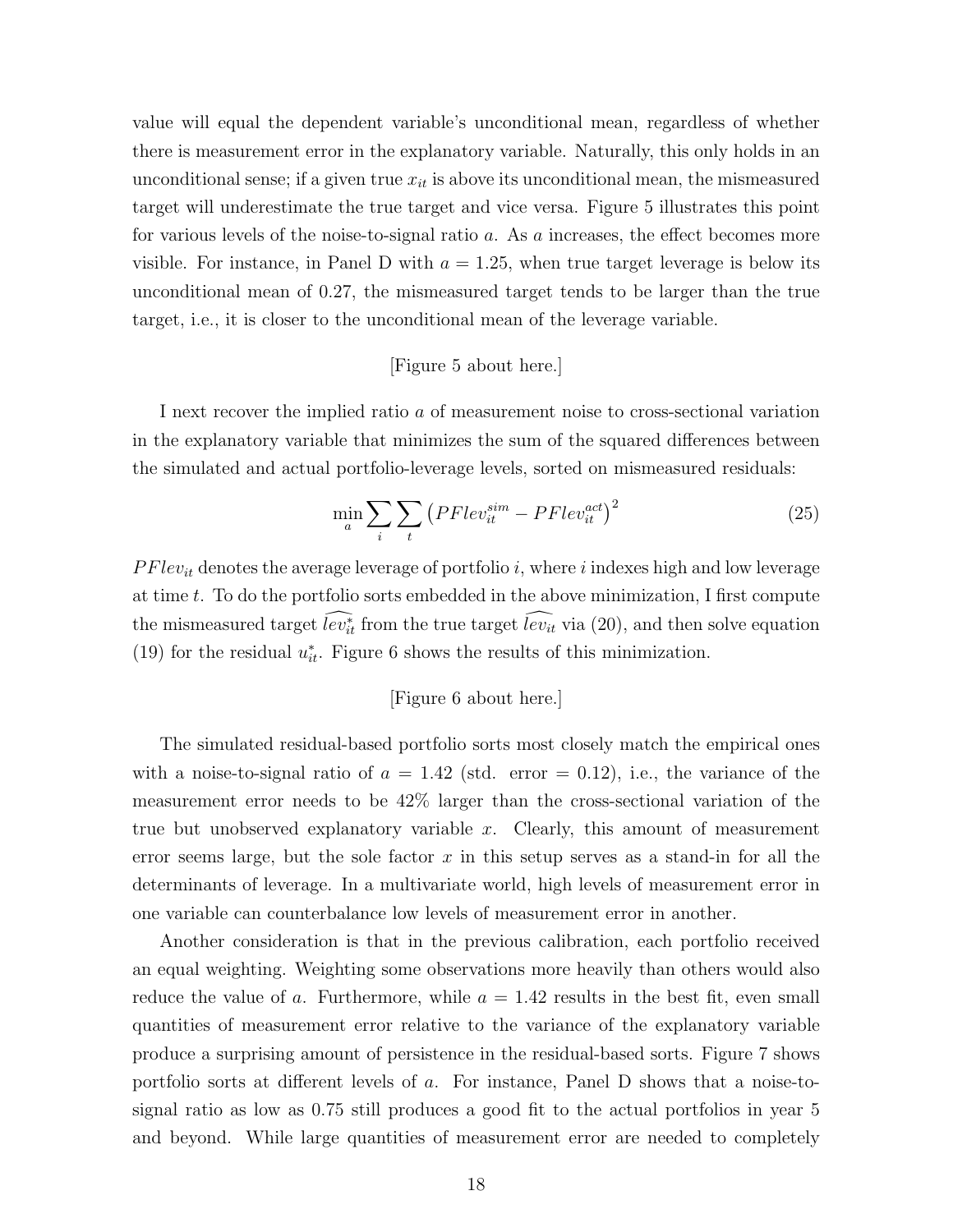value will equal the dependent variable's unconditional mean, regardless of whether there is measurement error in the explanatory variable. Naturally, this only holds in an unconditional sense; if a given true $x_{it}$ is above its unconditional mean, the mismeasured target will underestimate the true target and vice versa. Figure 5 illustrates this point for various levels of the noise-to-signal ratio $a$. As $a$ increases, the effect becomes more visible. For instance, in Panel D with $a = 1.25$, when true target leverage is below its unconditional mean of 0.27, the mismeasured target tends to be larger than the true target, i.e., it is closer to the unconditional mean of the leverage variable.

[Figure 5 about here.]

I next recover the implied ratio $a$ of measurement noise to cross-sectional variation in the explanatory variable that minimizes the sum of the squared differences between the simulated and actual portfolio-leverage levels, sorted on mismeasured residuals:

$$\min_{a} \sum_{i} \sum_{t} \left( PFlev_{it}^{sim} - PFlev_{it}^{act} \right)^2 \tag{25}$$

$PFlev_{it}$ denotes the average leverage of portfolio $i$, where $i$ indexes high and low leverage at time $t$. To do the portfolio sorts embedded in the above minimization, I first compute the mismeasured target $\widehat{lev}_{it}^{*}$ from the true target $\widehat{lev}_{it}$ via (20), and then solve equation (19) for the residual $u_{it}^{*}$. Figure 6 shows the results of this minimization.

[Figure 6 about here.]

The simulated residual-based portfolio sorts most closely match the empirical ones with a noise-to-signal ratio of $a = 1.42$ (std. error = 0.12), i.e., the variance of the measurement error needs to be 42% larger than the cross-sectional variation of the true but unobserved explanatory variable $x$. Clearly, this amount of measurement error seems large, but the sole factor $x$ in this setup serves as a stand-in for all the determinants of leverage. In a multivariate world, high levels of measurement error in one variable can counterbalance low levels of measurement error in another.

Another consideration is that in the previous calibration, each portfolio received an equal weighting. Weighting some observations more heavily than others would also reduce the value of $a$. Furthermore, while $a = 1.42$ results in the best fit, even small quantities of measurement error relative to the variance of the explanatory variable produce a surprising amount of persistence in the residual-based sorts. Figure 7 shows portfolio sorts at different levels of $a$. For instance, Panel D shows that a noise-to-signal ratio as low as 0.75 still produces a good fit to the actual portfolios in year 5 and beyond. While large quantities of measurement error are needed to completely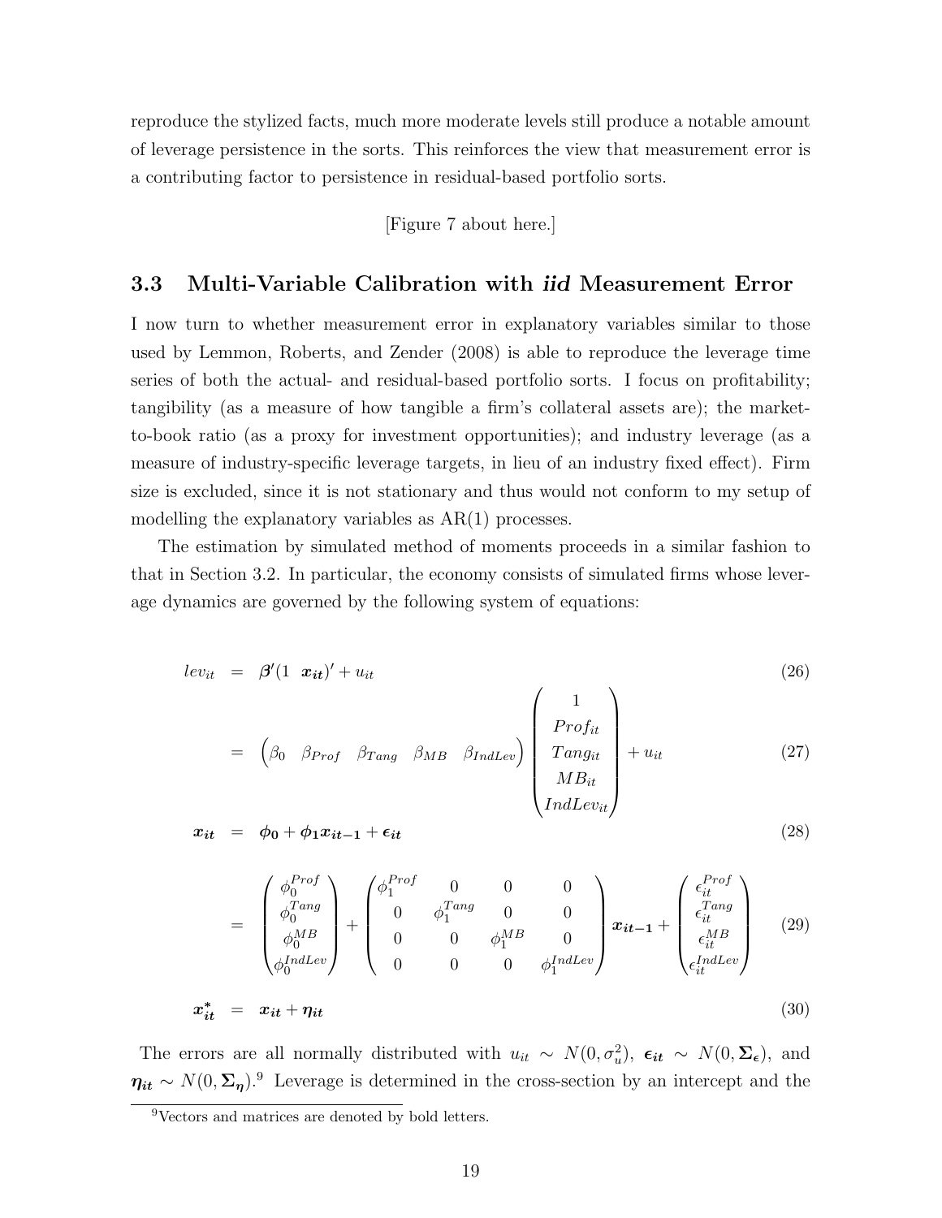reproduce the stylized facts, much more moderate levels still produce a notable amount of leverage persistence in the sorts. This reinforces the view that measurement error is a contributing factor to persistence in residual-based portfolio sorts.

[Figure 7 about here.]

### 3.3 Multi-Variable Calibration with *iid* Measurement Error

I now turn to whether measurement error in explanatory variables similar to those used by Lemmon, Roberts, and Zender (2008) is able to reproduce the leverage time series of both the actual- and residual-based portfolio sorts. I focus on profitability; tangibility (as a measure of how tangible a firm's collateral assets are); the market-to-book ratio (as a proxy for investment opportunities); and industry leverage (as a measure of industry-specific leverage targets, in lieu of an industry fixed effect). Firm size is excluded, since it is not stationary and thus would not conform to my setup of modelling the explanatory variables as AR(1) processes.

The estimation by simulated method of moments proceeds in a similar fashion to that in Section 3.2. In particular, the economy consists of simulated firms whose leverage dynamics are governed by the following system of equations:

$$
\begin{aligned}
lev_{it} &= \boldsymbol{\beta}'(1 \;\; \boldsymbol{x_{it}})' + u_{it} && (26) \\
&= \begin{pmatrix} \beta_0 & \beta_{Prof} & \beta_{Tang} & \beta_{MB} & \beta_{IndLev} \end{pmatrix} \begin{pmatrix} 1 \\ Prof_{it} \\ Tang_{it} \\ MB_{it} \\ IndLev_{it} \end{pmatrix} + u_{it} && (27) \\
\boldsymbol{x_{it}} &= \boldsymbol{\phi_0} + \boldsymbol{\phi_1} \boldsymbol{x_{it-1}} + \boldsymbol{\epsilon_{it}} && (28) \\
&= \begin{pmatrix} \phi_0^{Prof} \\ \phi_0^{Tang} \\ \phi_0^{MB} \\ \phi_0^{IndLev} \end{pmatrix} + \begin{pmatrix} \phi_1^{Prof} & 0 & 0 & 0 \\ 0 & \phi_1^{Tang} & 0 & 0 \\ 0 & 0 & \phi_1^{MB} & 0 \\ 0 & 0 & 0 & \phi_1^{IndLev} \end{pmatrix} \boldsymbol{x_{it-1}} + \begin{pmatrix} \epsilon_{it}^{Prof} \\ \epsilon_{it}^{Tang} \\ \epsilon_{it}^{MB} \\ \epsilon_{it}^{IndLev} \end{pmatrix} && (29) \\
\boldsymbol{x_{it}^*} &= \boldsymbol{x_{it}} + \boldsymbol{\eta_{it}} && (30)
\end{aligned}
$$

The errors are all normally distributed with $u_{it} \sim N(0, \sigma_u^2)$, $\boldsymbol{\epsilon_{it}} \sim N(0, \boldsymbol{\Sigma_{\epsilon}})$, and $\boldsymbol{\eta_{it}} \sim N(0, \boldsymbol{\Sigma_{\eta}})$.[9] Leverage is determined in the cross-section by an intercept and the

[9] Vectors and matrices are denoted by bold letters.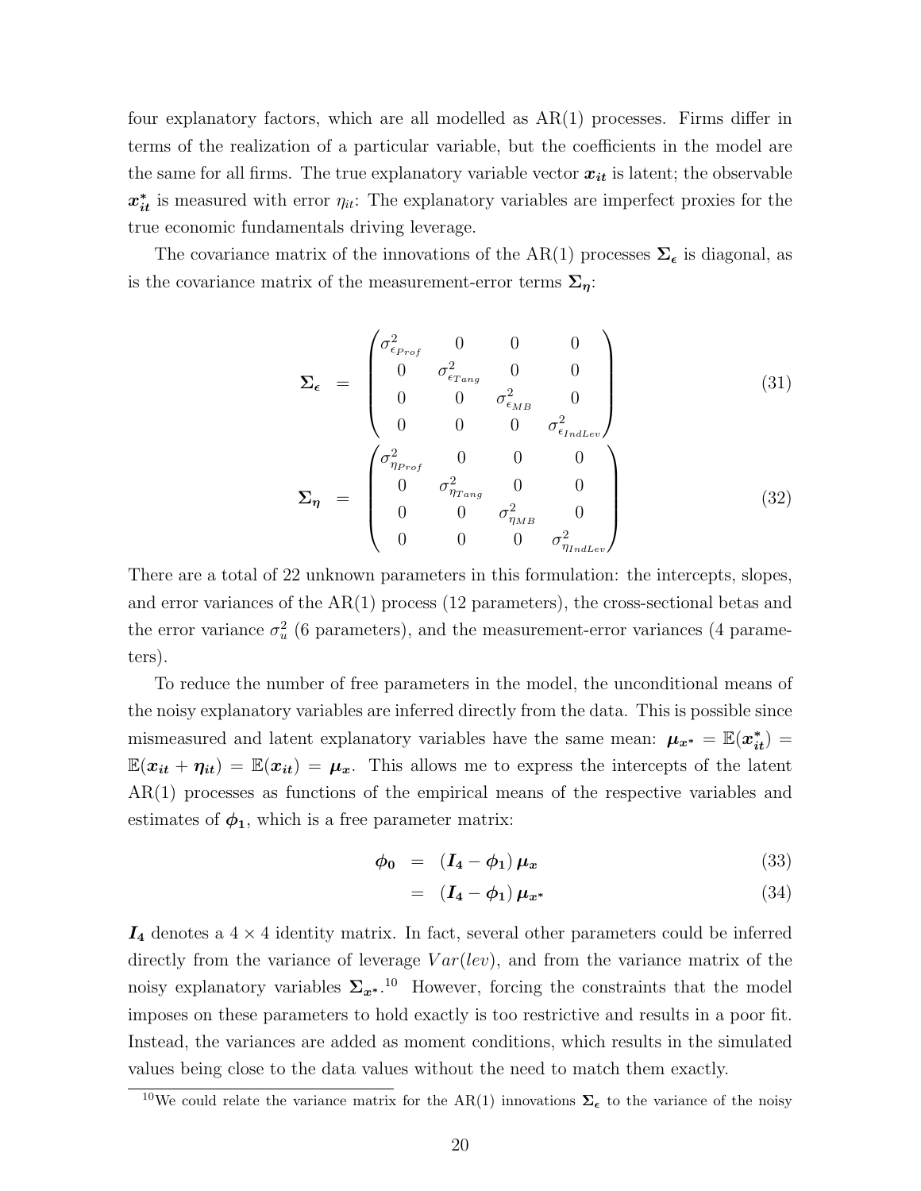four explanatory factors, which are all modelled as AR(1) processes. Firms differ in terms of the realization of a particular variable, but the coefficients in the model are the same for all firms. The true explanatory variable vector $\boldsymbol{x_{it}}$ is latent; the observable $\boldsymbol{x^*_{it}}$ is measured with error $\eta_{it}$: The explanatory variables are imperfect proxies for the true economic fundamentals driving leverage.

The covariance matrix of the innovations of the AR(1) processes $\boldsymbol{\Sigma_\epsilon}$ is diagonal, as is the covariance matrix of the measurement-error terms $\boldsymbol{\Sigma_\eta}$:

$$\boldsymbol{\Sigma_\epsilon} = \begin{pmatrix} \sigma^2_{\epsilon_{Prof}} & 0 & 0 & 0 \\ 0 & \sigma^2_{\epsilon_{Tang}} & 0 & 0 \\ 0 & 0 & \sigma^2_{\epsilon_{MB}} & 0 \\ 0 & 0 & 0 & \sigma^2_{\epsilon_{IndLev}} \end{pmatrix} \tag{31}$$

$$\boldsymbol{\Sigma_\eta} = \begin{pmatrix} \sigma^2_{\eta_{Prof}} & 0 & 0 & 0 \\ 0 & \sigma^2_{\eta_{Tang}} & 0 & 0 \\ 0 & 0 & \sigma^2_{\eta_{MB}} & 0 \\ 0 & 0 & 0 & \sigma^2_{\eta_{IndLev}} \end{pmatrix} \tag{32}$$

There are a total of 22 unknown parameters in this formulation: the intercepts, slopes, and error variances of the AR(1) process (12 parameters), the cross-sectional betas and the error variance $\sigma^2_u$ (6 parameters), and the measurement-error variances (4 parameters).

To reduce the number of free parameters in the model, the unconditional means of the noisy explanatory variables are inferred directly from the data. This is possible since mismeasured and latent explanatory variables have the same mean: $\boldsymbol{\mu_{x^*}} = \mathbb{E}(\boldsymbol{x^*_{it}}) = \mathbb{E}(\boldsymbol{x_{it}} + \boldsymbol{\eta_{it}}) = \mathbb{E}(\boldsymbol{x_{it}}) = \boldsymbol{\mu_x}$. This allows me to express the intercepts of the latent AR(1) processes as functions of the empirical means of the respective variables and estimates of $\boldsymbol{\phi_1}$, which is a free parameter matrix:

$$\boldsymbol{\phi_0} = (\boldsymbol{I_4} - \boldsymbol{\phi_1})\,\boldsymbol{\mu_x} \tag{33}$$

$$= (\boldsymbol{I_4} - \boldsymbol{\phi_1})\,\boldsymbol{\mu_{x^*}} \tag{34}$$

$\boldsymbol{I_4}$ denotes a $4 \times 4$ identity matrix. In fact, several other parameters could be inferred directly from the variance of leverage $Var(lev)$, and from the variance matrix of the noisy explanatory variables $\boldsymbol{\Sigma_{x^*}}$.[10] However, forcing the constraints that the model imposes on these parameters to hold exactly is too restrictive and results in a poor fit. Instead, the variances are added as moment conditions, which results in the simulated values being close to the data values without the need to match them exactly.

[10] We could relate the variance matrix for the AR(1) innovations $\boldsymbol{\Sigma_\epsilon}$ to the variance of the noisy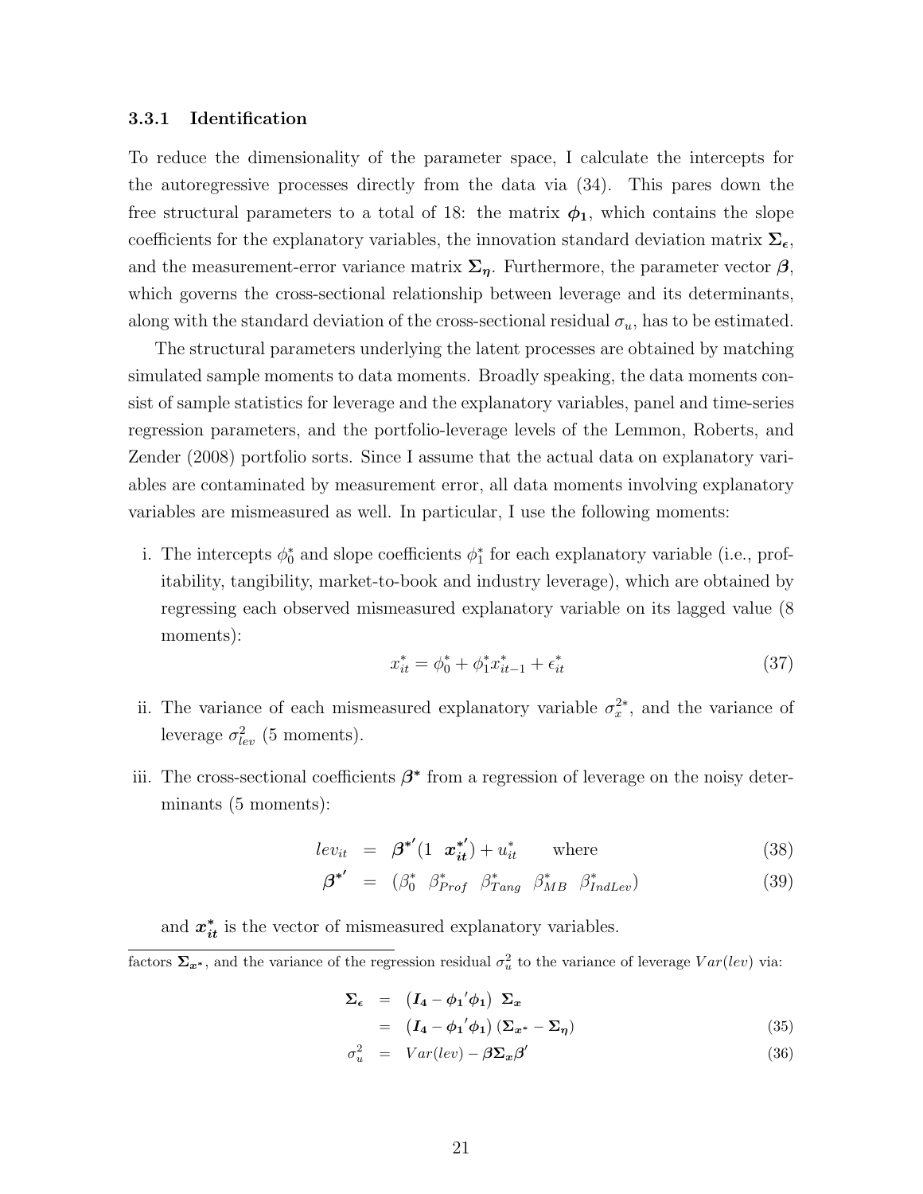### 3.3.1 Identification

To reduce the dimensionality of the parameter space, I calculate the intercepts for the autoregressive processes directly from the data via (34). This pares down the free structural parameters to a total of 18: the matrix $\boldsymbol{\phi_1}$, which contains the slope coefficients for the explanatory variables, the innovation standard deviation matrix $\boldsymbol{\Sigma_\epsilon}$, and the measurement-error variance matrix $\boldsymbol{\Sigma_\eta}$. Furthermore, the parameter vector $\boldsymbol{\beta}$, which governs the cross-sectional relationship between leverage and its determinants, along with the standard deviation of the cross-sectional residual $\sigma_u$, has to be estimated.

The structural parameters underlying the latent processes are obtained by matching simulated sample moments to data moments. Broadly speaking, the data moments consist of sample statistics for leverage and the explanatory variables, panel and time-series regression parameters, and the portfolio-leverage levels of the Lemmon, Roberts, and Zender (2008) portfolio sorts. Since I assume that the actual data on explanatory variables are contaminated by measurement error, all data moments involving explanatory variables are mismeasured as well. In particular, I use the following moments:

i. The intercepts $\phi_0^*$ and slope coefficients $\phi_1^*$ for each explanatory variable (i.e., profitability, tangibility, market-to-book and industry leverage), which are obtained by regressing each observed mismeasured explanatory variable on its lagged value (8 moments):

$$x_{it}^* = \phi_0^* + \phi_1^* x_{it-1}^* + \epsilon_{it}^* \tag{37}$$

ii. The variance of each mismeasured explanatory variable $\sigma_x^{2*}$, and the variance of leverage $\sigma_{lev}^2$ (5 moments).

iii. The cross-sectional coefficients $\boldsymbol{\beta^*}$ from a regression of leverage on the noisy determinants (5 moments):

$$lev_{it} = \boldsymbol{\beta^*}'(1 \;\; \boldsymbol{x_{it}^*}') + u_{it}^* \qquad \text{where} \tag{38}$$

$$\boldsymbol{\beta^*}' = (\beta_0^* \;\; \beta_{Prof}^* \;\; \beta_{Tang}^* \;\; \beta_{MB}^* \;\; \beta_{IndLev}^*) \tag{39}$$

and $\boldsymbol{x_{it}^*}$ is the vector of mismeasured explanatory variables.

---

factors $\boldsymbol{\Sigma_{x^*}}$, and the variance of the regression residual $\sigma_u^2$ to the variance of leverage $Var(lev)$ via:

$$\begin{aligned} \boldsymbol{\Sigma_\epsilon} &= \left(\boldsymbol{I_4} - \boldsymbol{\phi_1}'\boldsymbol{\phi_1}\right) \boldsymbol{\Sigma_x} \\ &= \left(\boldsymbol{I_4} - \boldsymbol{\phi_1}'\boldsymbol{\phi_1}\right)\left(\boldsymbol{\Sigma_{x^*}} - \boldsymbol{\Sigma_\eta}\right) \end{aligned} \tag{35}$$

$$\sigma_u^2 = Var(lev) - \boldsymbol{\beta}\boldsymbol{\Sigma_x}\boldsymbol{\beta}' \tag{36}$$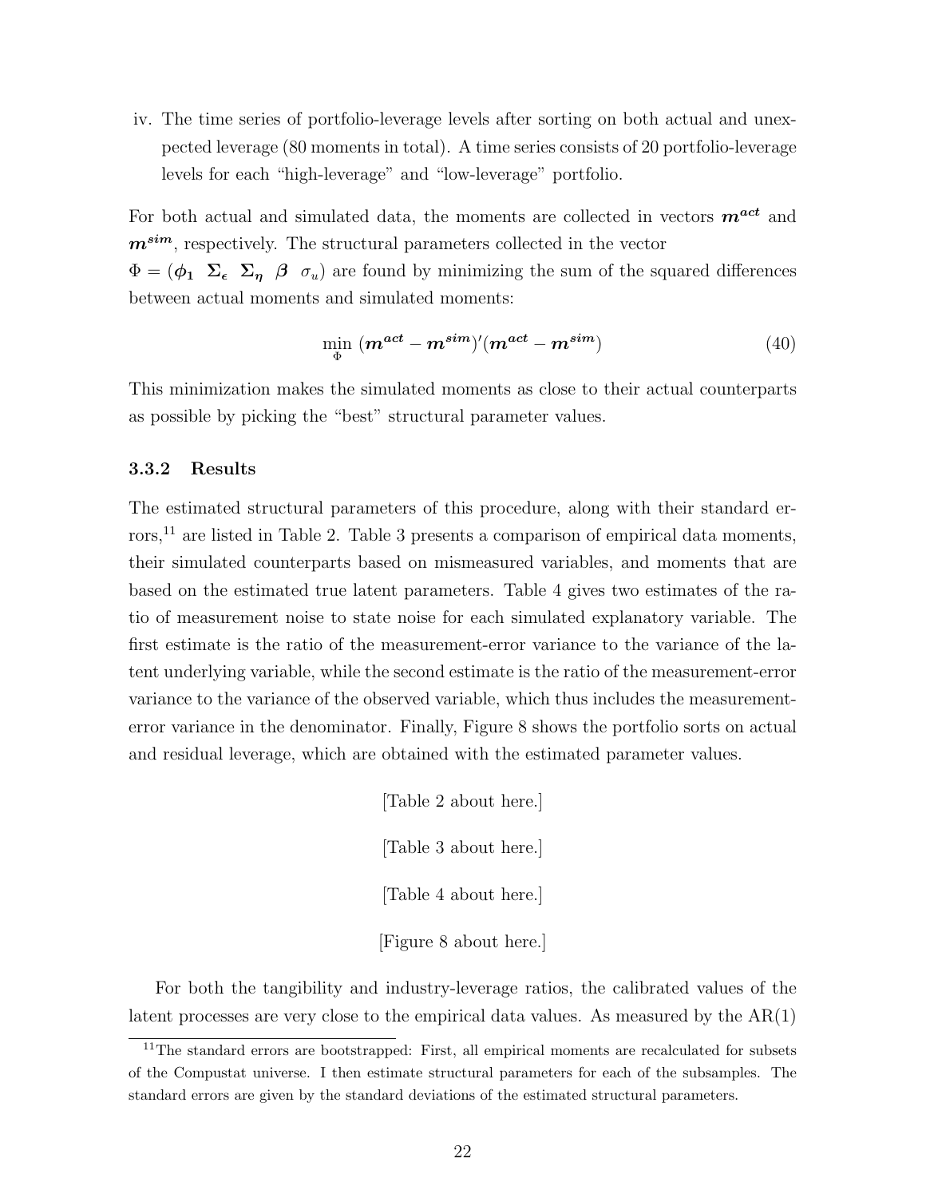iv. The time series of portfolio-leverage levels after sorting on both actual and unexpected leverage (80 moments in total). A time series consists of 20 portfolio-leverage levels for each "high-leverage" and "low-leverage" portfolio.

For both actual and simulated data, the moments are collected in vectors $\boldsymbol{m^{act}}$ and $\boldsymbol{m^{sim}}$, respectively. The structural parameters collected in the vector $\Phi = (\boldsymbol{\phi_1} \;\; \boldsymbol{\Sigma_\epsilon} \;\; \boldsymbol{\Sigma_\eta} \;\; \boldsymbol{\beta} \;\; \sigma_u)$ are found by minimizing the sum of the squared differences between actual moments and simulated moments:

$$\min_{\Phi} \; (\boldsymbol{m^{act}} - \boldsymbol{m^{sim}})'(\boldsymbol{m^{act}} - \boldsymbol{m^{sim}}) \tag{40}$$

This minimization makes the simulated moments as close to their actual counterparts as possible by picking the "best" structural parameter values.

### 3.3.2 Results

The estimated structural parameters of this procedure, along with their standard errors,[11] are listed in Table 2. Table 3 presents a comparison of empirical data moments, their simulated counterparts based on mismeasured variables, and moments that are based on the estimated true latent parameters. Table 4 gives two estimates of the ratio of measurement noise to state noise for each simulated explanatory variable. The first estimate is the ratio of the measurement-error variance to the variance of the latent underlying variable, while the second estimate is the ratio of the measurement-error variance to the variance of the observed variable, which thus includes the measurement-error variance in the denominator. Finally, Figure 8 shows the portfolio sorts on actual and residual leverage, which are obtained with the estimated parameter values.

[Table 2 about here.]

[Table 3 about here.]

[Table 4 about here.]

[Figure 8 about here.]

For both the tangibility and industry-leverage ratios, the calibrated values of the latent processes are very close to the empirical data values. As measured by the AR(1)

[11] The standard errors are bootstrapped: First, all empirical moments are recalculated for subsets of the Compustat universe. I then estimate structural parameters for each of the subsamples. The standard errors are given by the standard deviations of the estimated structural parameters.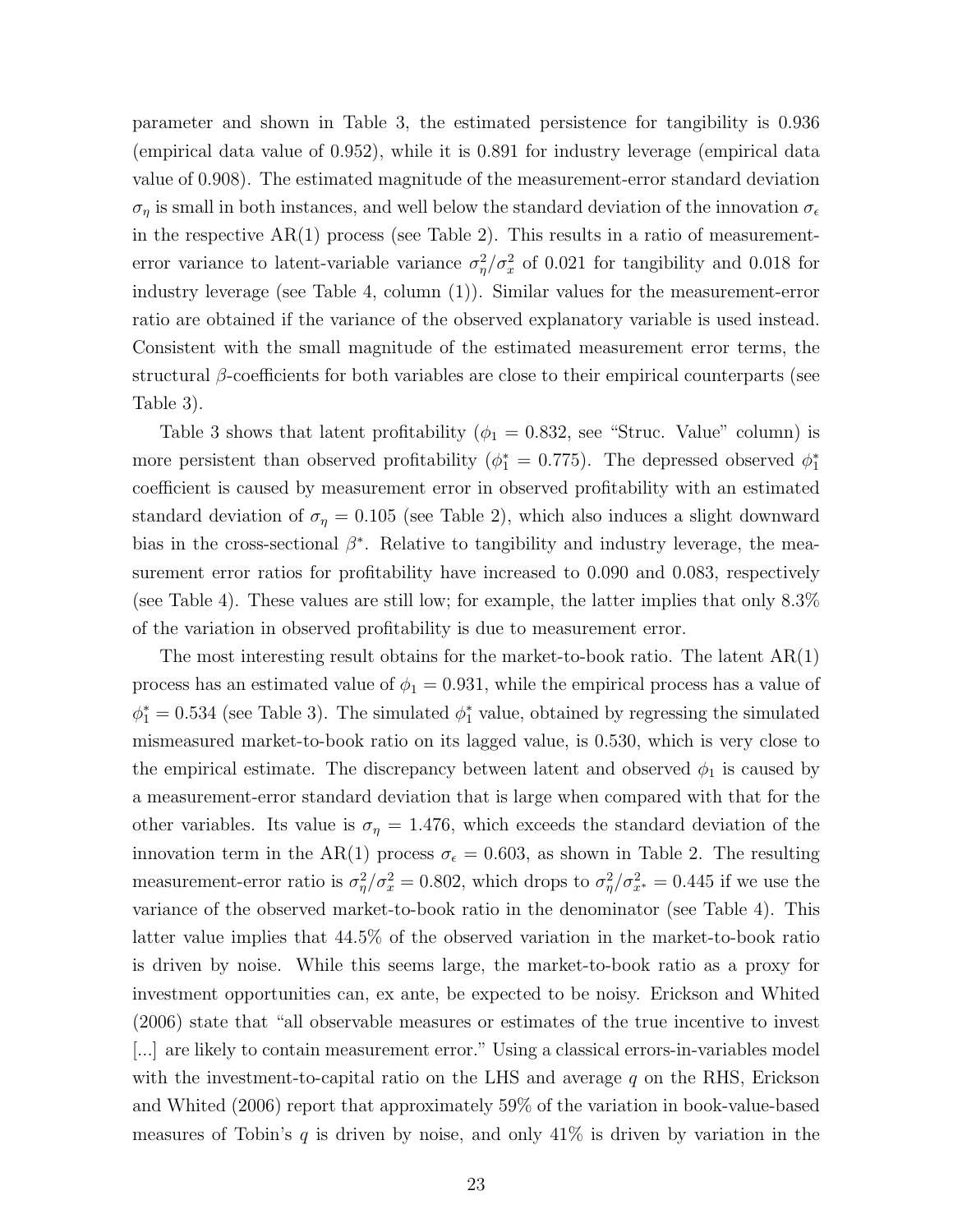parameter and shown in Table 3, the estimated persistence for tangibility is 0.936 (empirical data value of 0.952), while it is 0.891 for industry leverage (empirical data value of 0.908). The estimated magnitude of the measurement-error standard deviation $\sigma_\eta$ is small in both instances, and well below the standard deviation of the innovation $\sigma_\epsilon$ in the respective AR(1) process (see Table 2). This results in a ratio of measurement-error variance to latent-variable variance $\sigma_\eta^2/\sigma_x^2$ of 0.021 for tangibility and 0.018 for industry leverage (see Table 4, column (1)). Similar values for the measurement-error ratio are obtained if the variance of the observed explanatory variable is used instead. Consistent with the small magnitude of the estimated measurement error terms, the structural $\beta$-coefficients for both variables are close to their empirical counterparts (see Table 3).

Table 3 shows that latent profitability ($\phi_1 = 0.832$, see "Struc. Value" column) is more persistent than observed profitability ($\phi_1^* = 0.775$). The depressed observed $\phi_1^*$ coefficient is caused by measurement error in observed profitability with an estimated standard deviation of $\sigma_\eta = 0.105$ (see Table 2), which also induces a slight downward bias in the cross-sectional $\beta^*$. Relative to tangibility and industry leverage, the measurement error ratios for profitability have increased to 0.090 and 0.083, respectively (see Table 4). These values are still low; for example, the latter implies that only 8.3% of the variation in observed profitability is due to measurement error.

The most interesting result obtains for the market-to-book ratio. The latent AR(1) process has an estimated value of $\phi_1 = 0.931$, while the empirical process has a value of $\phi_1^* = 0.534$ (see Table 3). The simulated $\phi_1^*$ value, obtained by regressing the simulated mismeasured market-to-book ratio on its lagged value, is 0.530, which is very close to the empirical estimate. The discrepancy between latent and observed $\phi_1$ is caused by a measurement-error standard deviation that is large when compared with that for the other variables. Its value is $\sigma_\eta = 1.476$, which exceeds the standard deviation of the innovation term in the AR(1) process $\sigma_\epsilon = 0.603$, as shown in Table 2. The resulting measurement-error ratio is $\sigma_\eta^2/\sigma_x^2 = 0.802$, which drops to $\sigma_\eta^2/\sigma_{x^*}^2 = 0.445$ if we use the variance of the observed market-to-book ratio in the denominator (see Table 4). This latter value implies that 44.5% of the observed variation in the market-to-book ratio is driven by noise. While this seems large, the market-to-book ratio as a proxy for investment opportunities can, ex ante, be expected to be noisy. Erickson and Whited (2006) state that "all observable measures or estimates of the true incentive to invest [...] are likely to contain measurement error." Using a classical errors-in-variables model with the investment-to-capital ratio on the LHS and average $q$ on the RHS, Erickson and Whited (2006) report that approximately 59% of the variation in book-value-based measures of Tobin's $q$ is driven by noise, and only 41% is driven by variation in the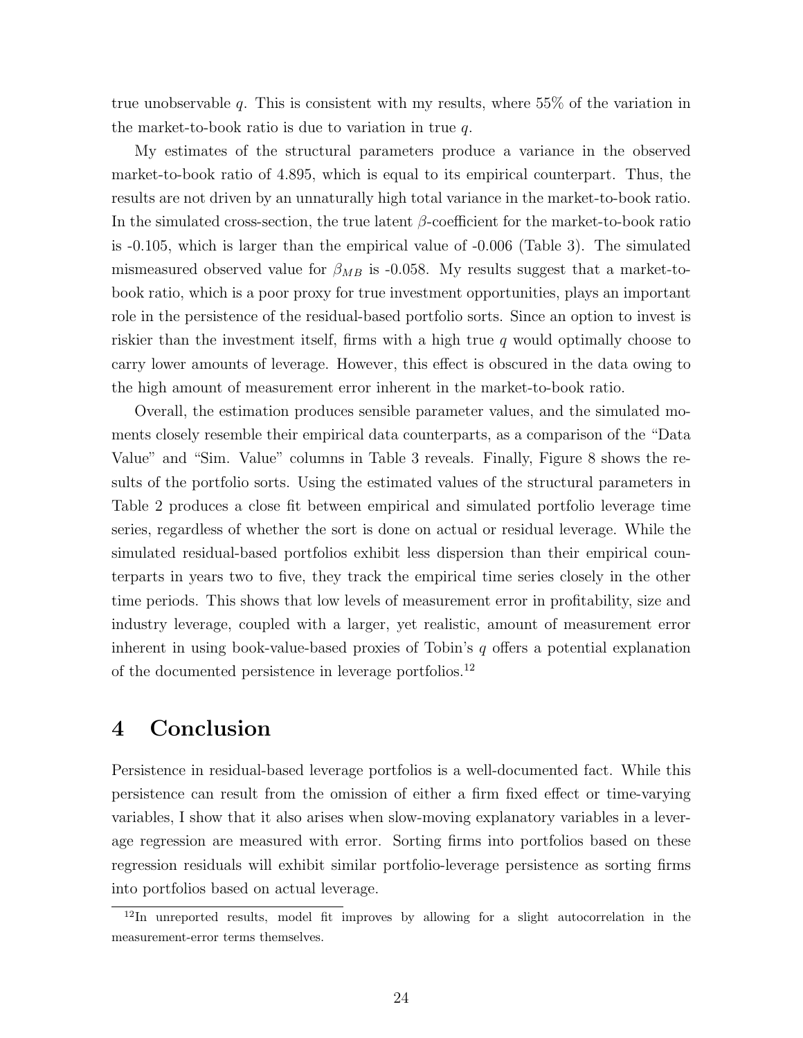true unobservable $q$. This is consistent with my results, where 55% of the variation in the market-to-book ratio is due to variation in true $q$.

My estimates of the structural parameters produce a variance in the observed market-to-book ratio of 4.895, which is equal to its empirical counterpart. Thus, the results are not driven by an unnaturally high total variance in the market-to-book ratio. In the simulated cross-section, the true latent $\beta$-coefficient for the market-to-book ratio is -0.105, which is larger than the empirical value of -0.006 (Table 3). The simulated mismeasured observed value for $\beta_{MB}$ is -0.058. My results suggest that a market-to-book ratio, which is a poor proxy for true investment opportunities, plays an important role in the persistence of the residual-based portfolio sorts. Since an option to invest is riskier than the investment itself, firms with a high true $q$ would optimally choose to carry lower amounts of leverage. However, this effect is obscured in the data owing to the high amount of measurement error inherent in the market-to-book ratio.

Overall, the estimation produces sensible parameter values, and the simulated moments closely resemble their empirical data counterparts, as a comparison of the "Data Value" and "Sim. Value" columns in Table 3 reveals. Finally, Figure 8 shows the results of the portfolio sorts. Using the estimated values of the structural parameters in Table 2 produces a close fit between empirical and simulated portfolio leverage time series, regardless of whether the sort is done on actual or residual leverage. While the simulated residual-based portfolios exhibit less dispersion than their empirical counterparts in years two to five, they track the empirical time series closely in the other time periods. This shows that low levels of measurement error in profitability, size and industry leverage, coupled with a larger, yet realistic, amount of measurement error inherent in using book-value-based proxies of Tobin's $q$ offers a potential explanation of the documented persistence in leverage portfolios.[12]

# 4 Conclusion

Persistence in residual-based leverage portfolios is a well-documented fact. While this persistence can result from the omission of either a firm fixed effect or time-varying variables, I show that it also arises when slow-moving explanatory variables in a leverage regression are measured with error. Sorting firms into portfolios based on these regression residuals will exhibit similar portfolio-leverage persistence as sorting firms into portfolios based on actual leverage.

[12] In unreported results, model fit improves by allowing for a slight autocorrelation in the measurement-error terms themselves.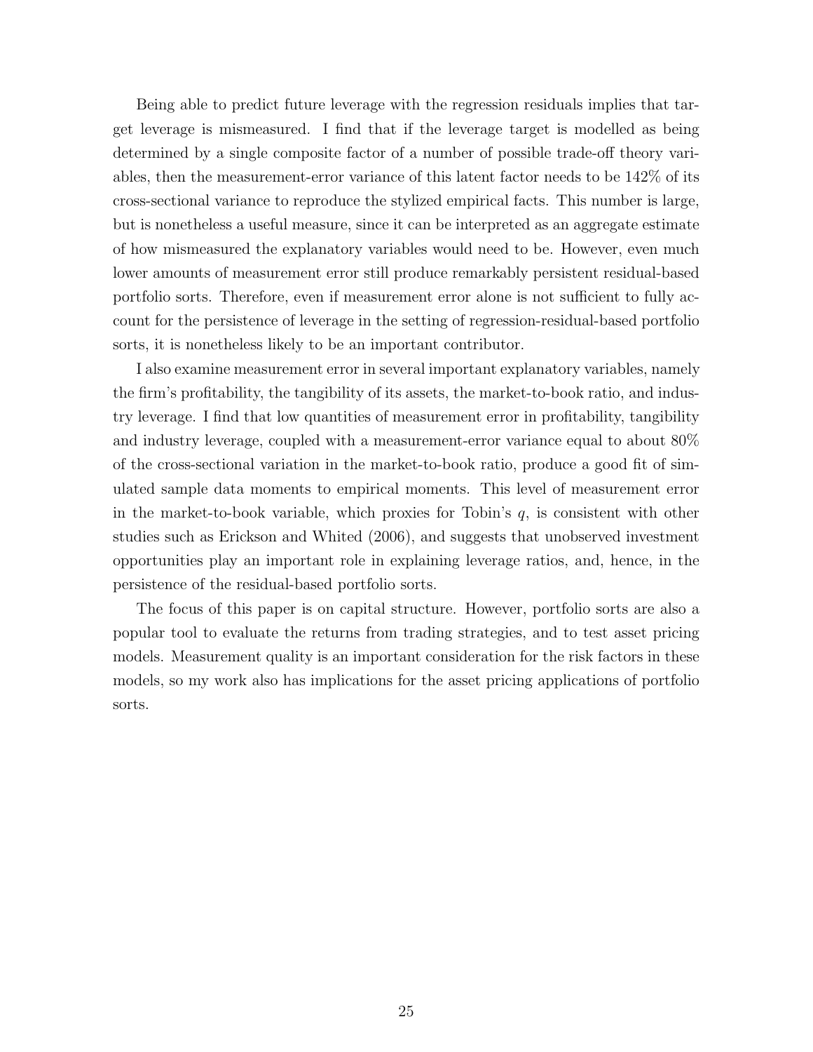Being able to predict future leverage with the regression residuals implies that target leverage is mismeasured. I find that if the leverage target is modelled as being determined by a single composite factor of a number of possible trade-off theory variables, then the measurement-error variance of this latent factor needs to be 142% of its cross-sectional variance to reproduce the stylized empirical facts. This number is large, but is nonetheless a useful measure, since it can be interpreted as an aggregate estimate of how mismeasured the explanatory variables would need to be. However, even much lower amounts of measurement error still produce remarkably persistent residual-based portfolio sorts. Therefore, even if measurement error alone is not sufficient to fully account for the persistence of leverage in the setting of regression-residual-based portfolio sorts, it is nonetheless likely to be an important contributor.

I also examine measurement error in several important explanatory variables, namely the firm's profitability, the tangibility of its assets, the market-to-book ratio, and industry leverage. I find that low quantities of measurement error in profitability, tangibility and industry leverage, coupled with a measurement-error variance equal to about 80% of the cross-sectional variation in the market-to-book ratio, produce a good fit of simulated sample data moments to empirical moments. This level of measurement error in the market-to-book variable, which proxies for Tobin's $q$, is consistent with other studies such as Erickson and Whited (2006), and suggests that unobserved investment opportunities play an important role in explaining leverage ratios, and, hence, in the persistence of the residual-based portfolio sorts.

The focus of this paper is on capital structure. However, portfolio sorts are also a popular tool to evaluate the returns from trading strategies, and to test asset pricing models. Measurement quality is an important consideration for the risk factors in these models, so my work also has implications for the asset pricing applications of portfolio sorts.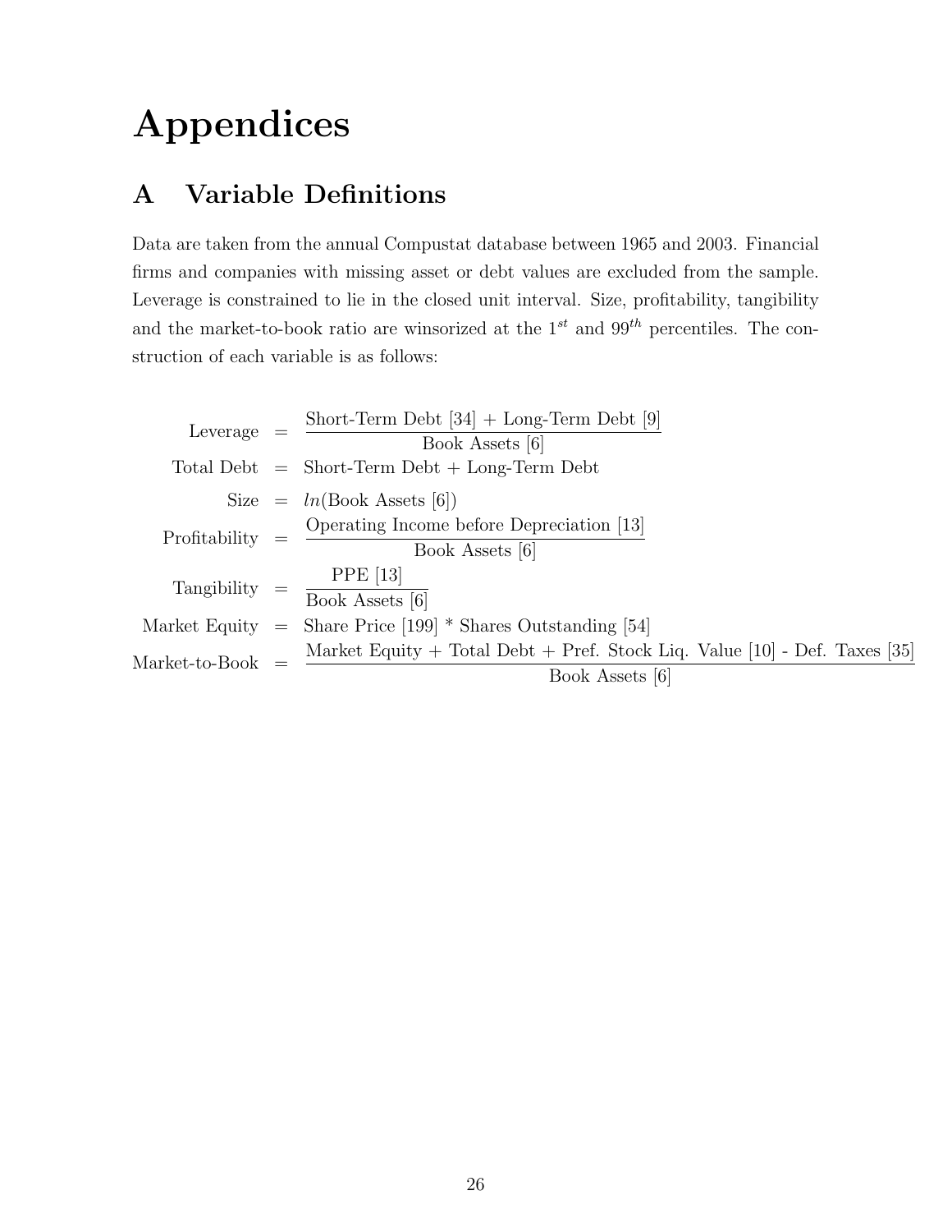# Appendices

## A Variable Definitions

Data are taken from the annual Compustat database between 1965 and 2003. Financial firms and companies with missing asset or debt values are excluded from the sample. Leverage is constrained to lie in the closed unit interval. Size, profitability, tangibility and the market-to-book ratio are winsorized at the $1^{st}$ and $99^{th}$ percentiles. The construction of each variable is as follows:

$$
\begin{aligned}
\text{Leverage} &= \frac{\text{Short-Term Debt [34]} + \text{Long-Term Debt [9]}}{\text{Book Assets [6]}} \\
\text{Total Debt} &= \text{Short-Term Debt} + \text{Long-Term Debt} \\
\text{Size} &= ln(\text{Book Assets [6]}) \\
\text{Profitability} &= \frac{\text{Operating Income before Depreciation [13]}}{\text{Book Assets [6]}} \\
\text{Tangibility} &= \frac{\text{PPE [13]}}{\text{Book Assets [6]}} \\
\text{Market Equity} &= \text{Share Price [199]} * \text{Shares Outstanding [54]} \\
\text{Market-to-Book} &= \frac{\text{Market Equity} + \text{Total Debt} + \text{Pref. Stock Liq. Value [10]} - \text{Def. Taxes [35]}}{\text{Book Assets [6]}}
\end{aligned}
$$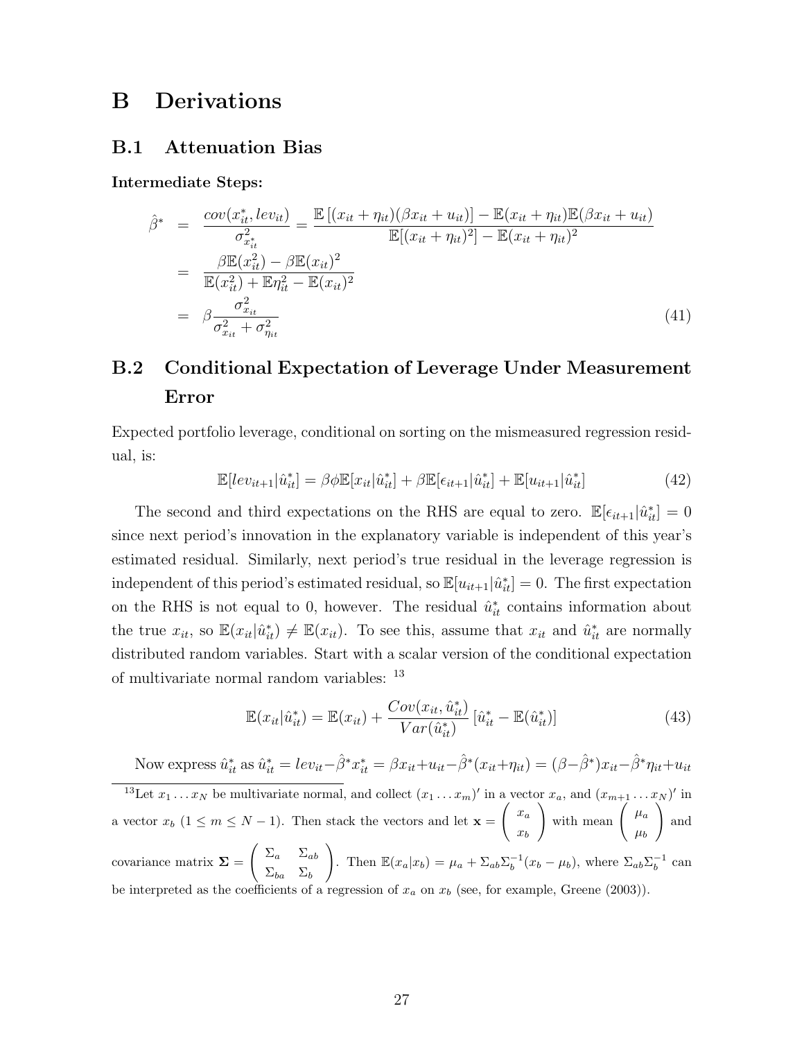# B Derivations

## B.1 Attenuation Bias

**Intermediate Steps:**

$$
\begin{aligned}
\hat{\beta}^* &= \frac{cov(x_{it}^*, lev_{it})}{\sigma^2_{x_{it}^*}} = \frac{\mathbb{E}\left[(x_{it}+\eta_{it})(\beta x_{it}+u_{it})\right] - \mathbb{E}(x_{it}+\eta_{it})\mathbb{E}(\beta x_{it}+u_{it})}{\mathbb{E}[(x_{it}+\eta_{it})^2] - \mathbb{E}(x_{it}+\eta_{it})^2} \\
&= \frac{\beta\mathbb{E}(x_{it}^2) - \beta\mathbb{E}(x_{it})^2}{\mathbb{E}(x_{it}^2) + \mathbb{E}\eta_{it}^2 - \mathbb{E}(x_{it})^2} \\
&= \beta\frac{\sigma^2_{x_{it}}}{\sigma^2_{x_{it}} + \sigma^2_{\eta_{it}}} \qquad (41)
\end{aligned}
$$

## B.2 Conditional Expectation of Leverage Under Measurement Error

Expected portfolio leverage, conditional on sorting on the mismeasured regression residual, is:

$$
\mathbb{E}[lev_{it+1}|\hat{u}_{it}^*] = \beta\phi\mathbb{E}[x_{it}|\hat{u}_{it}^*] + \beta\mathbb{E}[\epsilon_{it+1}|\hat{u}_{it}^*] + \mathbb{E}[u_{it+1}|\hat{u}_{it}^*] \qquad (42)
$$

The second and third expectations on the RHS are equal to zero. $\mathbb{E}[\epsilon_{it+1}|\hat{u}_{it}^*] = 0$ since next period's innovation in the explanatory variable is independent of this year's estimated residual. Similarly, next period's true residual in the leverage regression is independent of this period's estimated residual, so $\mathbb{E}[u_{it+1}|\hat{u}_{it}^*] = 0$. The first expectation on the RHS is not equal to 0, however. The residual $\hat{u}_{it}^*$ contains information about the true $x_{it}$, so $\mathbb{E}(x_{it}|\hat{u}_{it}^*) \neq \mathbb{E}(x_{it})$. To see this, assume that $x_{it}$ and $\hat{u}_{it}^*$ are normally distributed random variables. Start with a scalar version of the conditional expectation of multivariate normal random variables: [13]

$$
\mathbb{E}(x_{it}|\hat{u}_{it}^*) = \mathbb{E}(x_{it}) + \frac{Cov(x_{it}, \hat{u}_{it}^*)}{Var(\hat{u}_{it}^*)}\left[\hat{u}_{it}^* - \mathbb{E}(\hat{u}_{it}^*)\right] \qquad (43)
$$

Now express $\hat{u}_{it}^*$ as $\hat{u}_{it}^* = lev_{it} - \hat{\beta}^* x_{it}^* = \beta x_{it} + u_{it} - \hat{\beta}^*(x_{it}+\eta_{it}) = (\beta - \hat{\beta}^*)x_{it} - \hat{\beta}^*\eta_{it} + u_{it}$

[13] Let $x_1 \dots x_N$ be multivariate normal, and collect $(x_1 \dots x_m)'$ in a vector $x_a$, and $(x_{m+1} \dots x_N)'$ in a vector $x_b$ ($1 \leq m \leq N-1$). Then stack the vectors and let $\mathbf{x} = \begin{pmatrix} x_a \\ x_b \end{pmatrix}$ with mean $\begin{pmatrix} \mu_a \\ \mu_b \end{pmatrix}$ and covariance matrix $\mathbf{\Sigma} = \begin{pmatrix} \Sigma_a & \Sigma_{ab} \\ \Sigma_{ba} & \Sigma_b \end{pmatrix}$. Then $\mathbb{E}(x_a|x_b) = \mu_a + \Sigma_{ab}\Sigma_b^{-1}(x_b - \mu_b)$, where $\Sigma_{ab}\Sigma_b^{-1}$ can be interpreted as the coefficients of a regression of $x_a$ on $x_b$ (see, for example, Greene (2003)).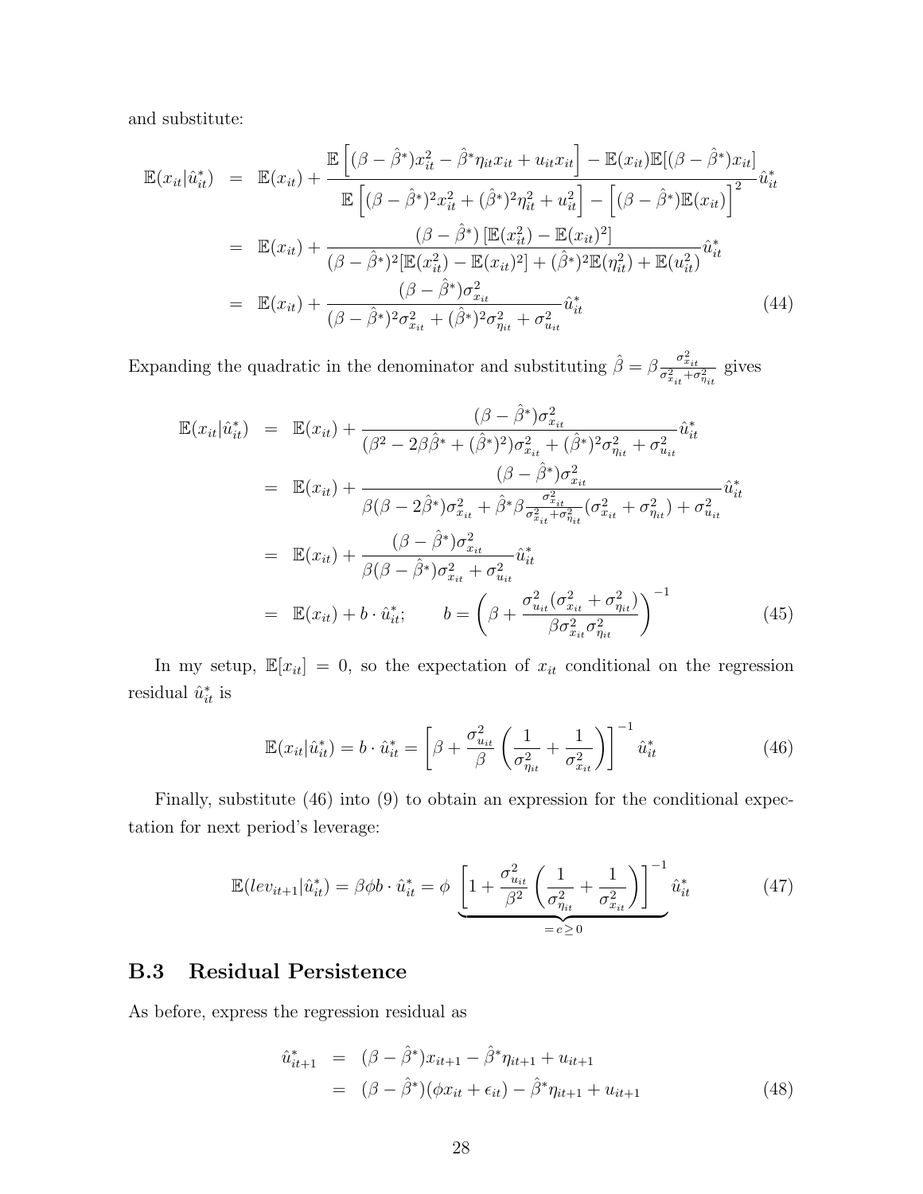and substitute:

$$
\begin{aligned}
\mathbb{E}(x_{it}|\hat{u}^*_{it}) &= \mathbb{E}(x_{it}) + \frac{\mathbb{E}\left[(\beta-\hat{\beta}^*)x_{it}^2 - \hat{\beta}^*\eta_{it}x_{it} + u_{it}x_{it}\right] - \mathbb{E}(x_{it})\mathbb{E}[(\beta-\hat{\beta}^*)x_{it}]}{\mathbb{E}\left[(\beta-\hat{\beta}^*)^2x_{it}^2 + (\hat{\beta}^*)^2\eta_{it}^2 + u_{it}^2\right] - \left[(\beta-\hat{\beta}^*)\mathbb{E}(x_{it})\right]^2}\hat{u}^*_{it} \\
&= \mathbb{E}(x_{it}) + \frac{(\beta-\hat{\beta}^*)\left[\mathbb{E}(x_{it}^2) - \mathbb{E}(x_{it})^2\right]}{(\beta-\hat{\beta}^*)^2[\mathbb{E}(x_{it}^2) - \mathbb{E}(x_{it})^2] + (\hat{\beta}^*)^2\mathbb{E}(\eta_{it}^2) + \mathbb{E}(u_{it}^2)}\hat{u}^*_{it} \\
&= \mathbb{E}(x_{it}) + \frac{(\beta-\hat{\beta}^*)\sigma^2_{x_{it}}}{(\beta-\hat{\beta}^*)^2\sigma^2_{x_{it}} + (\hat{\beta}^*)^2\sigma^2_{\eta_{it}} + \sigma^2_{u_{it}}}\hat{u}^*_{it} \qquad (44)
\end{aligned}
$$

Expanding the quadratic in the denominator and substituting $\hat{\beta} = \beta\frac{\sigma^2_{x_{it}}}{\sigma^2_{x_{it}}+\sigma^2_{\eta_{it}}}$ gives

$$
\begin{aligned}
\mathbb{E}(x_{it}|\hat{u}^*_{it}) &= \mathbb{E}(x_{it}) + \frac{(\beta-\hat{\beta}^*)\sigma^2_{x_{it}}}{(\beta^2 - 2\beta\hat{\beta}^* + (\hat{\beta}^*)^2)\sigma^2_{x_{it}} + (\hat{\beta}^*)^2\sigma^2_{\eta_{it}} + \sigma^2_{u_{it}}}\hat{u}^*_{it} \\
&= \mathbb{E}(x_{it}) + \frac{(\beta-\hat{\beta}^*)\sigma^2_{x_{it}}}{\beta(\beta-2\hat{\beta}^*)\sigma^2_{x_{it}} + \hat{\beta}^*\beta\frac{\sigma^2_{x_{it}}}{\sigma^2_{x_{it}}+\sigma^2_{\eta_{it}}}(\sigma^2_{x_{it}}+\sigma^2_{\eta_{it}}) + \sigma^2_{u_{it}}}\hat{u}^*_{it} \\
&= \mathbb{E}(x_{it}) + \frac{(\beta-\hat{\beta}^*)\sigma^2_{x_{it}}}{\beta(\beta-\hat{\beta}^*)\sigma^2_{x_{it}} + \sigma^2_{u_{it}}}\hat{u}^*_{it} \\
&= \mathbb{E}(x_{it}) + b\cdot\hat{u}^*_{it}; \qquad b = \left(\beta + \frac{\sigma^2_{u_{it}}(\sigma^2_{x_{it}}+\sigma^2_{\eta_{it}})}{\beta\sigma^2_{x_{it}}\sigma^2_{\eta_{it}}}\right)^{-1} \qquad (45)
\end{aligned}
$$

In my setup, $\mathbb{E}[x_{it}] = 0$, so the expectation of $x_{it}$ conditional on the regression residual $\hat{u}^*_{it}$ is

$$
\mathbb{E}(x_{it}|\hat{u}^*_{it}) = b\cdot\hat{u}^*_{it} = \left[\beta + \frac{\sigma^2_{u_{it}}}{\beta}\left(\frac{1}{\sigma^2_{\eta_{it}}} + \frac{1}{\sigma^2_{x_{it}}}\right)\right]^{-1}\hat{u}^*_{it} \qquad (46)
$$

Finally, substitute (46) into (9) to obtain an expression for the conditional expectation for next period's leverage:

$$
\mathbb{E}(lev_{it+1}|\hat{u}^*_{it}) = \beta\phi b\cdot\hat{u}^*_{it} = \phi\underbrace{\left[1 + \frac{\sigma^2_{u_{it}}}{\beta^2}\left(\frac{1}{\sigma^2_{\eta_{it}}} + \frac{1}{\sigma^2_{x_{it}}}\right)\right]^{-1}}_{=c\geq 0}\hat{u}^*_{it} \qquad (47)
$$

## B.3 Residual Persistence

As before, express the regression residual as

$$
\begin{aligned}
\hat{u}^*_{it+1} &= (\beta-\hat{\beta}^*)x_{it+1} - \hat{\beta}^*\eta_{it+1} + u_{it+1} \\
&= (\beta-\hat{\beta}^*)(\phi x_{it} + \epsilon_{it}) - \hat{\beta}^*\eta_{it+1} + u_{it+1} \qquad (48)
\end{aligned}
$$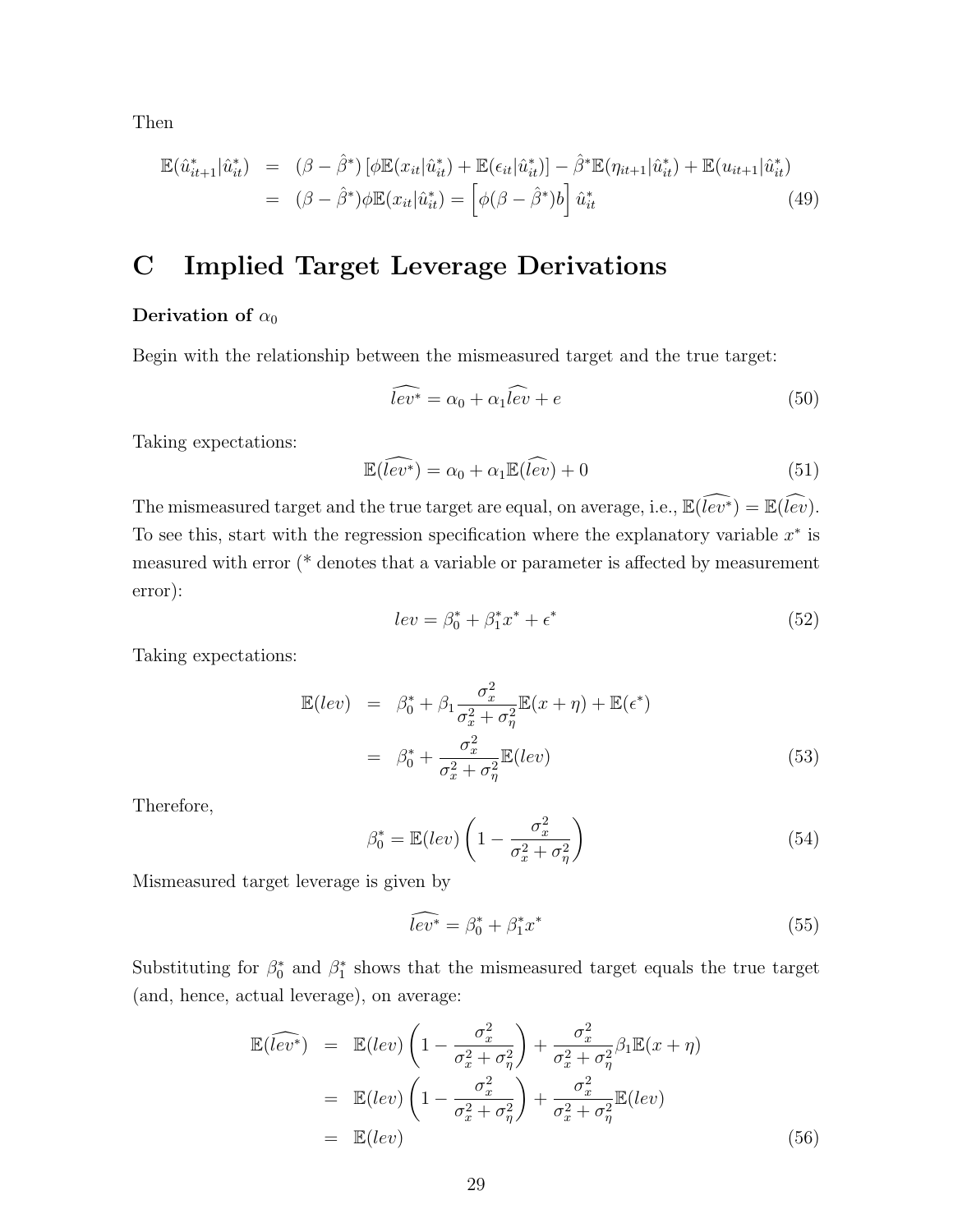Then

$$
\begin{aligned}
\mathbb{E}(\hat{u}^*_{it+1}|\hat{u}^*_{it}) &= (\beta - \hat{\beta}^*)\left[\phi \mathbb{E}(x_{it}|\hat{u}^*_{it}) + \mathbb{E}(\epsilon_{it}|\hat{u}^*_{it})\right] - \hat{\beta}^* \mathbb{E}(\eta_{it+1}|\hat{u}^*_{it}) + \mathbb{E}(u_{it+1}|\hat{u}^*_{it}) \\
&= (\beta - \hat{\beta}^*)\phi \mathbb{E}(x_{it}|\hat{u}^*_{it}) = \left[\phi(\beta - \hat{\beta}^*)b\right]\hat{u}^*_{it} \qquad (49)
\end{aligned}
$$

# C Implied Target Leverage Derivations

**Derivation of $\alpha_0$**

Begin with the relationship between the mismeasured target and the true target:

$$
\widehat{lev^*} = \alpha_0 + \alpha_1 \widehat{lev} + e \qquad (50)
$$

Taking expectations:

$$
\mathbb{E}(\widehat{lev^*}) = \alpha_0 + \alpha_1 \mathbb{E}(\widehat{lev}) + 0 \qquad (51)
$$

The mismeasured target and the true target are equal, on average, i.e., $\mathbb{E}(\widehat{lev^*}) = \mathbb{E}(\widehat{lev})$. To see this, start with the regression specification where the explanatory variable $x^*$ is measured with error (* denotes that a variable or parameter is affected by measurement error):

$$
lev = \beta^*_0 + \beta^*_1 x^* + \epsilon^* \qquad (52)
$$

Taking expectations:

$$
\begin{aligned}
\mathbb{E}(lev) &= \beta^*_0 + \beta_1 \frac{\sigma^2_x}{\sigma^2_x + \sigma^2_\eta}\mathbb{E}(x + \eta) + \mathbb{E}(\epsilon^*) \\
&= \beta^*_0 + \frac{\sigma^2_x}{\sigma^2_x + \sigma^2_\eta}\mathbb{E}(lev) \qquad (53)
\end{aligned}
$$

Therefore,

$$
\beta^*_0 = \mathbb{E}(lev)\left(1 - \frac{\sigma^2_x}{\sigma^2_x + \sigma^2_\eta}\right) \qquad (54)
$$

Mismeasured target leverage is given by

$$
\widehat{lev^*} = \beta^*_0 + \beta^*_1 x^* \qquad (55)
$$

Substituting for $\beta^*_0$ and $\beta^*_1$ shows that the mismeasured target equals the true target (and, hence, actual leverage), on average:

$$
\begin{aligned}
\mathbb{E}(\widehat{lev^*}) &= \mathbb{E}(lev)\left(1 - \frac{\sigma^2_x}{\sigma^2_x + \sigma^2_\eta}\right) + \frac{\sigma^2_x}{\sigma^2_x + \sigma^2_\eta}\beta_1 \mathbb{E}(x + \eta) \\
&= \mathbb{E}(lev)\left(1 - \frac{\sigma^2_x}{\sigma^2_x + \sigma^2_\eta}\right) + \frac{\sigma^2_x}{\sigma^2_x + \sigma^2_\eta}\mathbb{E}(lev) \\
&= \mathbb{E}(lev) \qquad (56)
\end{aligned}
$$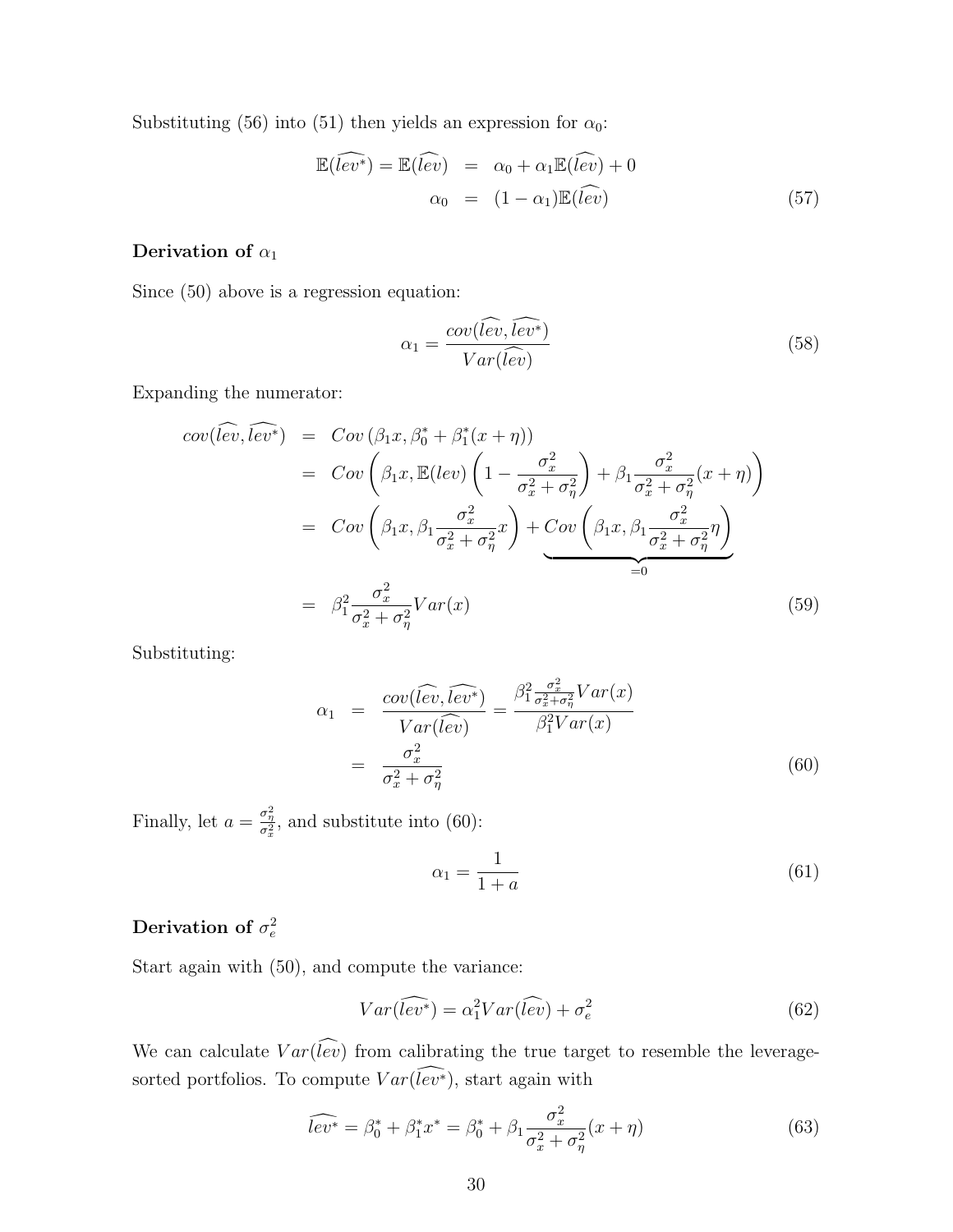Substituting (56) into (51) then yields an expression for $\alpha_0$:

$$
\begin{aligned}
\mathbb{E}(\widehat{lev^*}) = \mathbb{E}(\widehat{lev}) &= \alpha_0 + \alpha_1 \mathbb{E}(\widehat{lev}) + 0 \\
\alpha_0 &= (1 - \alpha_1)\mathbb{E}(\widehat{lev}) \qquad (57)
\end{aligned}
$$

**Derivation of $\alpha_1$**

Since (50) above is a regression equation:

$$
\alpha_1 = \frac{cov(\widehat{lev}, \widehat{lev^*})}{Var(\widehat{lev})} \qquad (58)
$$

Expanding the numerator:

$$
\begin{aligned}
cov(\widehat{lev}, \widehat{lev^*}) &= Cov\left(\beta_1 x, \beta_0^* + \beta_1^*(x + \eta)\right) \\
&= Cov\left(\beta_1 x, \mathbb{E}(lev)\left(1 - \frac{\sigma_x^2}{\sigma_x^2 + \sigma_\eta^2}\right) + \beta_1 \frac{\sigma_x^2}{\sigma_x^2 + \sigma_\eta^2}(x + \eta)\right) \\
&= Cov\left(\beta_1 x, \beta_1 \frac{\sigma_x^2}{\sigma_x^2 + \sigma_\eta^2} x\right) + \underbrace{Cov\left(\beta_1 x, \beta_1 \frac{\sigma_x^2}{\sigma_x^2 + \sigma_\eta^2} \eta\right)}_{=0} \\
&= \beta_1^2 \frac{\sigma_x^2}{\sigma_x^2 + \sigma_\eta^2} Var(x) \qquad (59)
\end{aligned}
$$

Substituting:

$$
\begin{aligned}
\alpha_1 &= \frac{cov(\widehat{lev}, \widehat{lev^*})}{Var(\widehat{lev})} = \frac{\beta_1^2 \frac{\sigma_x^2}{\sigma_x^2 + \sigma_\eta^2} Var(x)}{\beta_1^2 Var(x)} \\
&= \frac{\sigma_x^2}{\sigma_x^2 + \sigma_\eta^2} \qquad (60)
\end{aligned}
$$

Finally, let $a = \frac{\sigma_\eta^2}{\sigma_x^2}$, and substitute into (60):

$$
\alpha_1 = \frac{1}{1 + a} \qquad (61)
$$

**Derivation of $\sigma_e^2$**

Start again with (50), and compute the variance:

$$
Var(\widehat{lev^*}) = \alpha_1^2 Var(\widehat{lev}) + \sigma_e^2 \qquad (62)
$$

We can calculate $Var(\widehat{lev})$ from calibrating the true target to resemble the leverage-sorted portfolios. To compute $Var(\widehat{lev^*})$, start again with

$$
\widehat{lev^*} = \beta_0^* + \beta_1^* x^* = \beta_0^* + \beta_1 \frac{\sigma_x^2}{\sigma_x^2 + \sigma_\eta^2}(x + \eta) \qquad (63)
$$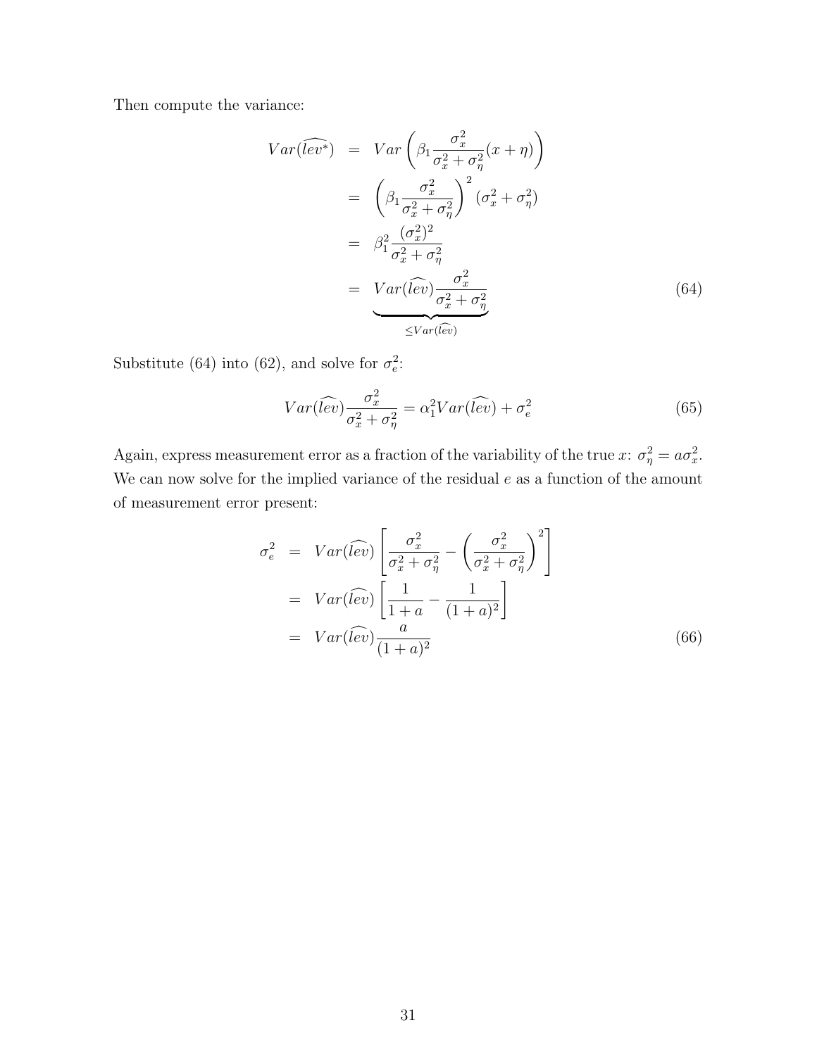Then compute the variance:

$$
\begin{aligned}
Var(\widehat{lev^*}) &= Var\left(\beta_1 \frac{\sigma_x^2}{\sigma_x^2+\sigma_\eta^2}(x+\eta)\right) \\
&= \left(\beta_1 \frac{\sigma_x^2}{\sigma_x^2+\sigma_\eta^2}\right)^2 (\sigma_x^2+\sigma_\eta^2) \\
&= \beta_1^2 \frac{(\sigma_x^2)^2}{\sigma_x^2+\sigma_\eta^2} \\
&= \underbrace{Var(\widehat{lev})\frac{\sigma_x^2}{\sigma_x^2+\sigma_\eta^2}}_{\leq Var(\widehat{lev})} \qquad (64)
\end{aligned}
$$

Substitute (64) into (62), and solve for $\sigma_e^2$:

$$
Var(\widehat{lev})\frac{\sigma_x^2}{\sigma_x^2+\sigma_\eta^2} = \alpha_1^2 Var(\widehat{lev}) + \sigma_e^2 \qquad (65)
$$

Again, express measurement error as a fraction of the variability of the true $x$: $\sigma_\eta^2 = a\sigma_x^2$. We can now solve for the implied variance of the residual $e$ as a function of the amount of measurement error present:

$$
\begin{aligned}
\sigma_e^2 &= Var(\widehat{lev})\left[\frac{\sigma_x^2}{\sigma_x^2+\sigma_\eta^2} - \left(\frac{\sigma_x^2}{\sigma_x^2+\sigma_\eta^2}\right)^2\right] \\
&= Var(\widehat{lev})\left[\frac{1}{1+a} - \frac{1}{(1+a)^2}\right] \\
&= Var(\widehat{lev})\frac{a}{(1+a)^2} \qquad (66)
\end{aligned}
$$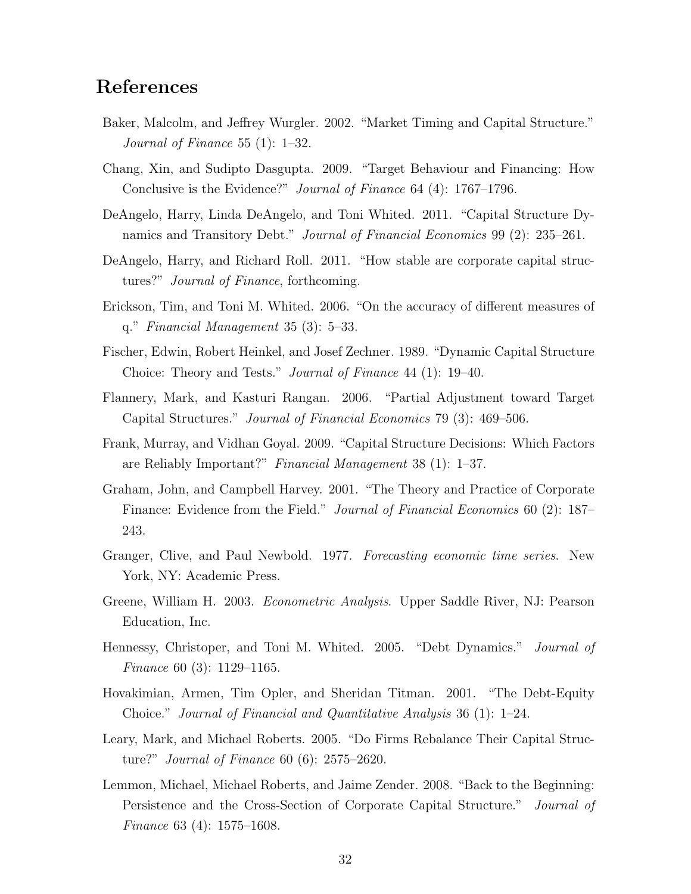# References

Baker, Malcolm, and Jeffrey Wurgler. 2002. "Market Timing and Capital Structure." *Journal of Finance* 55 (1): 1–32.

Chang, Xin, and Sudipto Dasgupta. 2009. "Target Behaviour and Financing: How Conclusive is the Evidence?" *Journal of Finance* 64 (4): 1767–1796.

DeAngelo, Harry, Linda DeAngelo, and Toni Whited. 2011. "Capital Structure Dynamics and Transitory Debt." *Journal of Financial Economics* 99 (2): 235–261.

DeAngelo, Harry, and Richard Roll. 2011. "How stable are corporate capital structures?" *Journal of Finance*, forthcoming.

Erickson, Tim, and Toni M. Whited. 2006. "On the accuracy of different measures of q." *Financial Management* 35 (3): 5–33.

Fischer, Edwin, Robert Heinkel, and Josef Zechner. 1989. "Dynamic Capital Structure Choice: Theory and Tests." *Journal of Finance* 44 (1): 19–40.

Flannery, Mark, and Kasturi Rangan. 2006. "Partial Adjustment toward Target Capital Structures." *Journal of Financial Economics* 79 (3): 469–506.

Frank, Murray, and Vidhan Goyal. 2009. "Capital Structure Decisions: Which Factors are Reliably Important?" *Financial Management* 38 (1): 1–37.

Graham, John, and Campbell Harvey. 2001. "The Theory and Practice of Corporate Finance: Evidence from the Field." *Journal of Financial Economics* 60 (2): 187–243.

Granger, Clive, and Paul Newbold. 1977. *Forecasting economic time series*. New York, NY: Academic Press.

Greene, William H. 2003. *Econometric Analysis*. Upper Saddle River, NJ: Pearson Education, Inc.

Hennessy, Christoper, and Toni M. Whited. 2005. "Debt Dynamics." *Journal of Finance* 60 (3): 1129–1165.

Hovakimian, Armen, Tim Opler, and Sheridan Titman. 2001. "The Debt-Equity Choice." *Journal of Financial and Quantitative Analysis* 36 (1): 1–24.

Leary, Mark, and Michael Roberts. 2005. "Do Firms Rebalance Their Capital Structure?" *Journal of Finance* 60 (6): 2575–2620.

Lemmon, Michael, Michael Roberts, and Jaime Zender. 2008. "Back to the Beginning: Persistence and the Cross-Section of Corporate Capital Structure." *Journal of Finance* 63 (4): 1575–1608.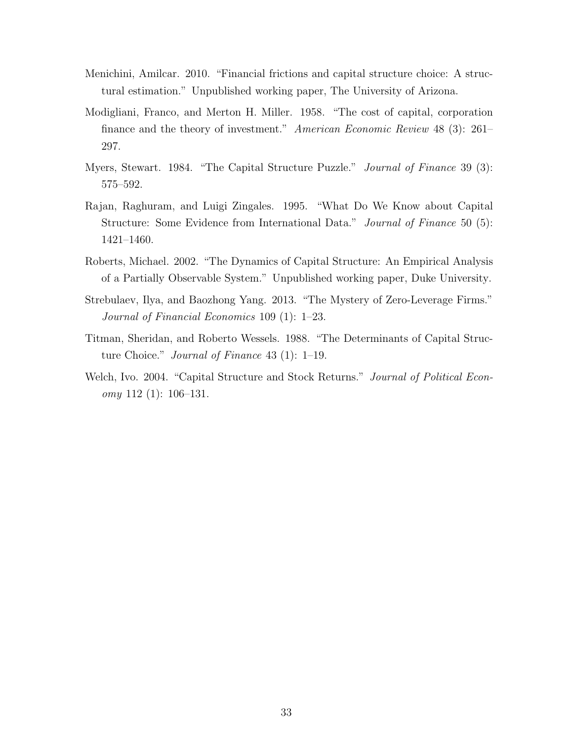Menichini, Amilcar. 2010. "Financial frictions and capital structure choice: A structural estimation." Unpublished working paper, The University of Arizona.

Modigliani, Franco, and Merton H. Miller. 1958. "The cost of capital, corporation finance and the theory of investment." *American Economic Review* 48 (3): 261–297.

Myers, Stewart. 1984. "The Capital Structure Puzzle." *Journal of Finance* 39 (3): 575–592.

Rajan, Raghuram, and Luigi Zingales. 1995. "What Do We Know about Capital Structure: Some Evidence from International Data." *Journal of Finance* 50 (5): 1421–1460.

Roberts, Michael. 2002. "The Dynamics of Capital Structure: An Empirical Analysis of a Partially Observable System." Unpublished working paper, Duke University.

Strebulaev, Ilya, and Baozhong Yang. 2013. "The Mystery of Zero-Leverage Firms." *Journal of Financial Economics* 109 (1): 1–23.

Titman, Sheridan, and Roberto Wessels. 1988. "The Determinants of Capital Structure Choice." *Journal of Finance* 43 (1): 1–19.

Welch, Ivo. 2004. "Capital Structure and Stock Returns." *Journal of Political Economy* 112 (1): 106–131.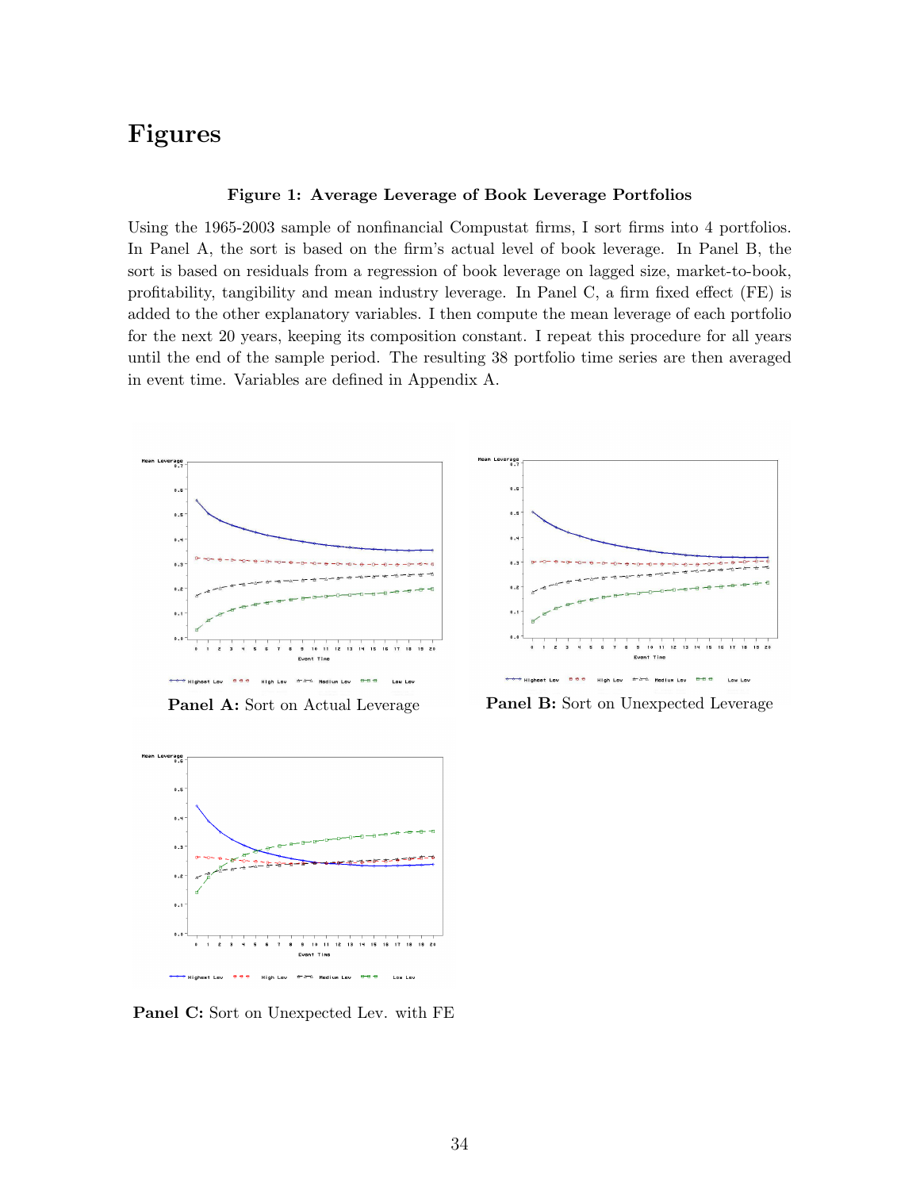# Figures

**Figure 1: Average Leverage of Book Leverage Portfolios**

Using the 1965-2003 sample of nonfinancial Compustat firms, I sort firms into 4 portfolios. In Panel A, the sort is based on the firm's actual level of book leverage. In Panel B, the sort is based on residuals from a regression of book leverage on lagged size, market-to-book, profitability, tangibility and mean industry leverage. In Panel C, a firm fixed effect (FE) is added to the other explanatory variables. I then compute the mean leverage of each portfolio for the next 20 years, keeping its composition constant. I repeat this procedure for all years until the end of the sample period. The resulting 38 portfolio time series are then averaged in event time. Variables are defined in Appendix A.

**Panel A:** Sort on Actual Leverage

**Panel B:** Sort on Unexpected Leverage

**Panel C:** Sort on Unexpected Lev. with FE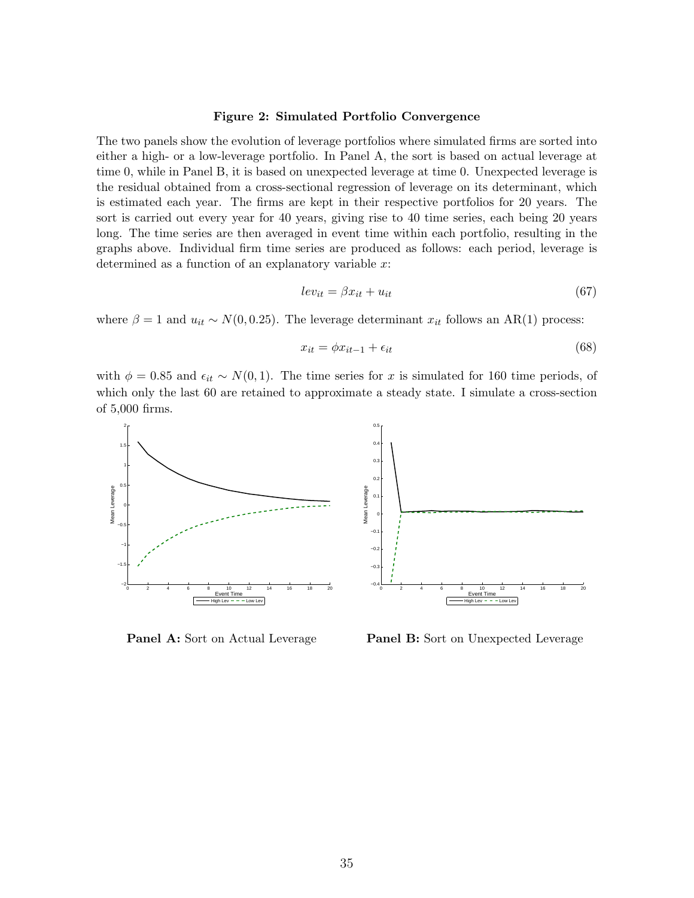**Figure 2: Simulated Portfolio Convergence**

The two panels show the evolution of leverage portfolios where simulated firms are sorted into either a high- or a low-leverage portfolio. In Panel A, the sort is based on actual leverage at time 0, while in Panel B, it is based on unexpected leverage at time 0. Unexpected leverage is the residual obtained from a cross-sectional regression of leverage on its determinant, which is estimated each year. The firms are kept in their respective portfolios for 20 years. The sort is carried out every year for 40 years, giving rise to 40 time series, each being 20 years long. The time series are then averaged in event time within each portfolio, resulting in the graphs above. Individual firm time series are produced as follows: each period, leverage is determined as a function of an explanatory variable $x$:

$$lev_{it} = \beta x_{it} + u_{it} \tag{67}$$

where $\beta = 1$ and $u_{it} \sim N(0, 0.25)$. The leverage determinant $x_{it}$ follows an AR(1) process:

$$x_{it} = \phi x_{it-1} + \epsilon_{it} \tag{68}$$

with $\phi = 0.85$ and $\epsilon_{it} \sim N(0, 1)$. The time series for $x$ is simulated for 160 time periods, of which only the last 60 are retained to approximate a steady state. I simulate a cross-section of 5,000 firms.

**Panel A:** Sort on Actual Leverage

**Panel B:** Sort on Unexpected Leverage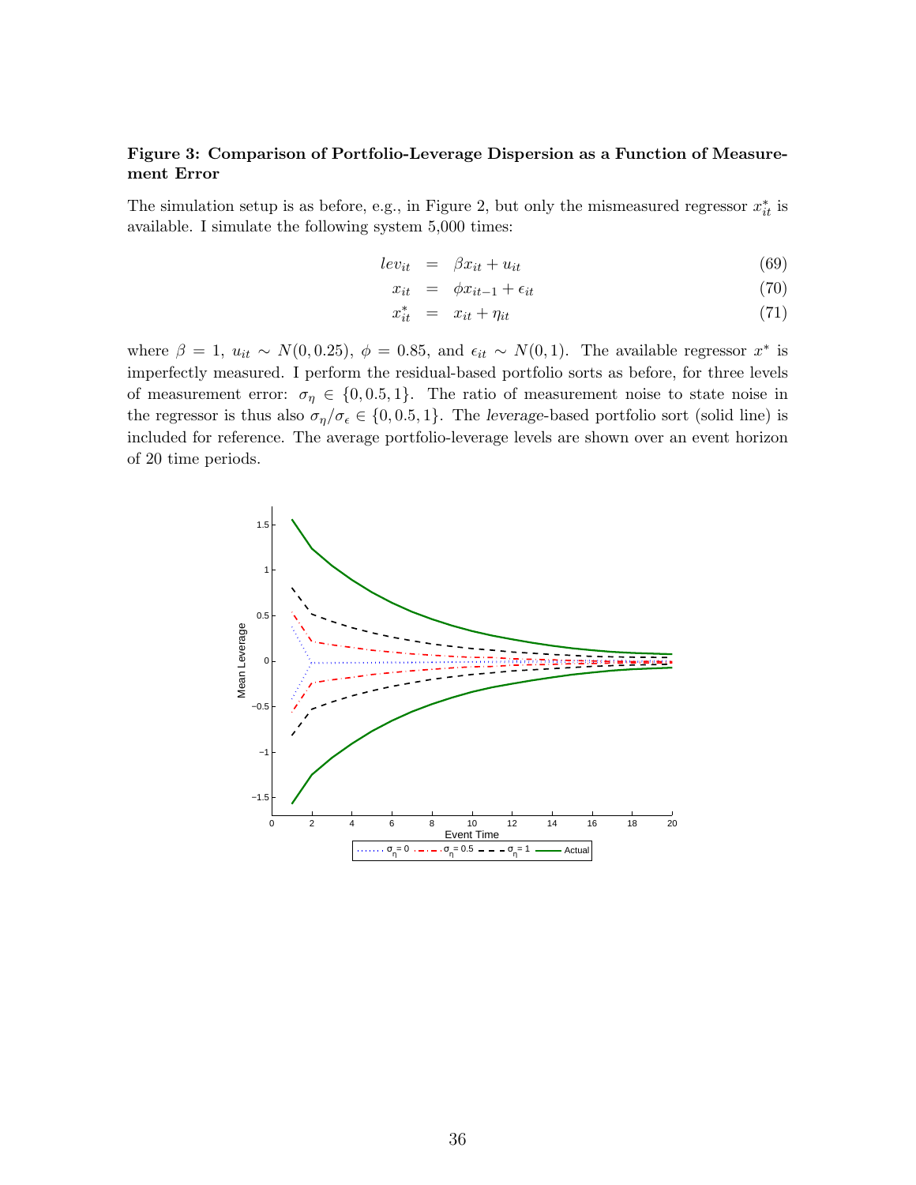**Figure 3: Comparison of Portfolio-Leverage Dispersion as a Function of Measurement Error**

The simulation setup is as before, e.g., in Figure 2, but only the mismeasured regressor $x^*_{it}$ is available. I simulate the following system 5,000 times:

$$
\begin{aligned}
lev_{it} &= \beta x_{it} + u_{it} & (69) \\
x_{it} &= \phi x_{it-1} + \epsilon_{it} & (70) \\
x^*_{it} &= x_{it} + \eta_{it} & (71)
\end{aligned}
$$

where $\beta = 1$, $u_{it} \sim N(0, 0.25)$, $\phi = 0.85$, and $\epsilon_{it} \sim N(0, 1)$. The available regressor $x^*$ is imperfectly measured. I perform the residual-based portfolio sorts as before, for three levels of measurement error: $\sigma_\eta \in \{0, 0.5, 1\}$. The ratio of measurement noise to state noise in the regressor is thus also $\sigma_\eta/\sigma_\epsilon \in \{0, 0.5, 1\}$. The *leverage*-based portfolio sort (solid line) is included for reference. The average portfolio-leverage levels are shown over an event horizon of 20 time periods.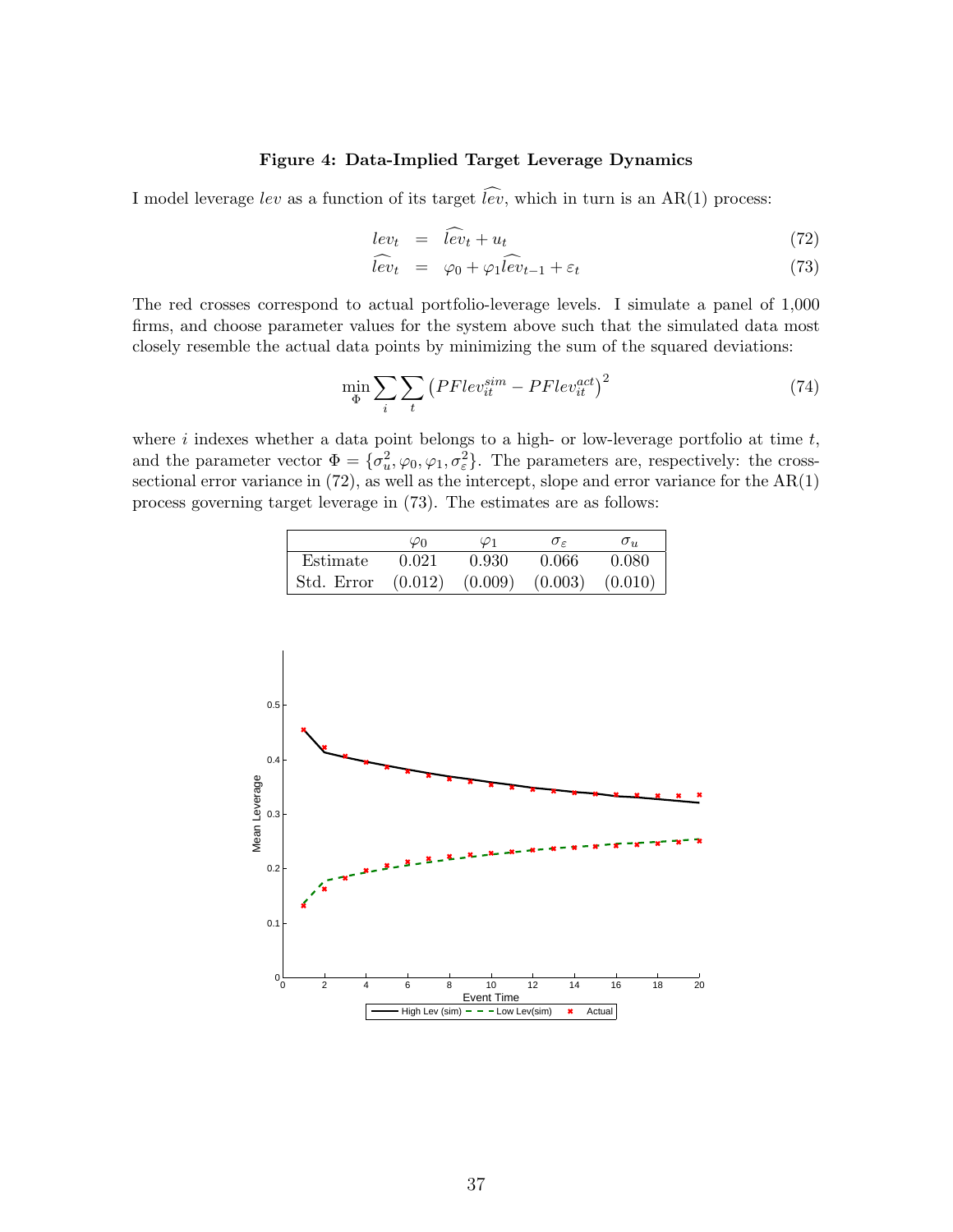**Figure 4: Data-Implied Target Leverage Dynamics**

I model leverage $lev$ as a function of its target $\widehat{lev}$, which in turn is an AR(1) process:

$$
\begin{aligned}
lev_t &= \widehat{lev}_t + u_t && (72) \\
\widehat{lev}_t &= \varphi_0 + \varphi_1 \widehat{lev}_{t-1} + \varepsilon_t && (73)
\end{aligned}
$$

The red crosses correspond to actual portfolio-leverage levels. I simulate a panel of 1,000 firms, and choose parameter values for the system above such that the simulated data most closely resemble the actual data points by minimizing the sum of the squared deviations:

$$
\min_{\Phi} \sum_i \sum_t \left( PFlev_{it}^{sim} - PFlev_{it}^{act} \right)^2 \tag{74}
$$

where $i$ indexes whether a data point belongs to a high- or low-leverage portfolio at time $t$, and the parameter vector $\Phi = \{\sigma_u^2, \varphi_0, \varphi_1, \sigma_\varepsilon^2\}$. The parameters are, respectively: the cross-sectional error variance in (72), as well as the intercept, slope and error variance for the AR(1) process governing target leverage in (73). The estimates are as follows:

| | $\varphi_0$ | $\varphi_1$ | $\sigma_\varepsilon$ | $\sigma_u$ |
|---|---|---|---|---|
| Estimate | 0.021 | 0.930 | 0.066 | 0.080 |
| Std. Error | (0.012) | (0.009) | (0.003) | (0.010) |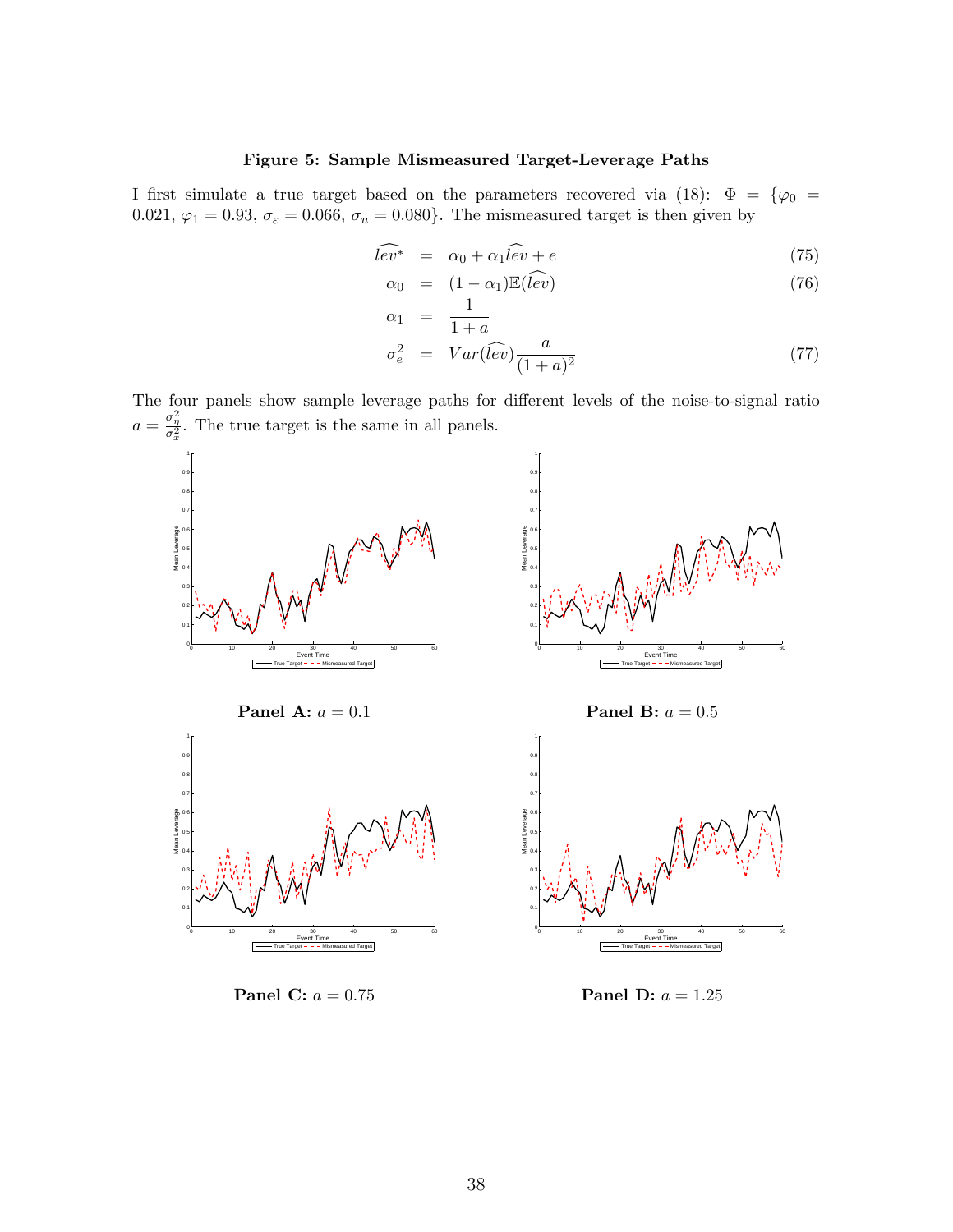**Figure 5: Sample Mismeasured Target-Leverage Paths**

I first simulate a true target based on the parameters recovered via (18): $\Phi = \{\varphi_0 = 0.021, \varphi_1 = 0.93, \sigma_\varepsilon = 0.066, \sigma_u = 0.080\}$. The mismeasured target is then given by

$$\widehat{lev^*} = \alpha_0 + \alpha_1 \widehat{lev} + e \tag{75}$$

$$\alpha_0 = (1 - \alpha_1)\mathbb{E}(\widehat{lev}) \tag{76}$$

$$\alpha_1 = \frac{1}{1+a}$$

$$\sigma_e^2 = Var(\widehat{lev})\frac{a}{(1+a)^2} \tag{77}$$

The four panels show sample leverage paths for different levels of the noise-to-signal ratio $a = \frac{\sigma_\eta^2}{\sigma_x^2}$. The true target is the same in all panels.

**Panel A:** $a = 0.1$

**Panel B:** $a = 0.5$

**Panel C:** $a = 0.75$

**Panel D:** $a = 1.25$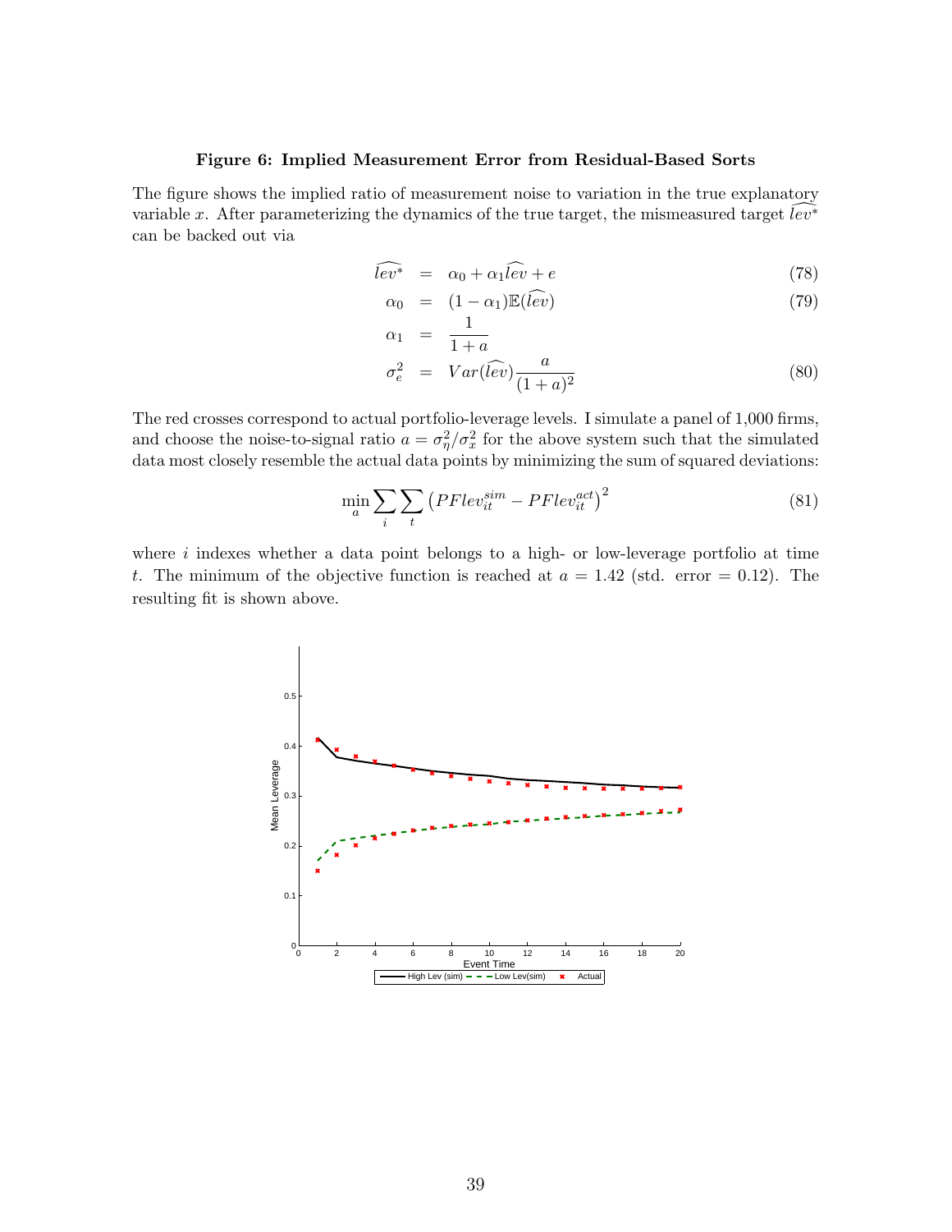**Figure 6: Implied Measurement Error from Residual-Based Sorts**

The figure shows the implied ratio of measurement noise to variation in the true explanatory variable $x$. After parameterizing the dynamics of the true target, the mismeasured target $\widehat{lev^*}$ can be backed out via

$$
\begin{aligned}
\widehat{lev^*} &= \alpha_0 + \alpha_1 \widehat{lev} + e && (78)\\
\alpha_0 &= (1-\alpha_1)\mathbb{E}(\widehat{lev}) && (79)\\
\alpha_1 &= \frac{1}{1+a} &&\\
\sigma_e^2 &= Var(\widehat{lev})\frac{a}{(1+a)^2} && (80)
\end{aligned}
$$

The red crosses correspond to actual portfolio-leverage levels. I simulate a panel of 1,000 firms, and choose the noise-to-signal ratio $a = \sigma_\eta^2/\sigma_x^2$ for the above system such that the simulated data most closely resemble the actual data points by minimizing the sum of squared deviations:

$$
\min_a \sum_i \sum_t \left(PFlev_{it}^{sim} - PFlev_{it}^{act}\right)^2 \tag{81}
$$

where $i$ indexes whether a data point belongs to a high- or low-leverage portfolio at time $t$. The minimum of the objective function is reached at $a = 1.42$ (std. error = 0.12). The resulting fit is shown above.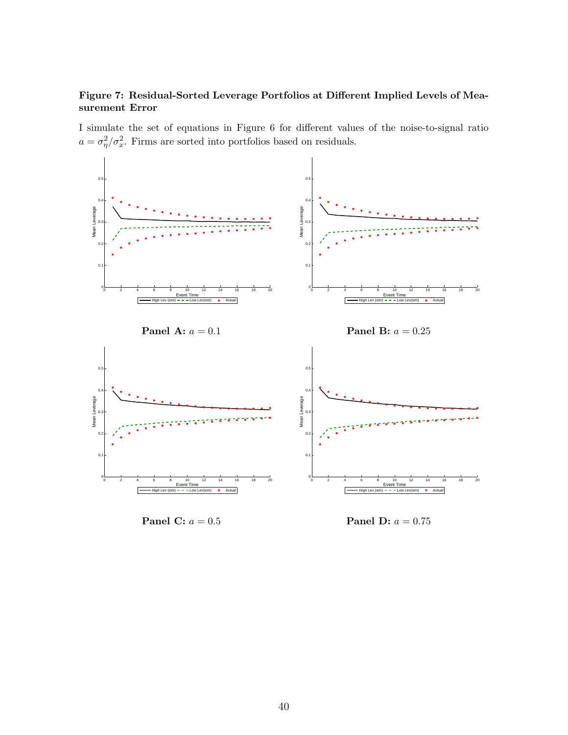**Figure 7: Residual-Sorted Leverage Portfolios at Different Implied Levels of Measurement Error**

I simulate the set of equations in Figure 6 for different values of the noise-to-signal ratio $a = \sigma_\eta^2/\sigma_x^2$. Firms are sorted into portfolios based on residuals.

**Panel A:** $a = 0.1$

**Panel B:** $a = 0.25$

**Panel C:** $a = 0.5$

**Panel D:** $a = 0.75$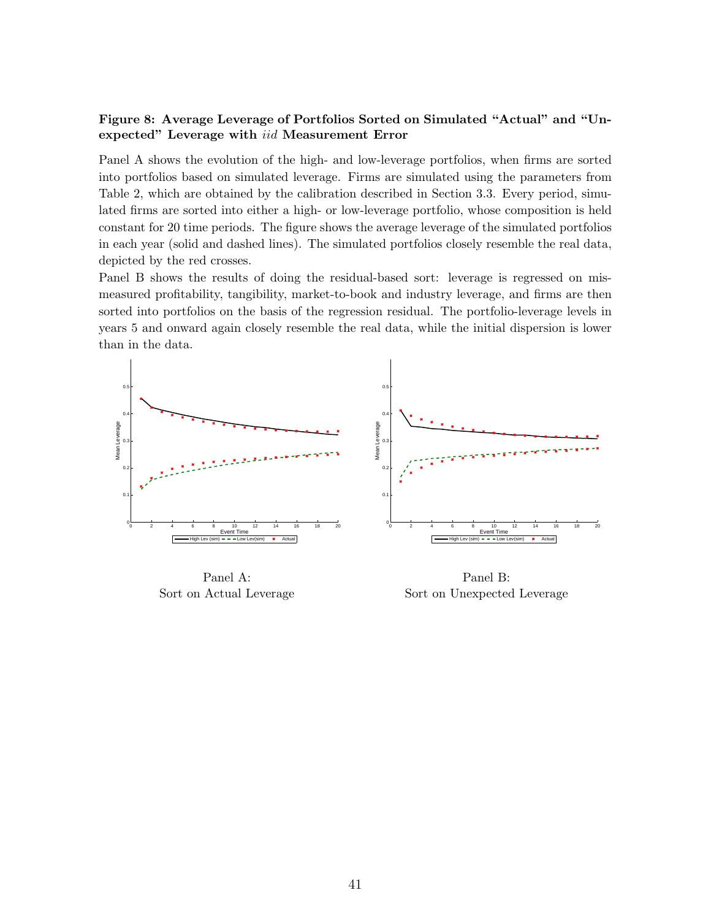**Figure 8: Average Leverage of Portfolios Sorted on Simulated "Actual" and "Unexpected" Leverage with *iid* Measurement Error**

Panel A shows the evolution of the high- and low-leverage portfolios, when firms are sorted into portfolios based on simulated leverage. Firms are simulated using the parameters from Table 2, which are obtained by the calibration described in Section 3.3. Every period, simulated firms are sorted into either a high- or low-leverage portfolio, whose composition is held constant for 20 time periods. The figure shows the average leverage of the simulated portfolios in each year (solid and dashed lines). The simulated portfolios closely resemble the real data, depicted by the red crosses.

Panel B shows the results of doing the residual-based sort: leverage is regressed on mismeasured profitability, tangibility, market-to-book and industry leverage, and firms are then sorted into portfolios on the basis of the regression residual. The portfolio-leverage levels in years 5 and onward again closely resemble the real data, while the initial dispersion is lower than in the data.

Panel A:
Sort on Actual Leverage

Panel B:
Sort on Unexpected Leverage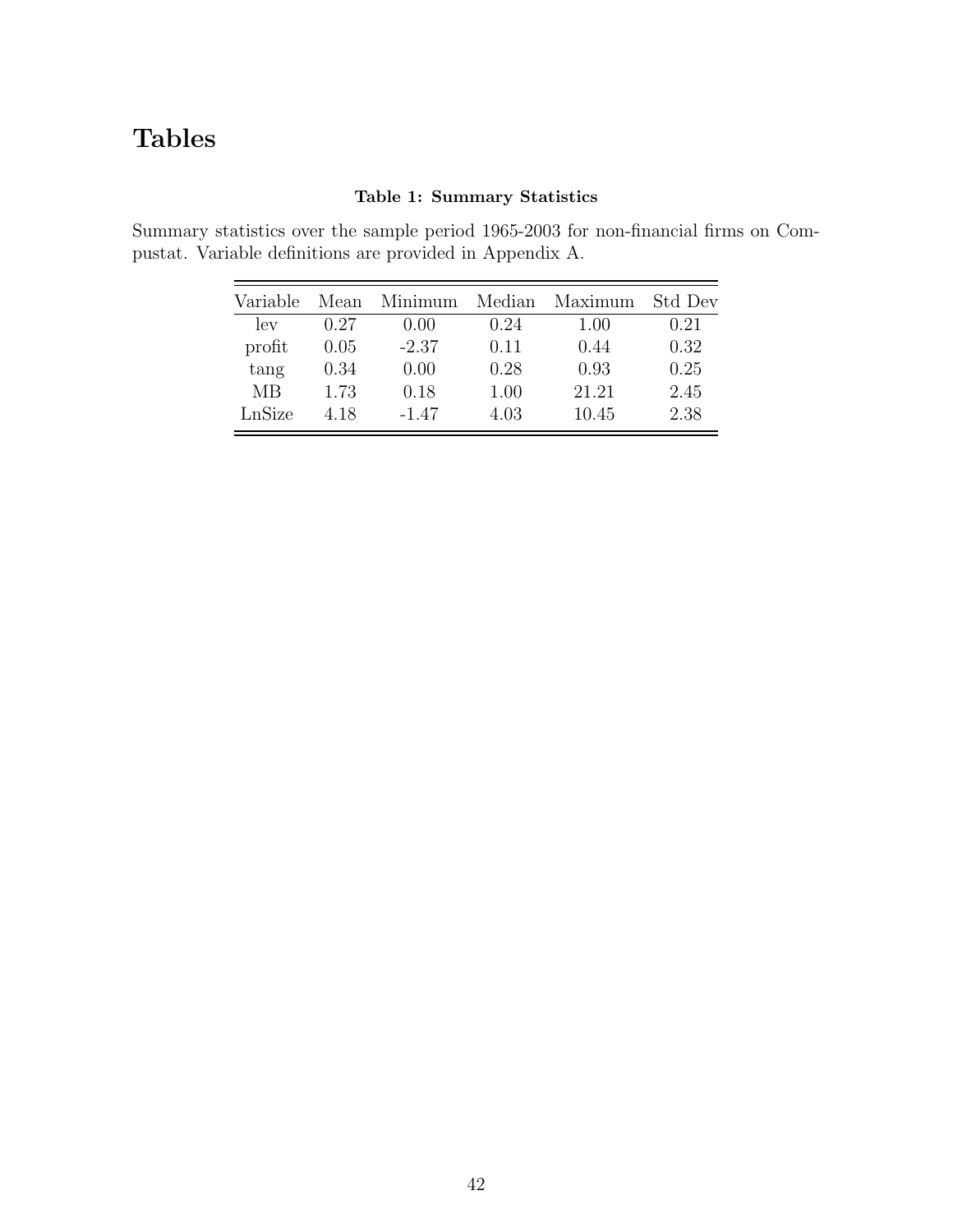# Tables

**Table 1: Summary Statistics**

Summary statistics over the sample period 1965-2003 for non-financial firms on Compustat. Variable definitions are provided in Appendix A.

| Variable | Mean | Minimum | Median | Maximum | Std Dev |
|---|---|---|---|---|---|
| lev | 0.27 | 0.00 | 0.24 | 1.00 | 0.21 |
| profit | 0.05 | -2.37 | 0.11 | 0.44 | 0.32 |
| tang | 0.34 | 0.00 | 0.28 | 0.93 | 0.25 |
| MB | 1.73 | 0.18 | 1.00 | 21.21 | 2.45 |
| LnSize | 4.18 | -1.47 | 4.03 | 10.45 | 2.38 |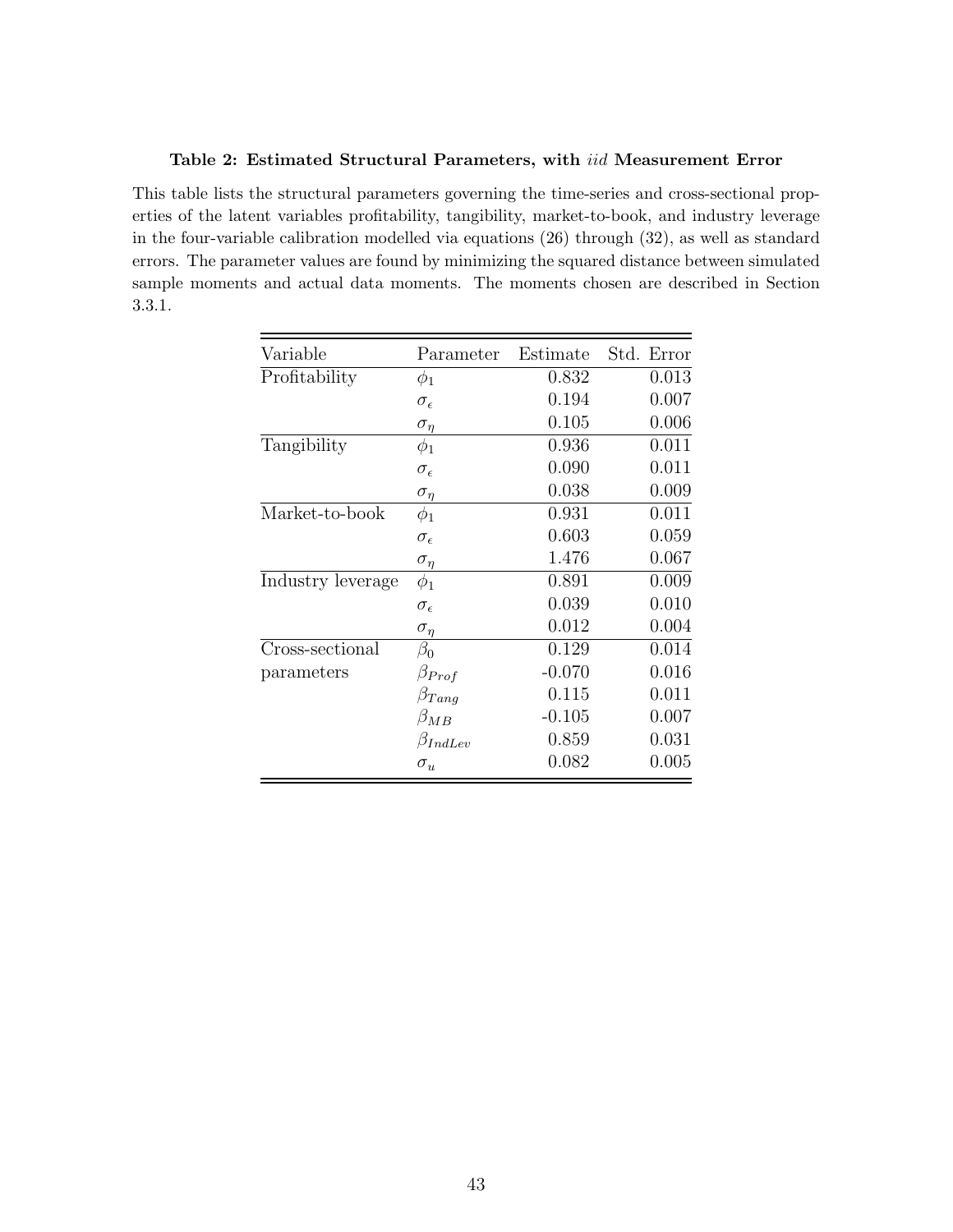**Table 2: Estimated Structural Parameters, with *iid* Measurement Error**

This table lists the structural parameters governing the time-series and cross-sectional properties of the latent variables profitability, tangibility, market-to-book, and industry leverage in the four-variable calibration modelled via equations (26) through (32), as well as standard errors. The parameter values are found by minimizing the squared distance between simulated sample moments and actual data moments. The moments chosen are described in Section 3.3.1.

| Variable | Parameter | Estimate | Std. Error |
|---|---|---|---|
| Profitability | $\phi_1$ | 0.832 | 0.013 |
| | $\sigma_\epsilon$ | 0.194 | 0.007 |
| | $\sigma_\eta$ | 0.105 | 0.006 |
| Tangibility | $\phi_1$ | 0.936 | 0.011 |
| | $\sigma_\epsilon$ | 0.090 | 0.011 |
| | $\sigma_\eta$ | 0.038 | 0.009 |
| Market-to-book | $\phi_1$ | 0.931 | 0.011 |
| | $\sigma_\epsilon$ | 0.603 | 0.059 |
| | $\sigma_\eta$ | 1.476 | 0.067 |
| Industry leverage | $\phi_1$ | 0.891 | 0.009 |
| | $\sigma_\epsilon$ | 0.039 | 0.010 |
| | $\sigma_\eta$ | 0.012 | 0.004 |
| Cross-sectional parameters | $\beta_0$ | 0.129 | 0.014 |
| | $\beta_{Prof}$ | -0.070 | 0.016 |
| | $\beta_{Tang}$ | 0.115 | 0.011 |
| | $\beta_{MB}$ | -0.105 | 0.007 |
| | $\beta_{IndLev}$ | 0.859 | 0.031 |
| | $\sigma_u$ | 0.082 | 0.005 |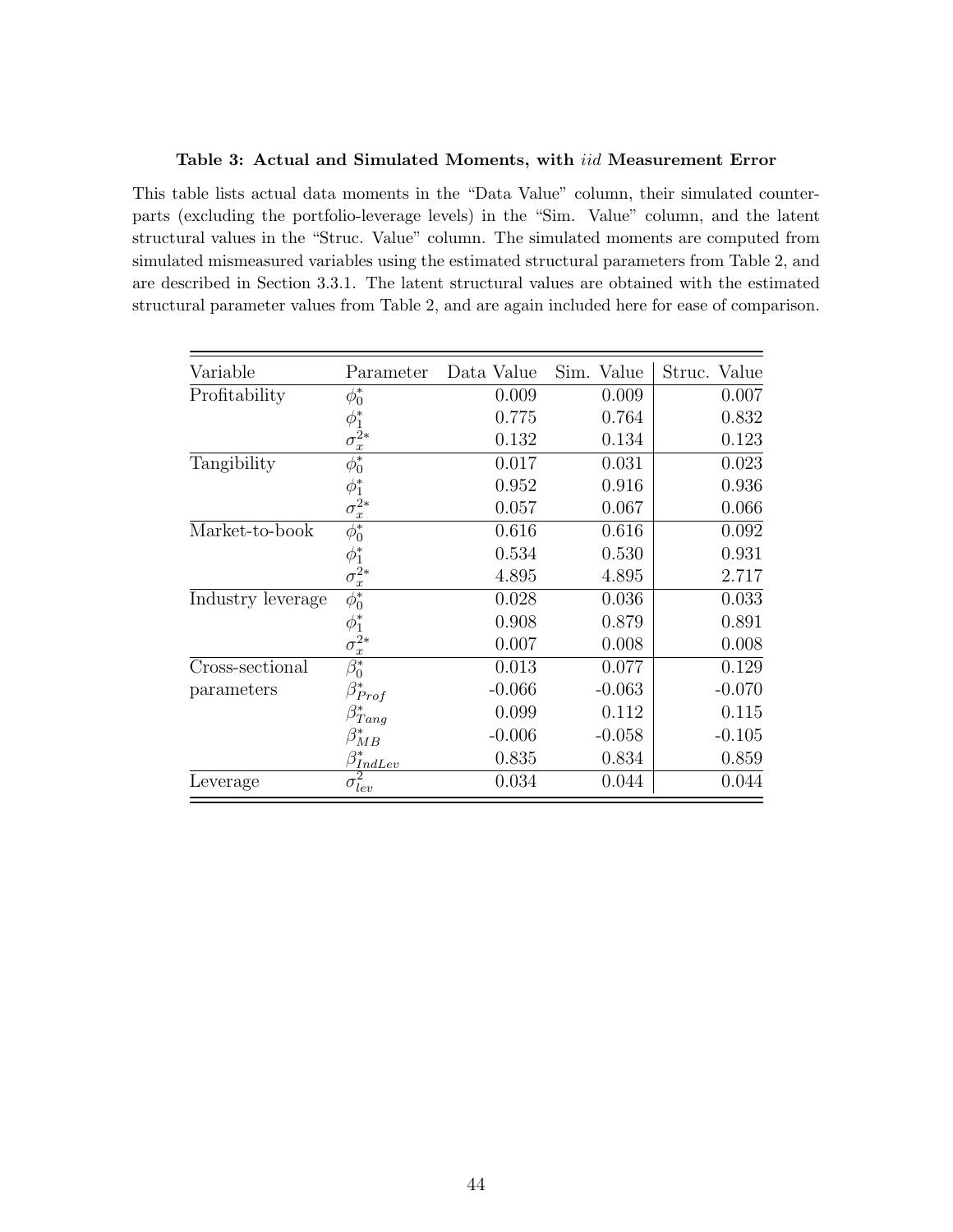**Table 3: Actual and Simulated Moments, with *iid* Measurement Error**

This table lists actual data moments in the "Data Value" column, their simulated counterparts (excluding the portfolio-leverage levels) in the "Sim. Value" column, and the latent structural values in the "Struc. Value" column. The simulated moments are computed from simulated mismeasured variables using the estimated structural parameters from Table 2, and are described in Section 3.3.1. The latent structural values are obtained with the estimated structural parameter values from Table 2, and are again included here for ease of comparison.

| Variable | Parameter | Data Value | Sim. Value | Struc. Value |
|---|---|---|---|---|
| Profitability | $\phi_0^*$ | 0.009 | 0.009 | 0.007 |
| | $\phi_1^*$ | 0.775 | 0.764 | 0.832 |
| | $\sigma_x^{2*}$ | 0.132 | 0.134 | 0.123 |
| Tangibility | $\phi_0^*$ | 0.017 | 0.031 | 0.023 |
| | $\phi_1^*$ | 0.952 | 0.916 | 0.936 |
| | $\sigma_x^{2*}$ | 0.057 | 0.067 | 0.066 |
| Market-to-book | $\phi_0^*$ | 0.616 | 0.616 | 0.092 |
| | $\phi_1^*$ | 0.534 | 0.530 | 0.931 |
| | $\sigma_x^{2*}$ | 4.895 | 4.895 | 2.717 |
| Industry leverage | $\phi_0^*$ | 0.028 | 0.036 | 0.033 |
| | $\phi_1^*$ | 0.908 | 0.879 | 0.891 |
| | $\sigma_x^{2*}$ | 0.007 | 0.008 | 0.008 |
| Cross-sectional parameters | $\beta_0^*$ | 0.013 | 0.077 | 0.129 |
| | $\beta_{Prof}^*$ | -0.066 | -0.063 | -0.070 |
| | $\beta_{Tang}^*$ | 0.099 | 0.112 | 0.115 |
| | $\beta_{MB}^*$ | -0.006 | -0.058 | -0.105 |
| | $\beta_{IndLev}^*$ | 0.835 | 0.834 | 0.859 |
| Leverage | $\sigma_{lev}^2$ | 0.034 | 0.044 | 0.044 |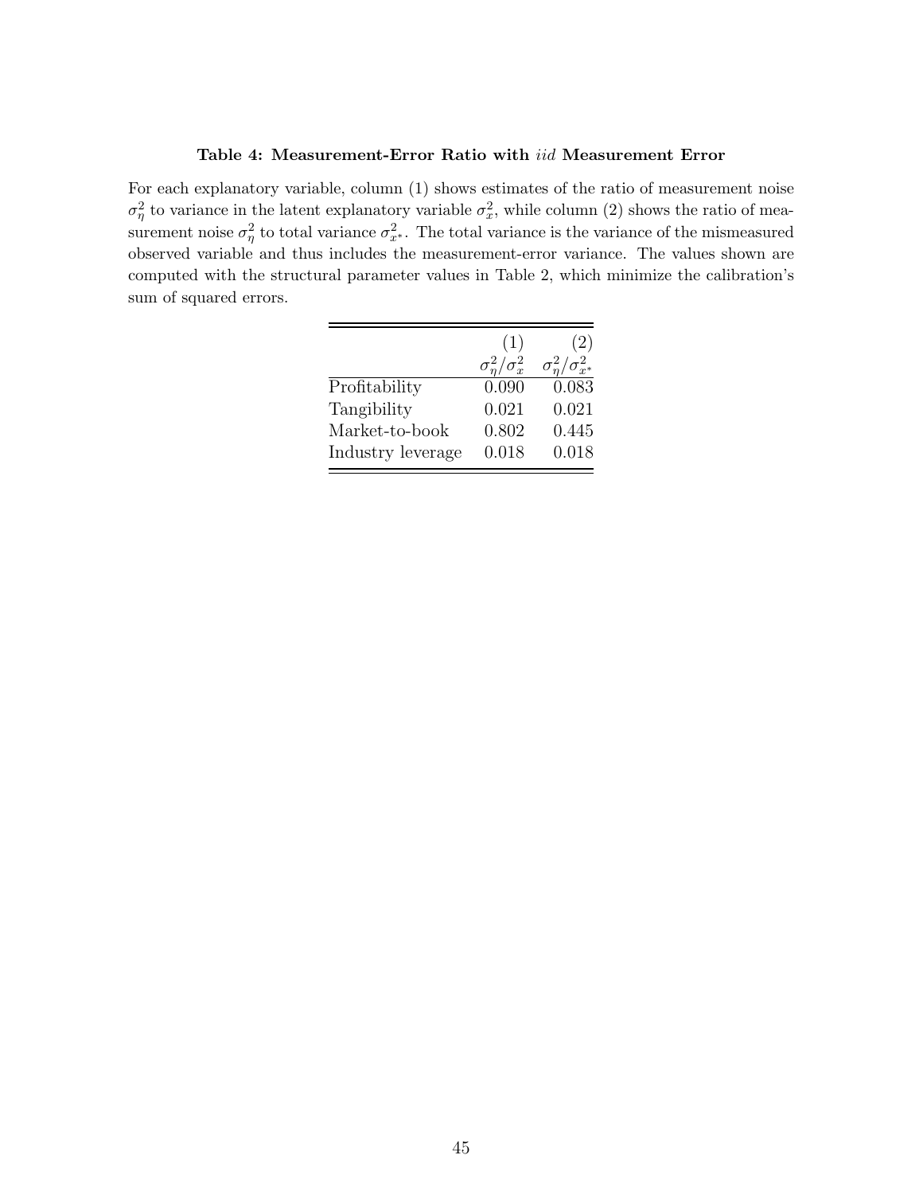**Table 4: Measurement-Error Ratio with *iid* Measurement Error**

For each explanatory variable, column (1) shows estimates of the ratio of measurement noise $\sigma_\eta^2$ to variance in the latent explanatory variable $\sigma_x^2$, while column (2) shows the ratio of measurement noise $\sigma_\eta^2$ to total variance $\sigma_{x^*}^2$. The total variance is the variance of the mismeasured observed variable and thus includes the measurement-error variance. The values shown are computed with the structural parameter values in Table 2, which minimize the calibration's sum of squared errors.

| | (1) $\sigma_\eta^2/\sigma_x^2$ | (2) $\sigma_\eta^2/\sigma_{x^*}^2$ |
|---|---|---|
| Profitability | 0.090 | 0.083 |
| Tangibility | 0.021 | 0.021 |
| Market-to-book | 0.802 | 0.445 |
| Industry leverage | 0.018 | 0.018 |